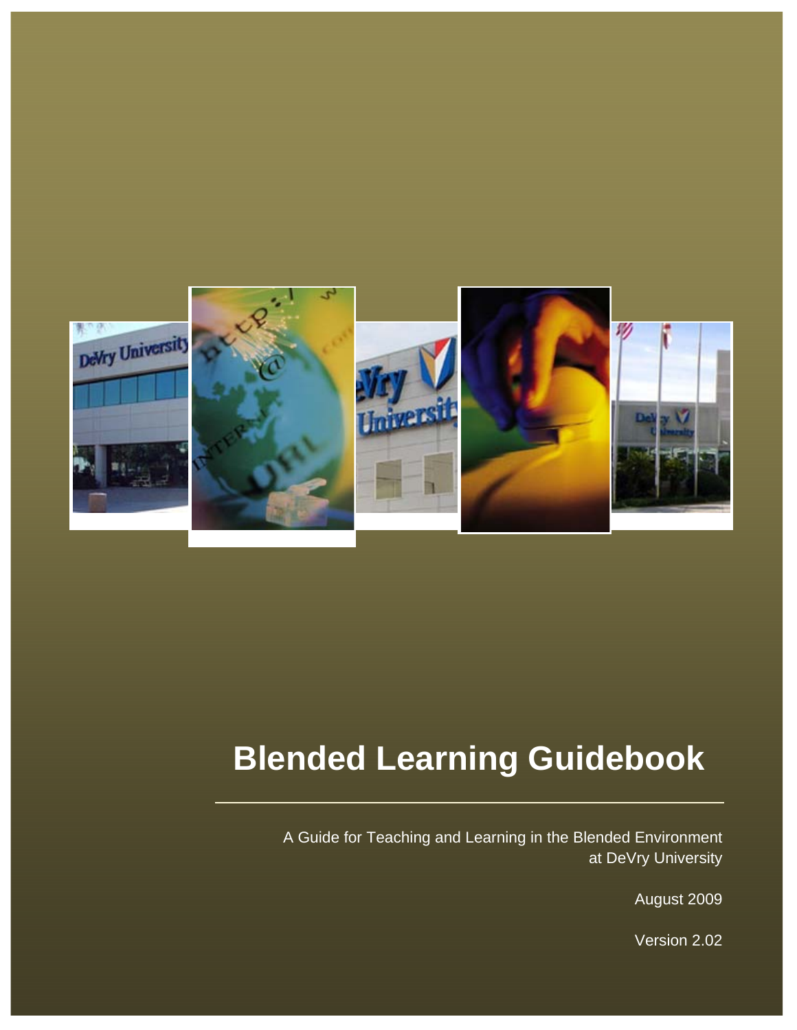# Blended Learning Guidebook

A Guide for Teaching and Learning in the Blended Environment at DeVry University

August 2009

Version 2.02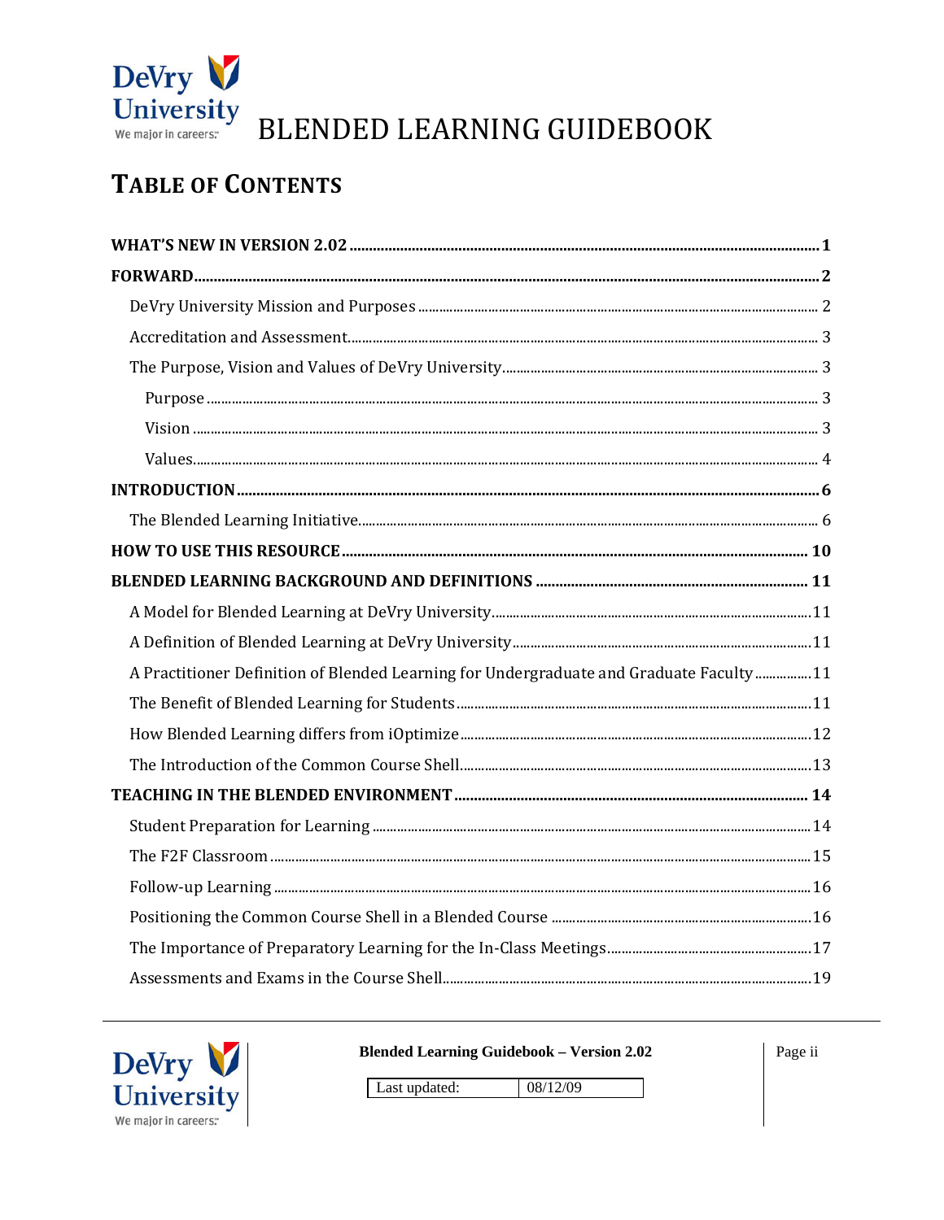# BLENDED LEARNING GUIDEBOOK

## TABLE OF CONTENTS

**WHAT'S NEW IN VERSION 2.02** ..... **1**

**FORWARD** ..... **2**

- DeVry University Mission and Purposes ..... 2
- Accreditation and Assessment ..... 3
- The Purpose, Vision and Values of DeVry University ..... 3
  - Purpose ..... 3
  - Vision ..... 3
  - Values ..... 4

**INTRODUCTION** ..... **6**

- The Blended Learning Initiative ..... 6

**HOW TO USE THIS RESOURCE** ..... **10**

**BLENDED LEARNING BACKGROUND AND DEFINITIONS** ..... **11**

- A Model for Blended Learning at DeVry University ..... 11
- A Definition of Blended Learning at DeVry University ..... 11
- A Practitioner Definition of Blended Learning for Undergraduate and Graduate Faculty ..... 11
- The Benefit of Blended Learning for Students ..... 11
- How Blended Learning differs from iOptimize ..... 12
- The Introduction of the Common Course Shell ..... 13

**TEACHING IN THE BLENDED ENVIRONMENT** ..... **14**

- Student Preparation for Learning ..... 14
- The F2F Classroom ..... 15
- Follow-up Learning ..... 16
- Positioning the Common Course Shell in a Blended Course ..... 16
- The Importance of Preparatory Learning for the In-Class Meetings ..... 17
- Assessments and Exams in the Course Shell ..... 19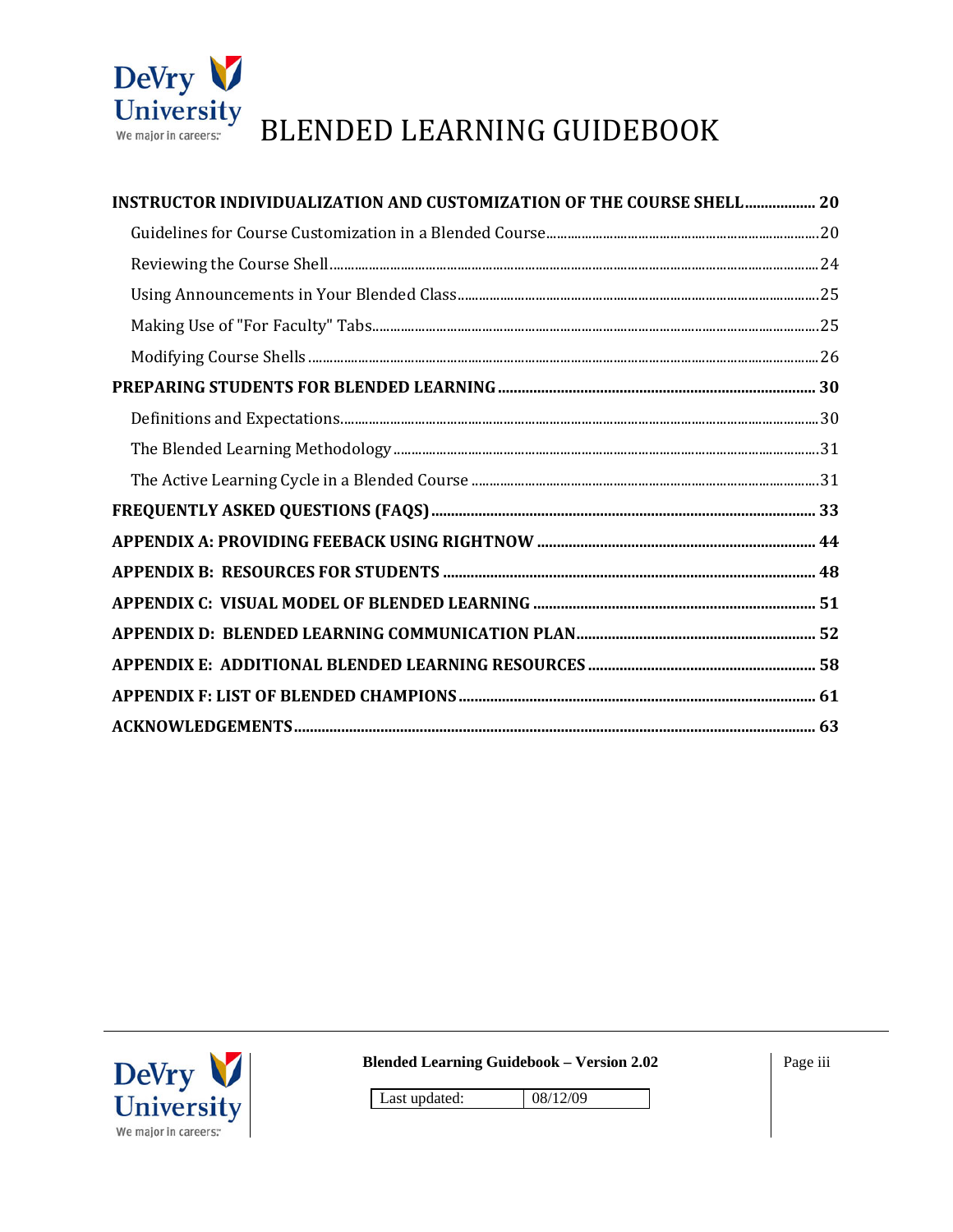INSTRUCTOR INDIVIDUALIZATION AND CUSTOMIZATION OF THE COURSE SHELL .................. 20

- Guidelines for Course Customization in a Blended Course .................. 20
- Reviewing the Course Shell .................. 24
- Using Announcements in Your Blended Class .................. 25
- Making Use of "For Faculty" Tabs .................. 25
- Modifying Course Shells .................. 26

PREPARING STUDENTS FOR BLENDED LEARNING .................. 30

- Definitions and Expectations .................. 30
- The Blended Learning Methodology .................. 31
- The Active Learning Cycle in a Blended Course .................. 31

FREQUENTLY ASKED QUESTIONS (FAQS) .................. 33

APPENDIX A: PROVIDING FEEBACK USING RIGHTNOW .................. 44

APPENDIX B: RESOURCES FOR STUDENTS .................. 48

APPENDIX C: VISUAL MODEL OF BLENDED LEARNING .................. 51

APPENDIX D: BLENDED LEARNING COMMUNICATION PLAN .................. 52

APPENDIX E: ADDITIONAL BLENDED LEARNING RESOURCES .................. 58

APPENDIX F: LIST OF BLENDED CHAMPIONS .................. 61

ACKNOWLEDGEMENTS .................. 63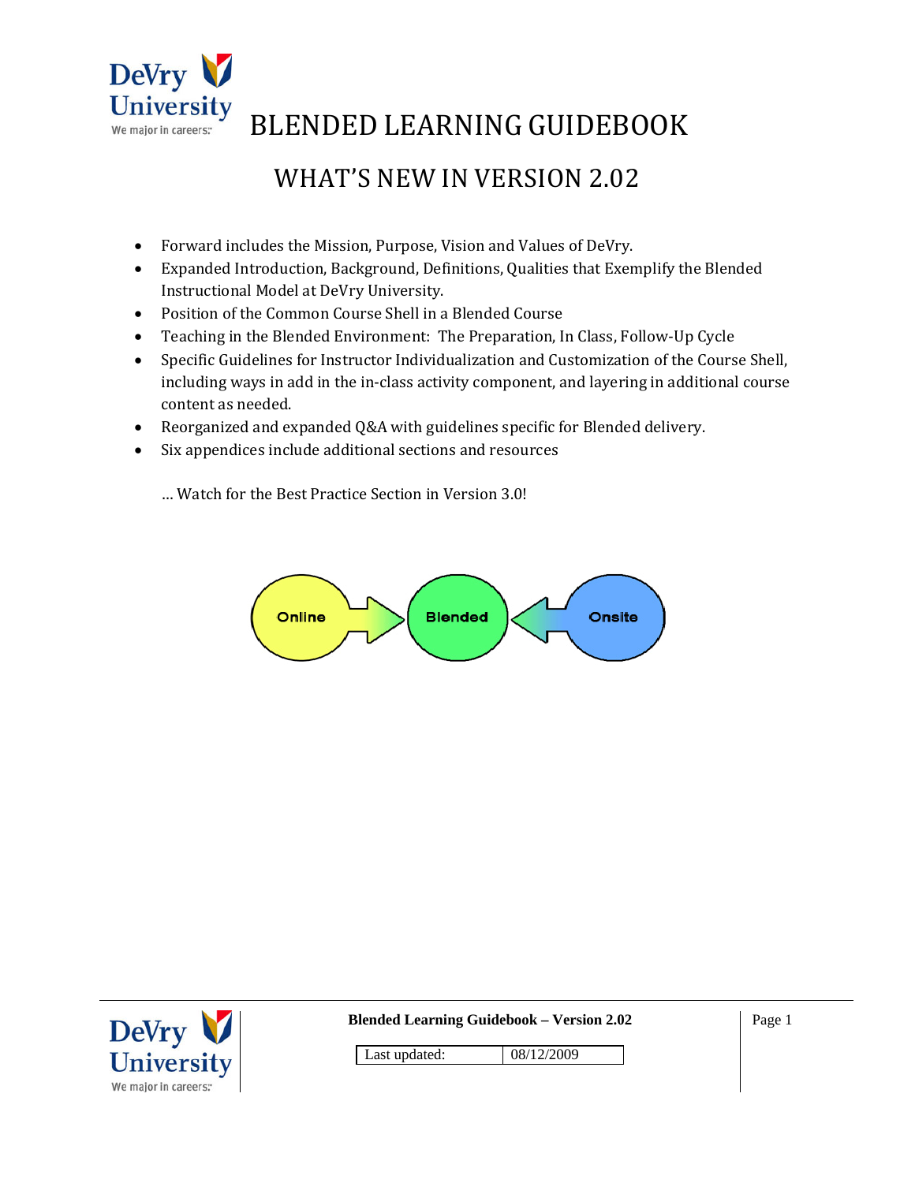# BLENDED LEARNING GUIDEBOOK

## WHAT'S NEW IN VERSION 2.02

- Forward includes the Mission, Purpose, Vision and Values of DeVry.
- Expanded Introduction, Background, Definitions, Qualities that Exemplify the Blended Instructional Model at DeVry University.
- Position of the Common Course Shell in a Blended Course
- Teaching in the Blended Environment: The Preparation, In Class, Follow-Up Cycle
- Specific Guidelines for Instructor Individualization and Customization of the Course Shell, including ways in add in the in-class activity component, and layering in additional course content as needed.
- Reorganized and expanded Q&A with guidelines specific for Blended delivery.
- Six appendices include additional sections and resources

… Watch for the Best Practice Section in Version 3.0!

Online → Blended ← Onsite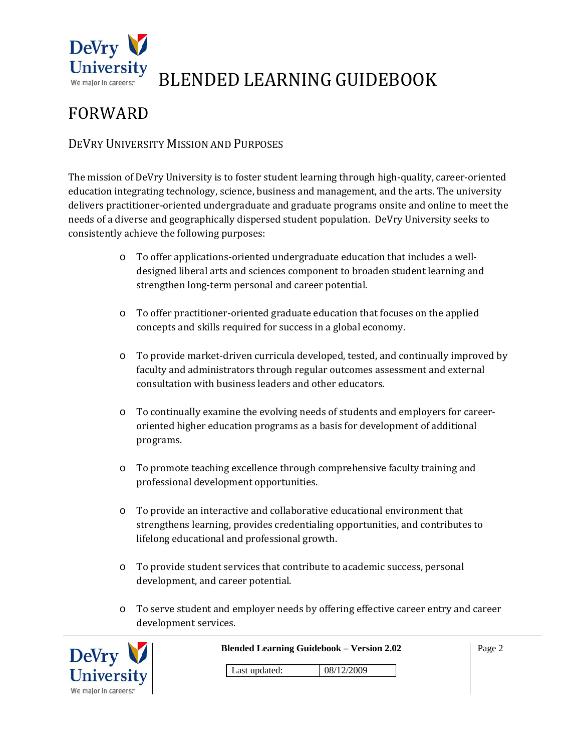# FORWARD

## DeVry University Mission and Purposes

The mission of DeVry University is to foster student learning through high-quality, career-oriented education integrating technology, science, business and management, and the arts. The university delivers practitioner-oriented undergraduate and graduate programs onsite and online to meet the needs of a diverse and geographically dispersed student population. DeVry University seeks to consistently achieve the following purposes:

- To offer applications-oriented undergraduate education that includes a well-designed liberal arts and sciences component to broaden student learning and strengthen long-term personal and career potential.
- To offer practitioner-oriented graduate education that focuses on the applied concepts and skills required for success in a global economy.
- To provide market-driven curricula developed, tested, and continually improved by faculty and administrators through regular outcomes assessment and external consultation with business leaders and other educators.
- To continually examine the evolving needs of students and employers for career-oriented higher education programs as a basis for development of additional programs.
- To promote teaching excellence through comprehensive faculty training and professional development opportunities.
- To provide an interactive and collaborative educational environment that strengthens learning, provides credentialing opportunities, and contributes to lifelong educational and professional growth.
- To provide student services that contribute to academic success, personal development, and career potential.
- To serve student and employer needs by offering effective career entry and career development services.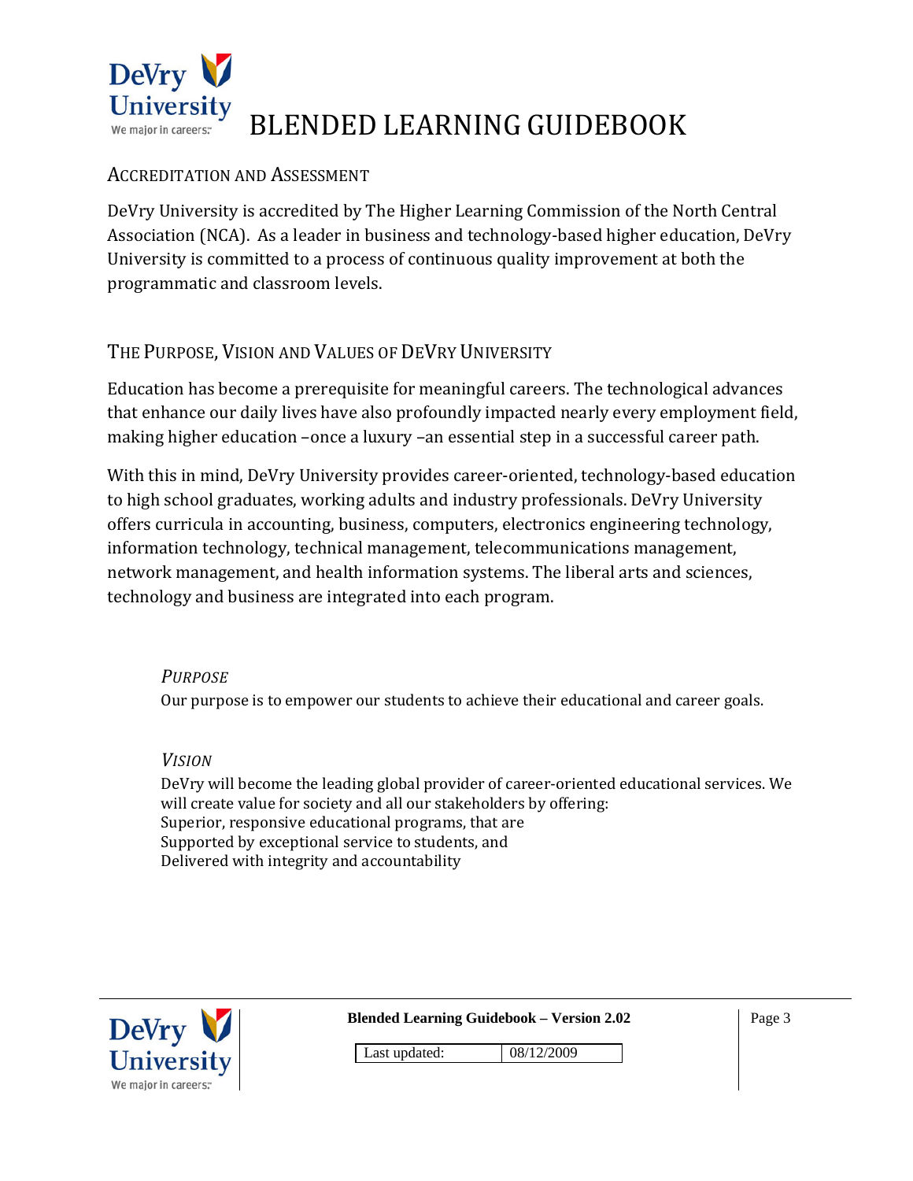## Accreditation and Assessment

DeVry University is accredited by The Higher Learning Commission of the North Central Association (NCA). As a leader in business and technology-based higher education, DeVry University is committed to a process of continuous quality improvement at both the programmatic and classroom levels.

## The Purpose, Vision and Values of DeVry University

Education has become a prerequisite for meaningful careers. The technological advances that enhance our daily lives have also profoundly impacted nearly every employment field, making higher education –once a luxury –an essential step in a successful career path.

With this in mind, DeVry University provides career-oriented, technology-based education to high school graduates, working adults and industry professionals. DeVry University offers curricula in accounting, business, computers, electronics engineering technology, information technology, technical management, telecommunications management, network management, and health information systems. The liberal arts and sciences, technology and business are integrated into each program.

### *Purpose*

Our purpose is to empower our students to achieve their educational and career goals.

### *Vision*

DeVry will become the leading global provider of career-oriented educational services. We will create value for society and all our stakeholders by offering:
Superior, responsive educational programs, that are
Supported by exceptional service to students, and
Delivered with integrity and accountability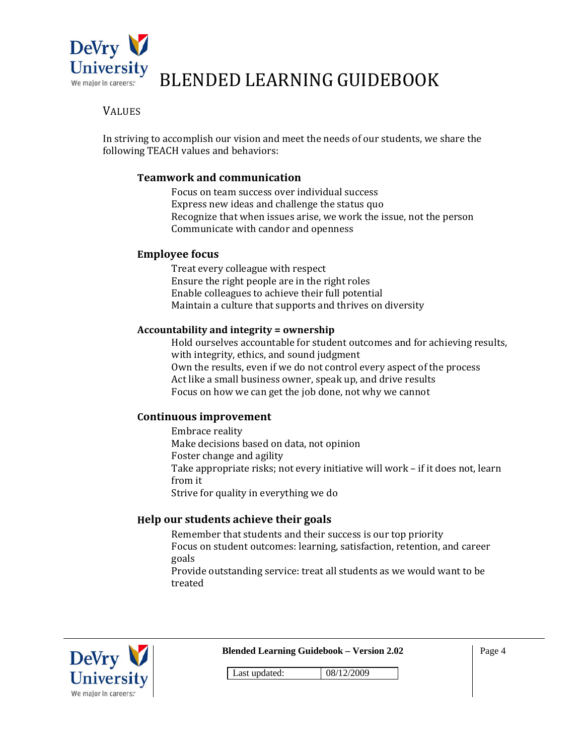## VALUES

In striving to accomplish our vision and meet the needs of our students, we share the following TEACH values and behaviors:

### Teamwork and communication

- Focus on team success over individual success
- Express new ideas and challenge the status quo
- Recognize that when issues arise, we work the issue, not the person
- Communicate with candor and openness

### Employee focus

- Treat every colleague with respect
- Ensure the right people are in the right roles
- Enable colleagues to achieve their full potential
- Maintain a culture that supports and thrives on diversity

### Accountability and integrity = ownership

- Hold ourselves accountable for student outcomes and for achieving results, with integrity, ethics, and sound judgment
- Own the results, even if we do not control every aspect of the process
- Act like a small business owner, speak up, and drive results
- Focus on how we can get the job done, not why we cannot

### Continuous improvement

- Embrace reality
- Make decisions based on data, not opinion
- Foster change and agility
- Take appropriate risks; not every initiative will work – if it does not, learn from it
- Strive for quality in everything we do

### Help our students achieve their goals

- Remember that students and their success is our top priority
- Focus on student outcomes: learning, satisfaction, retention, and career goals
- Provide outstanding service: treat all students as we would want to be treated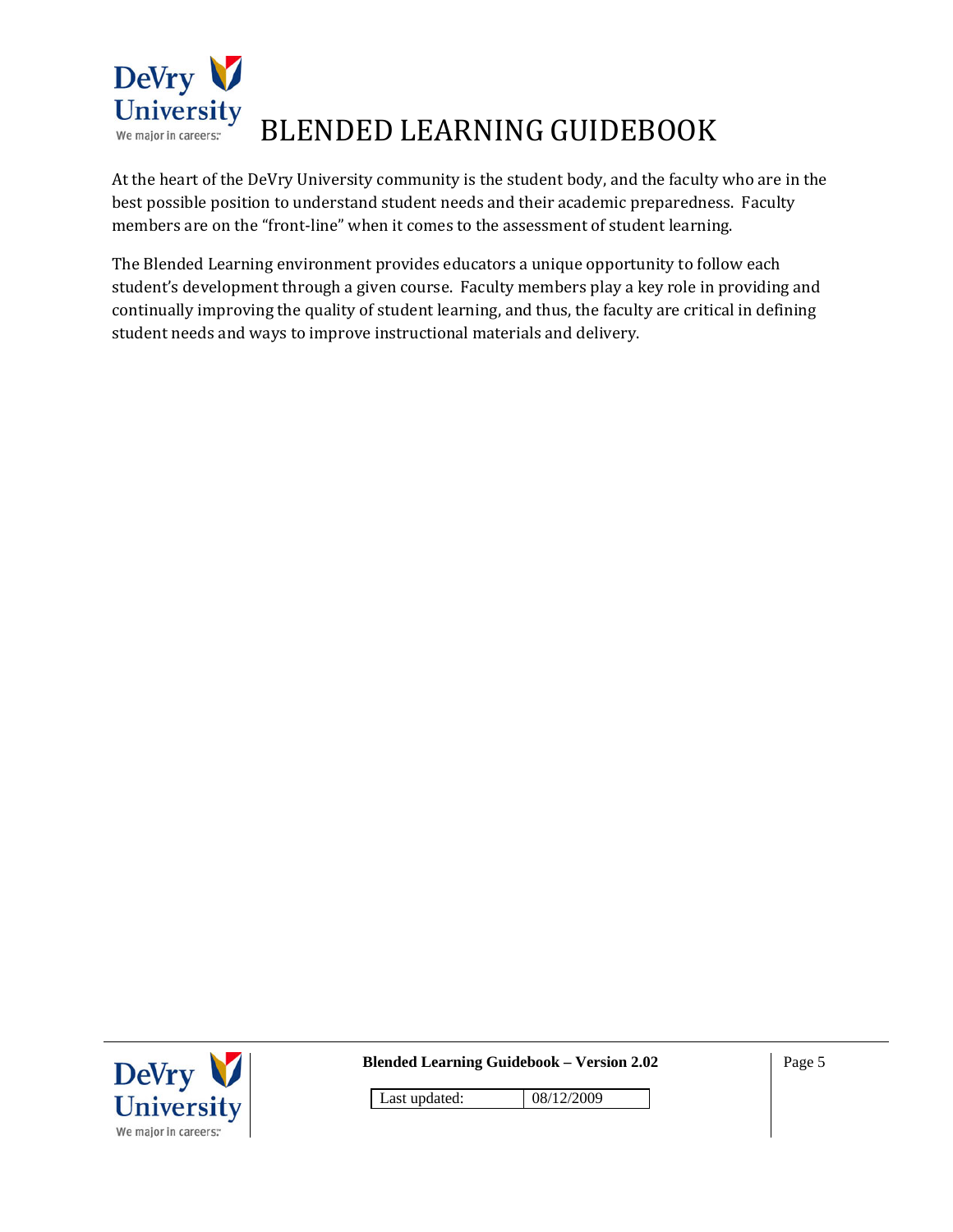At the heart of the DeVry University community is the student body, and the faculty who are in the best possible position to understand student needs and their academic preparedness. Faculty members are on the "front-line" when it comes to the assessment of student learning.

The Blended Learning environment provides educators a unique opportunity to follow each student's development through a given course. Faculty members play a key role in providing and continually improving the quality of student learning, and thus, the faculty are critical in defining student needs and ways to improve instructional materials and delivery.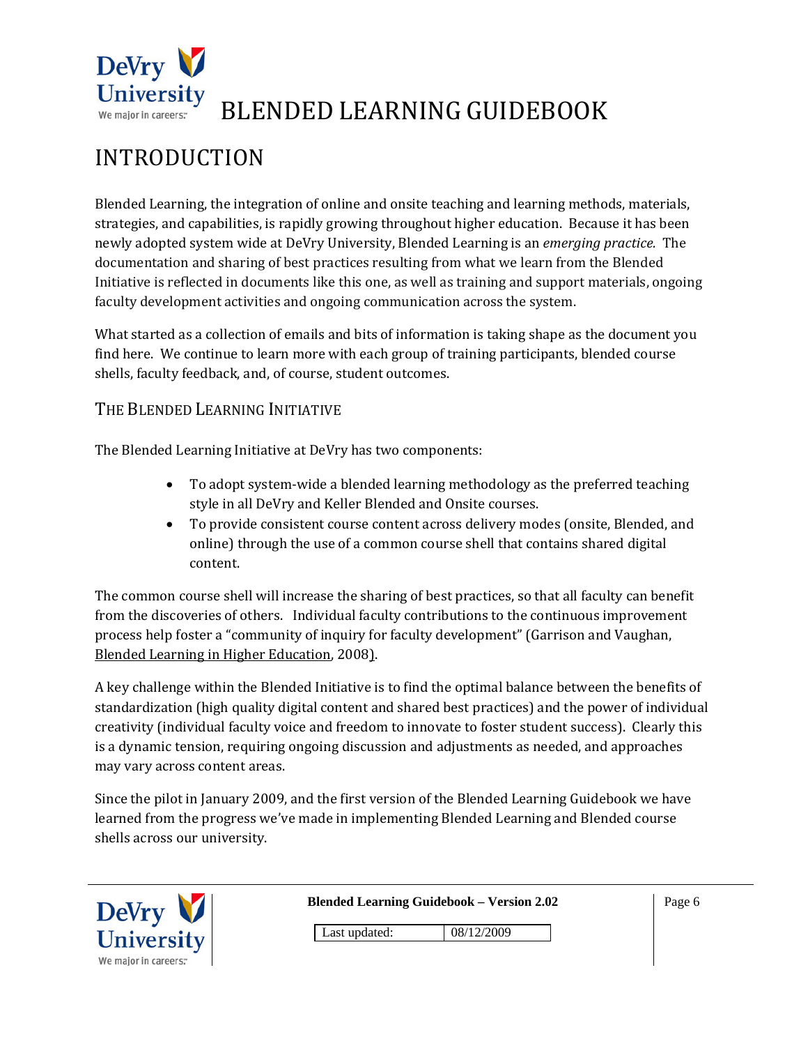# INTRODUCTION

Blended Learning, the integration of online and onsite teaching and learning methods, materials, strategies, and capabilities, is rapidly growing throughout higher education. Because it has been newly adopted system wide at DeVry University, Blended Learning is an *emerging practice.* The documentation and sharing of best practices resulting from what we learn from the Blended Initiative is reflected in documents like this one, as well as training and support materials, ongoing faculty development activities and ongoing communication across the system.

What started as a collection of emails and bits of information is taking shape as the document you find here. We continue to learn more with each group of training participants, blended course shells, faculty feedback, and, of course, student outcomes.

## THE BLENDED LEARNING INITIATIVE

The Blended Learning Initiative at DeVry has two components:

- To adopt system-wide a blended learning methodology as the preferred teaching style in all DeVry and Keller Blended and Onsite courses.
- To provide consistent course content across delivery modes (onsite, Blended, and online) through the use of a common course shell that contains shared digital content.

The common course shell will increase the sharing of best practices, so that all faculty can benefit from the discoveries of others. Individual faculty contributions to the continuous improvement process help foster a "community of inquiry for faculty development" (Garrison and Vaughan, Blended Learning in Higher Education, 2008).

A key challenge within the Blended Initiative is to find the optimal balance between the benefits of standardization (high quality digital content and shared best practices) and the power of individual creativity (individual faculty voice and freedom to innovate to foster student success). Clearly this is a dynamic tension, requiring ongoing discussion and adjustments as needed, and approaches may vary across content areas.

Since the pilot in January 2009, and the first version of the Blended Learning Guidebook we have learned from the progress we've made in implementing Blended Learning and Blended course shells across our university.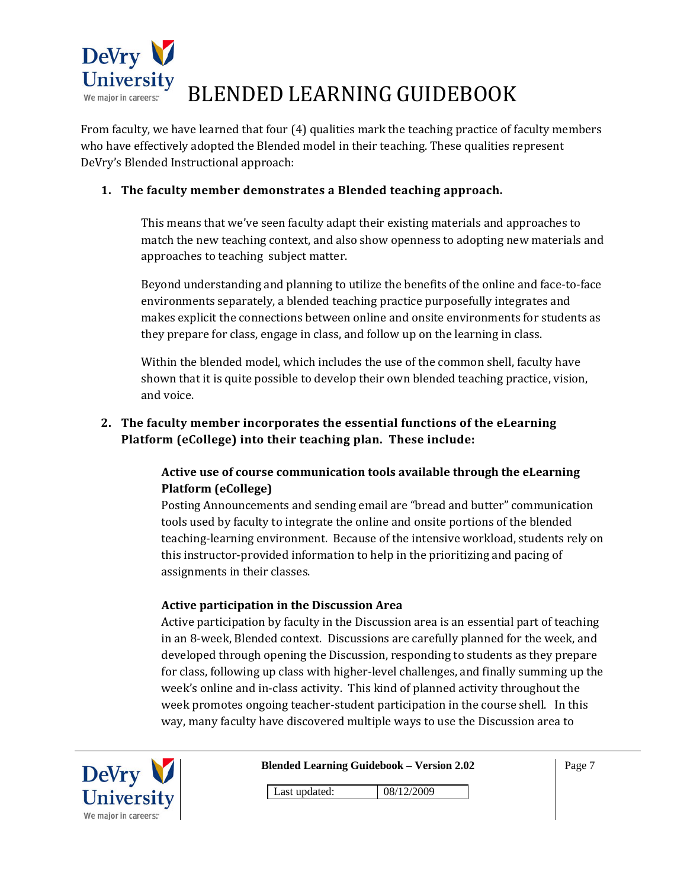From faculty, we have learned that four (4) qualities mark the teaching practice of faculty members who have effectively adopted the Blended model in their teaching. These qualities represent DeVry's Blended Instructional approach:

1. **The faculty member demonstrates a Blended teaching approach.**

   This means that we've seen faculty adapt their existing materials and approaches to match the new teaching context, and also show openness to adopting new materials and approaches to teaching subject matter.

   Beyond understanding and planning to utilize the benefits of the online and face-to-face environments separately, a blended teaching practice purposefully integrates and makes explicit the connections between online and onsite environments for students as they prepare for class, engage in class, and follow up on the learning in class.

   Within the blended model, which includes the use of the common shell, faculty have shown that it is quite possible to develop their own blended teaching practice, vision, and voice.

2. **The faculty member incorporates the essential functions of the eLearning Platform (eCollege) into their teaching plan. These include:**

   **Active use of course communication tools available through the eLearning Platform (eCollege)**
   Posting Announcements and sending email are "bread and butter" communication tools used by faculty to integrate the online and onsite portions of the blended teaching-learning environment. Because of the intensive workload, students rely on this instructor-provided information to help in the prioritizing and pacing of assignments in their classes.

   **Active participation in the Discussion Area**
   Active participation by faculty in the Discussion area is an essential part of teaching in an 8-week, Blended context. Discussions are carefully planned for the week, and developed through opening the Discussion, responding to students as they prepare for class, following up class with higher-level challenges, and finally summing up the week's online and in-class activity. This kind of planned activity throughout the week promotes ongoing teacher-student participation in the course shell. In this way, many faculty have discovered multiple ways to use the Discussion area to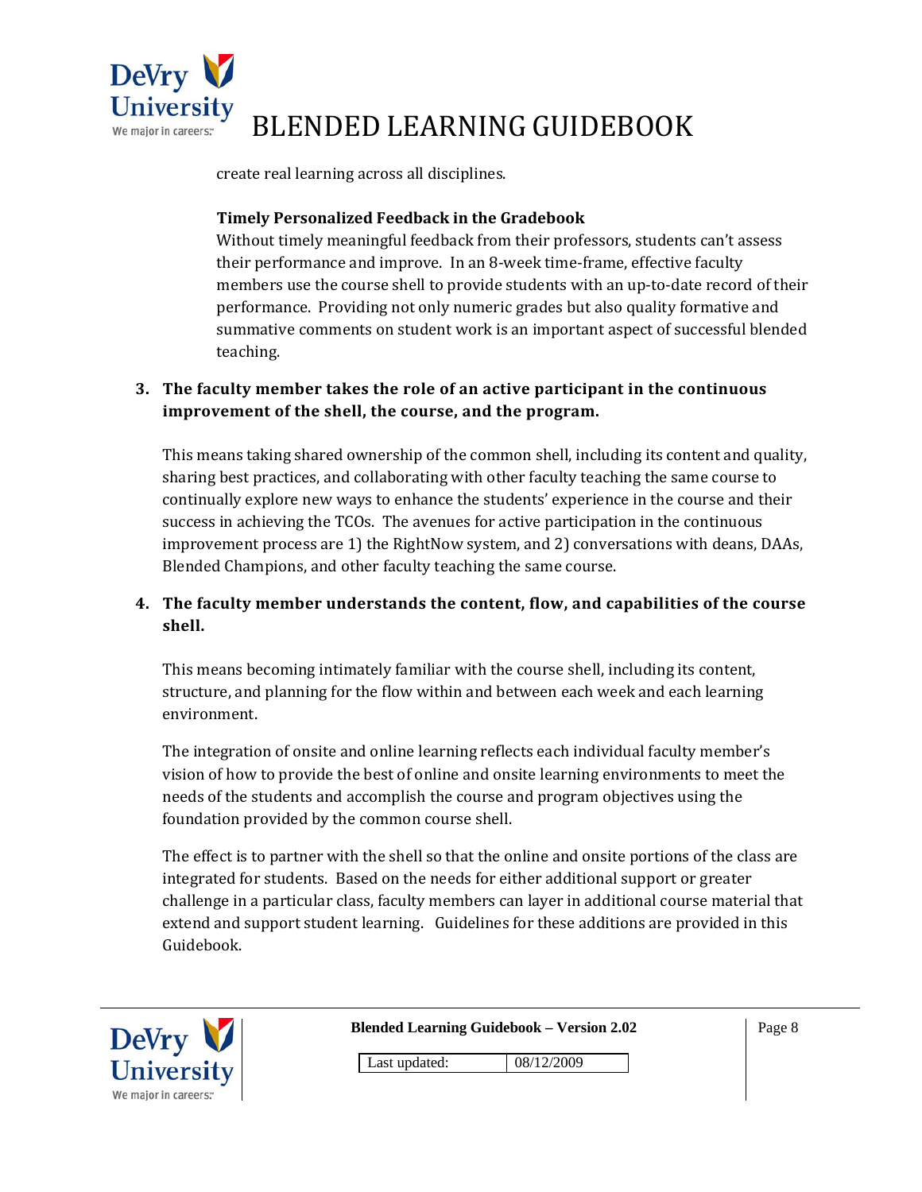create real learning across all disciplines.

**Timely Personalized Feedback in the Gradebook**

Without timely meaningful feedback from their professors, students can't assess their performance and improve. In an 8-week time-frame, effective faculty members use the course shell to provide students with an up-to-date record of their performance. Providing not only numeric grades but also quality formative and summative comments on student work is an important aspect of successful blended teaching.

3. **The faculty member takes the role of an active participant in the continuous improvement of the shell, the course, and the program.**

   This means taking shared ownership of the common shell, including its content and quality, sharing best practices, and collaborating with other faculty teaching the same course to continually explore new ways to enhance the students' experience in the course and their success in achieving the TCOs. The avenues for active participation in the continuous improvement process are 1) the RightNow system, and 2) conversations with deans, DAAs, Blended Champions, and other faculty teaching the same course.

4. **The faculty member understands the content, flow, and capabilities of the course shell.**

   This means becoming intimately familiar with the course shell, including its content, structure, and planning for the flow within and between each week and each learning environment.

   The integration of onsite and online learning reflects each individual faculty member's vision of how to provide the best of online and onsite learning environments to meet the needs of the students and accomplish the course and program objectives using the foundation provided by the common course shell.

   The effect is to partner with the shell so that the online and onsite portions of the class are integrated for students. Based on the needs for either additional support or greater challenge in a particular class, faculty members can layer in additional course material that extend and support student learning. Guidelines for these additions are provided in this Guidebook.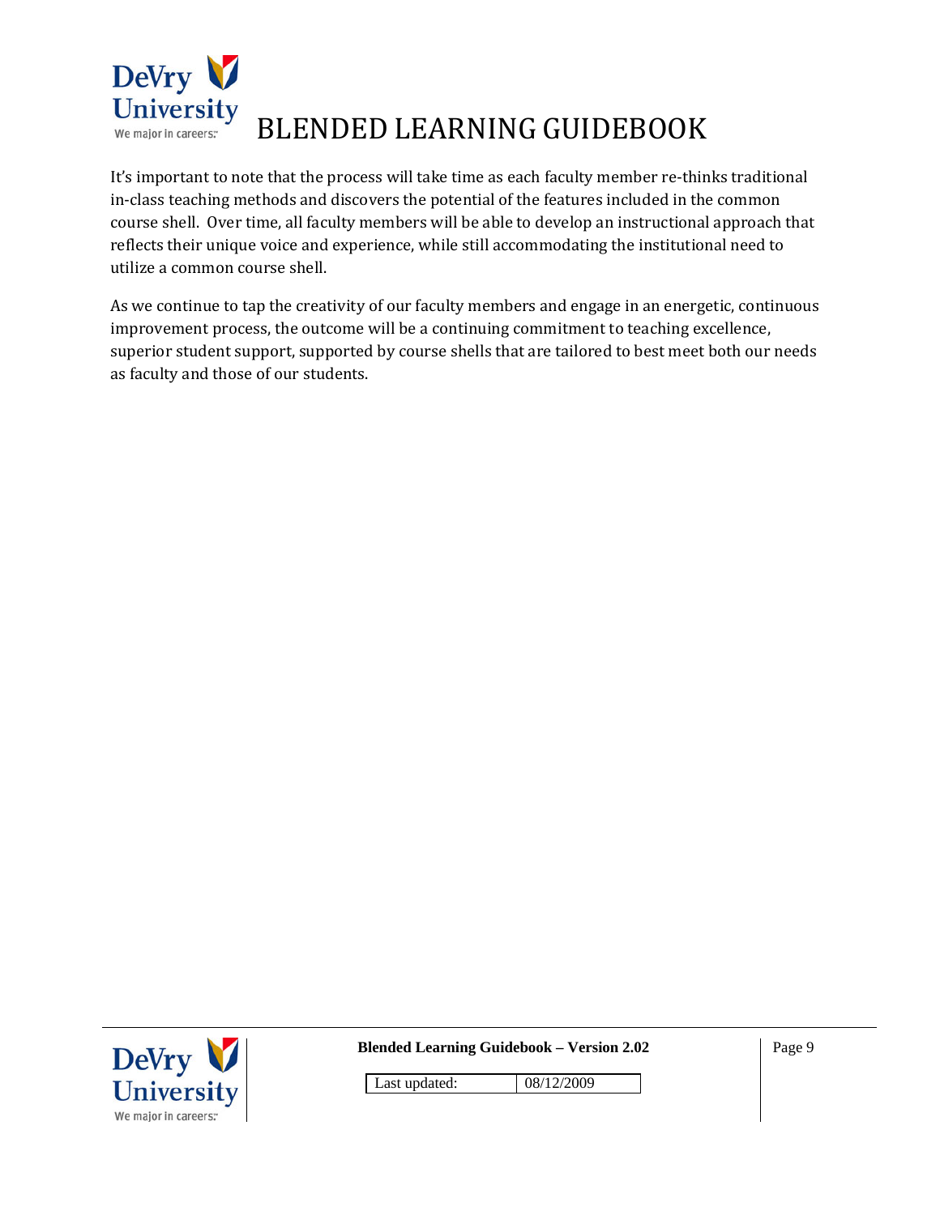It's important to note that the process will take time as each faculty member re-thinks traditional in-class teaching methods and discovers the potential of the features included in the common course shell. Over time, all faculty members will be able to develop an instructional approach that reflects their unique voice and experience, while still accommodating the institutional need to utilize a common course shell.

As we continue to tap the creativity of our faculty members and engage in an energetic, continuous improvement process, the outcome will be a continuing commitment to teaching excellence, superior student support, supported by course shells that are tailored to best meet both our needs as faculty and those of our students.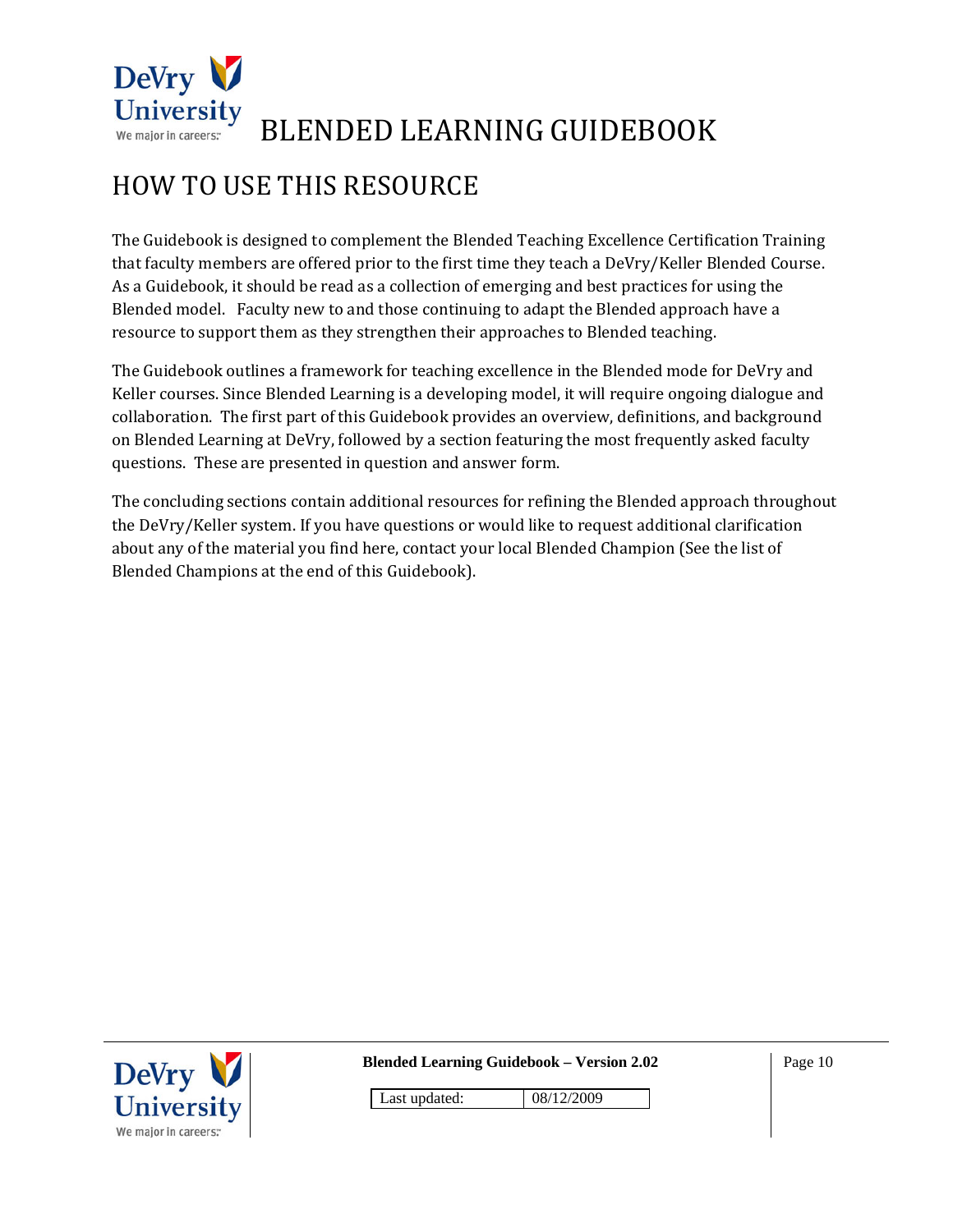# HOW TO USE THIS RESOURCE

The Guidebook is designed to complement the Blended Teaching Excellence Certification Training that faculty members are offered prior to the first time they teach a DeVry/Keller Blended Course. As a Guidebook, it should be read as a collection of emerging and best practices for using the Blended model. Faculty new to and those continuing to adapt the Blended approach have a resource to support them as they strengthen their approaches to Blended teaching.

The Guidebook outlines a framework for teaching excellence in the Blended mode for DeVry and Keller courses. Since Blended Learning is a developing model, it will require ongoing dialogue and collaboration. The first part of this Guidebook provides an overview, definitions, and background on Blended Learning at DeVry, followed by a section featuring the most frequently asked faculty questions. These are presented in question and answer form.

The concluding sections contain additional resources for refining the Blended approach throughout the DeVry/Keller system. If you have questions or would like to request additional clarification about any of the material you find here, contact your local Blended Champion (See the list of Blended Champions at the end of this Guidebook).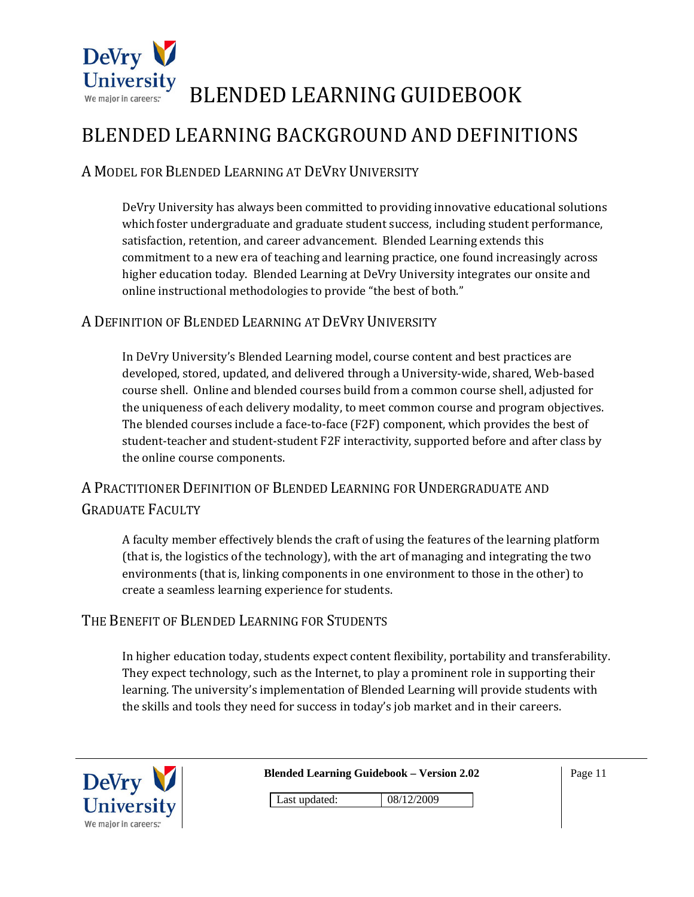# BLENDED LEARNING BACKGROUND AND DEFINITIONS

## A Model for Blended Learning at DeVry University

DeVry University has always been committed to providing innovative educational solutions which foster undergraduate and graduate student success, including student performance, satisfaction, retention, and career advancement. Blended Learning extends this commitment to a new era of teaching and learning practice, one found increasingly across higher education today. Blended Learning at DeVry University integrates our onsite and online instructional methodologies to provide "the best of both."

## A Definition of Blended Learning at DeVry University

In DeVry University's Blended Learning model, course content and best practices are developed, stored, updated, and delivered through a University-wide, shared, Web-based course shell. Online and blended courses build from a common course shell, adjusted for the uniqueness of each delivery modality, to meet common course and program objectives. The blended courses include a face-to-face (F2F) component, which provides the best of student-teacher and student-student F2F interactivity, supported before and after class by the online course components.

## A Practitioner Definition of Blended Learning for Undergraduate and Graduate Faculty

A faculty member effectively blends the craft of using the features of the learning platform (that is, the logistics of the technology), with the art of managing and integrating the two environments (that is, linking components in one environment to those in the other) to create a seamless learning experience for students.

## The Benefit of Blended Learning for Students

In higher education today, students expect content flexibility, portability and transferability. They expect technology, such as the Internet, to play a prominent role in supporting their learning. The university's implementation of Blended Learning will provide students with the skills and tools they need for success in today's job market and in their careers.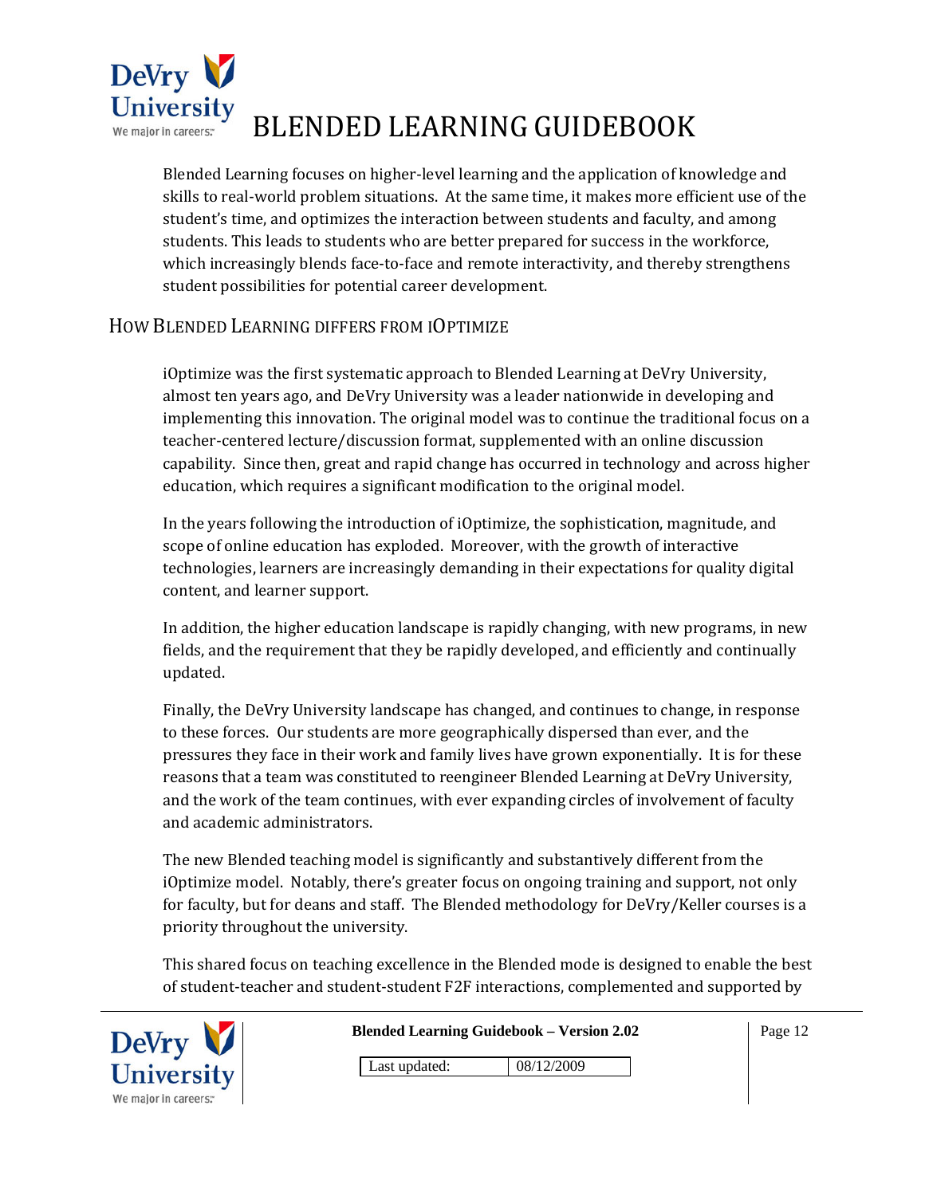Blended Learning focuses on higher-level learning and the application of knowledge and skills to real-world problem situations. At the same time, it makes more efficient use of the student's time, and optimizes the interaction between students and faculty, and among students. This leads to students who are better prepared for success in the workforce, which increasingly blends face-to-face and remote interactivity, and thereby strengthens student possibilities for potential career development.

## How Blended Learning differs from iOptimize

iOptimize was the first systematic approach to Blended Learning at DeVry University, almost ten years ago, and DeVry University was a leader nationwide in developing and implementing this innovation. The original model was to continue the traditional focus on a teacher-centered lecture/discussion format, supplemented with an online discussion capability. Since then, great and rapid change has occurred in technology and across higher education, which requires a significant modification to the original model.

In the years following the introduction of iOptimize, the sophistication, magnitude, and scope of online education has exploded. Moreover, with the growth of interactive technologies, learners are increasingly demanding in their expectations for quality digital content, and learner support.

In addition, the higher education landscape is rapidly changing, with new programs, in new fields, and the requirement that they be rapidly developed, and efficiently and continually updated.

Finally, the DeVry University landscape has changed, and continues to change, in response to these forces. Our students are more geographically dispersed than ever, and the pressures they face in their work and family lives have grown exponentially. It is for these reasons that a team was constituted to reengineer Blended Learning at DeVry University, and the work of the team continues, with ever expanding circles of involvement of faculty and academic administrators.

The new Blended teaching model is significantly and substantively different from the iOptimize model. Notably, there's greater focus on ongoing training and support, not only for faculty, but for deans and staff. The Blended methodology for DeVry/Keller courses is a priority throughout the university.

This shared focus on teaching excellence in the Blended mode is designed to enable the best of student-teacher and student-student F2F interactions, complemented and supported by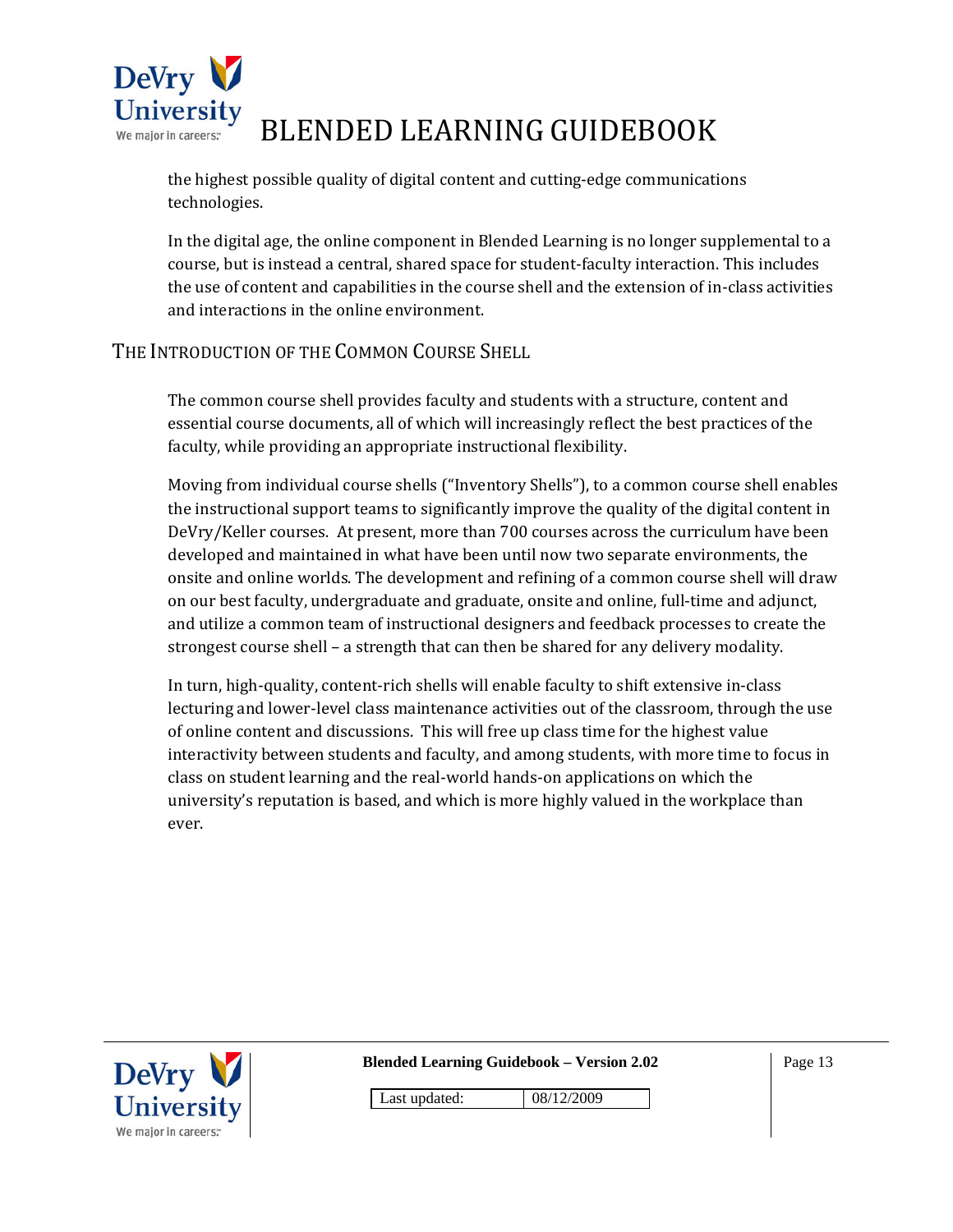the highest possible quality of digital content and cutting-edge communications technologies.

In the digital age, the online component in Blended Learning is no longer supplemental to a course, but is instead a central, shared space for student-faculty interaction. This includes the use of content and capabilities in the course shell and the extension of in-class activities and interactions in the online environment.

## The Introduction of the Common Course Shell

The common course shell provides faculty and students with a structure, content and essential course documents, all of which will increasingly reflect the best practices of the faculty, while providing an appropriate instructional flexibility.

Moving from individual course shells ("Inventory Shells"), to a common course shell enables the instructional support teams to significantly improve the quality of the digital content in DeVry/Keller courses. At present, more than 700 courses across the curriculum have been developed and maintained in what have been until now two separate environments, the onsite and online worlds. The development and refining of a common course shell will draw on our best faculty, undergraduate and graduate, onsite and online, full-time and adjunct, and utilize a common team of instructional designers and feedback processes to create the strongest course shell – a strength that can then be shared for any delivery modality.

In turn, high-quality, content-rich shells will enable faculty to shift extensive in-class lecturing and lower-level class maintenance activities out of the classroom, through the use of online content and discussions. This will free up class time for the highest value interactivity between students and faculty, and among students, with more time to focus in class on student learning and the real-world hands-on applications on which the university's reputation is based, and which is more highly valued in the workplace than ever.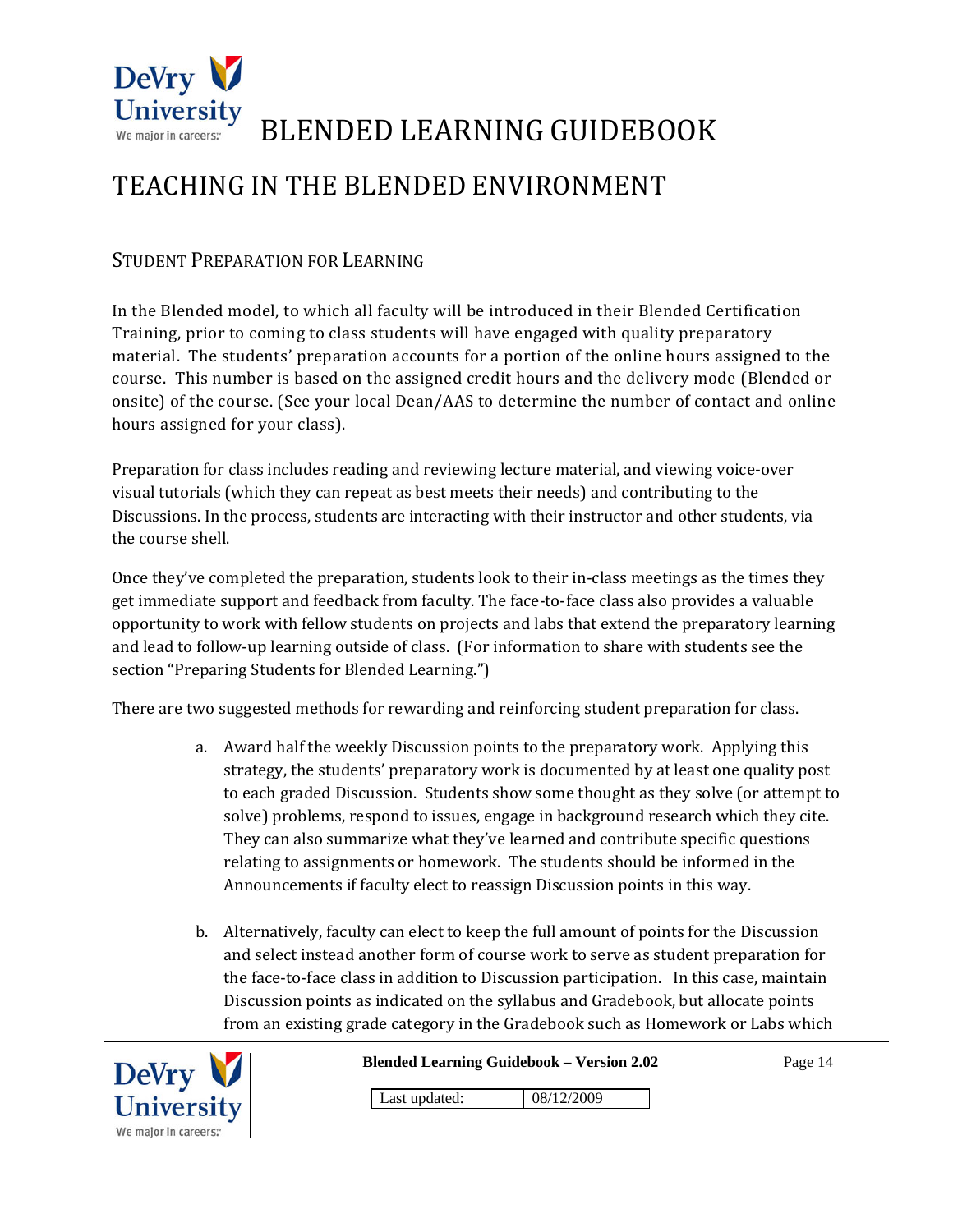# TEACHING IN THE BLENDED ENVIRONMENT

## Student Preparation for Learning

In the Blended model, to which all faculty will be introduced in their Blended Certification Training, prior to coming to class students will have engaged with quality preparatory material. The students' preparation accounts for a portion of the online hours assigned to the course. This number is based on the assigned credit hours and the delivery mode (Blended or onsite) of the course. (See your local Dean/AAS to determine the number of contact and online hours assigned for your class).

Preparation for class includes reading and reviewing lecture material, and viewing voice-over visual tutorials (which they can repeat as best meets their needs) and contributing to the Discussions. In the process, students are interacting with their instructor and other students, via the course shell.

Once they've completed the preparation, students look to their in-class meetings as the times they get immediate support and feedback from faculty. The face-to-face class also provides a valuable opportunity to work with fellow students on projects and labs that extend the preparatory learning and lead to follow-up learning outside of class. (For information to share with students see the section "Preparing Students for Blended Learning.")

There are two suggested methods for rewarding and reinforcing student preparation for class.

a. Award half the weekly Discussion points to the preparatory work. Applying this strategy, the students' preparatory work is documented by at least one quality post to each graded Discussion. Students show some thought as they solve (or attempt to solve) problems, respond to issues, engage in background research which they cite. They can also summarize what they've learned and contribute specific questions relating to assignments or homework. The students should be informed in the Announcements if faculty elect to reassign Discussion points in this way.

b. Alternatively, faculty can elect to keep the full amount of points for the Discussion and select instead another form of course work to serve as student preparation for the face-to-face class in addition to Discussion participation. In this case, maintain Discussion points as indicated on the syllabus and Gradebook, but allocate points from an existing grade category in the Gradebook such as Homework or Labs which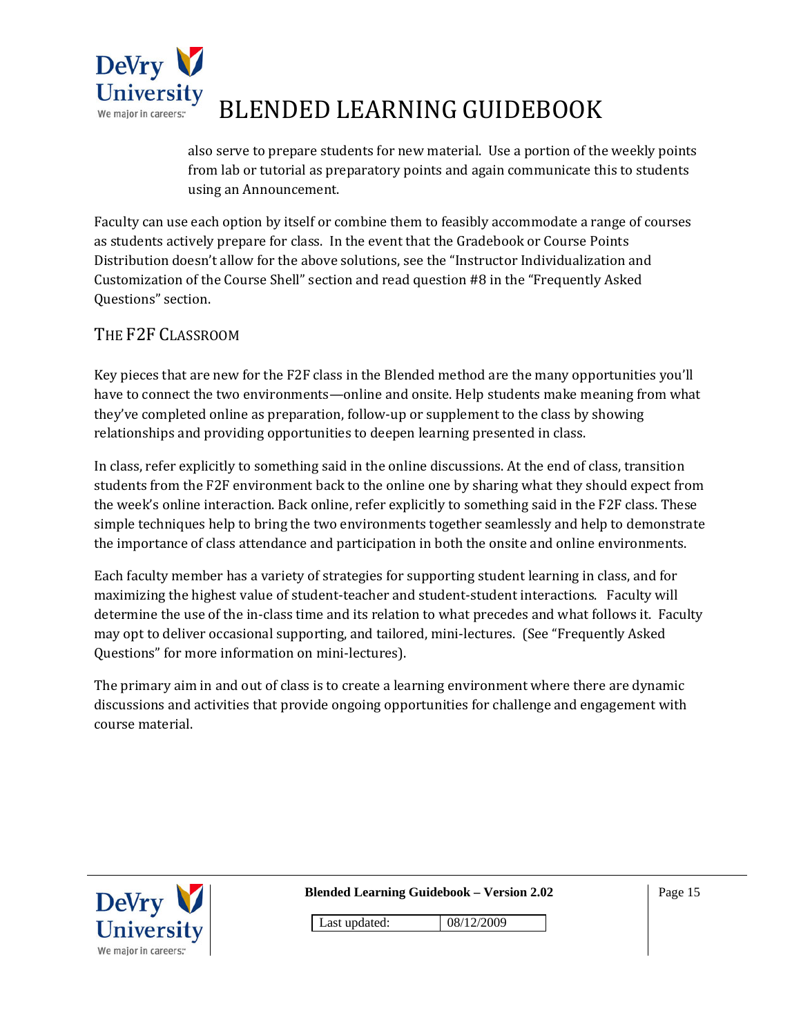also serve to prepare students for new material. Use a portion of the weekly points from lab or tutorial as preparatory points and again communicate this to students using an Announcement.

Faculty can use each option by itself or combine them to feasibly accommodate a range of courses as students actively prepare for class. In the event that the Gradebook or Course Points Distribution doesn't allow for the above solutions, see the "Instructor Individualization and Customization of the Course Shell" section and read question #8 in the "Frequently Asked Questions" section.

## THE F2F CLASSROOM

Key pieces that are new for the F2F class in the Blended method are the many opportunities you'll have to connect the two environments—online and onsite. Help students make meaning from what they've completed online as preparation, follow-up or supplement to the class by showing relationships and providing opportunities to deepen learning presented in class.

In class, refer explicitly to something said in the online discussions. At the end of class, transition students from the F2F environment back to the online one by sharing what they should expect from the week's online interaction. Back online, refer explicitly to something said in the F2F class. These simple techniques help to bring the two environments together seamlessly and help to demonstrate the importance of class attendance and participation in both the onsite and online environments.

Each faculty member has a variety of strategies for supporting student learning in class, and for maximizing the highest value of student-teacher and student-student interactions. Faculty will determine the use of the in-class time and its relation to what precedes and what follows it. Faculty may opt to deliver occasional supporting, and tailored, mini-lectures. (See "Frequently Asked Questions" for more information on mini-lectures).

The primary aim in and out of class is to create a learning environment where there are dynamic discussions and activities that provide ongoing opportunities for challenge and engagement with course material.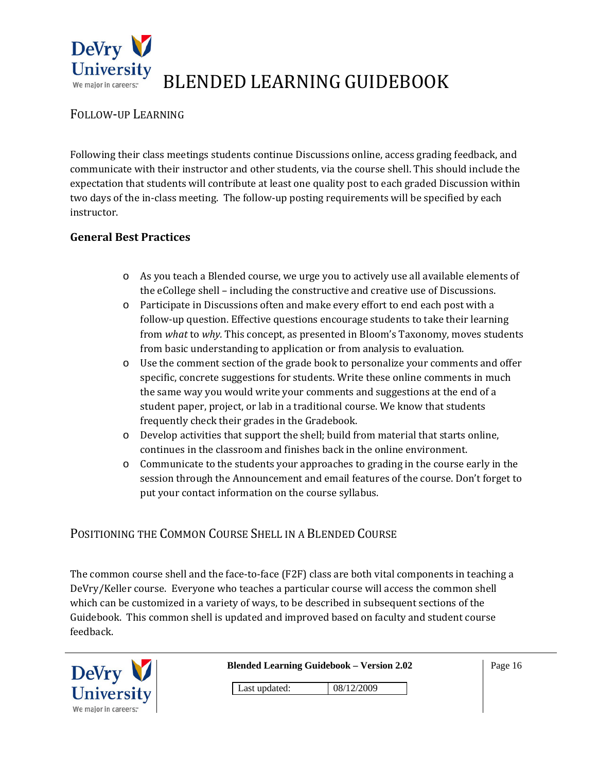## Follow-up Learning

Following their class meetings students continue Discussions online, access grading feedback, and communicate with their instructor and other students, via the course shell. This should include the expectation that students will contribute at least one quality post to each graded Discussion within two days of the in-class meeting. The follow-up posting requirements will be specified by each instructor.

### General Best Practices

- As you teach a Blended course, we urge you to actively use all available elements of the eCollege shell – including the constructive and creative use of Discussions.
- Participate in Discussions often and make every effort to end each post with a follow-up question. Effective questions encourage students to take their learning from *what* to *why.* This concept, as presented in Bloom's Taxonomy, moves students from basic understanding to application or from analysis to evaluation.
- Use the comment section of the grade book to personalize your comments and offer specific, concrete suggestions for students. Write these online comments in much the same way you would write your comments and suggestions at the end of a student paper, project, or lab in a traditional course. We know that students frequently check their grades in the Gradebook.
- Develop activities that support the shell; build from material that starts online, continues in the classroom and finishes back in the online environment.
- Communicate to the students your approaches to grading in the course early in the session through the Announcement and email features of the course. Don't forget to put your contact information on the course syllabus.

## Positioning the Common Course Shell in a Blended Course

The common course shell and the face-to-face (F2F) class are both vital components in teaching a DeVry/Keller course. Everyone who teaches a particular course will access the common shell which can be customized in a variety of ways, to be described in subsequent sections of the Guidebook. This common shell is updated and improved based on faculty and student course feedback.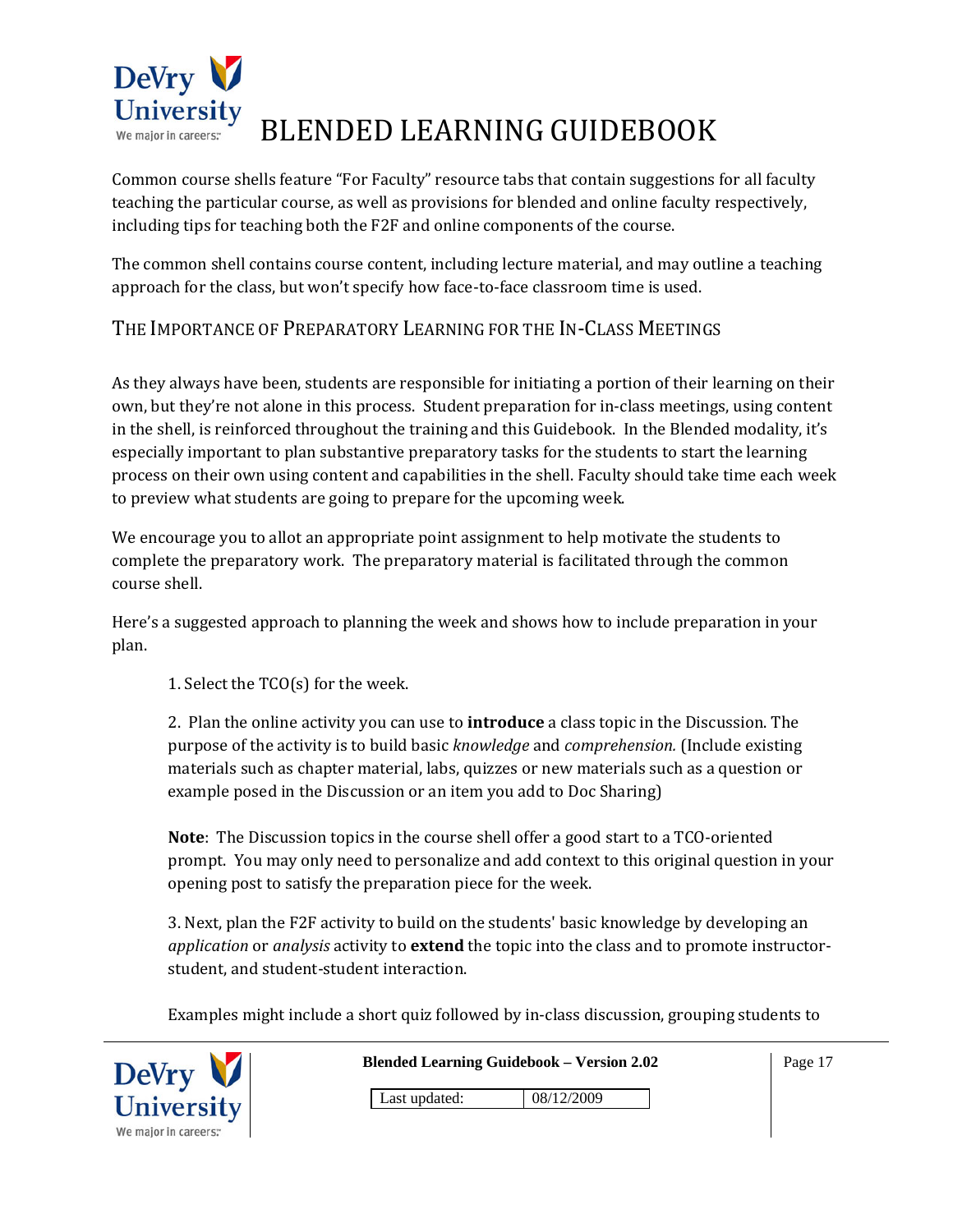Common course shells feature "For Faculty" resource tabs that contain suggestions for all faculty teaching the particular course, as well as provisions for blended and online faculty respectively, including tips for teaching both the F2F and online components of the course.

The common shell contains course content, including lecture material, and may outline a teaching approach for the class, but won't specify how face-to-face classroom time is used.

## The Importance of Preparatory Learning for the In-Class Meetings

As they always have been, students are responsible for initiating a portion of their learning on their own, but they're not alone in this process. Student preparation for in-class meetings, using content in the shell, is reinforced throughout the training and this Guidebook. In the Blended modality, it's especially important to plan substantive preparatory tasks for the students to start the learning process on their own using content and capabilities in the shell. Faculty should take time each week to preview what students are going to prepare for the upcoming week.

We encourage you to allot an appropriate point assignment to help motivate the students to complete the preparatory work. The preparatory material is facilitated through the common course shell.

Here's a suggested approach to planning the week and shows how to include preparation in your plan.

1. Select the TCO(s) for the week.

2. Plan the online activity you can use to **introduce** a class topic in the Discussion. The purpose of the activity is to build basic *knowledge* and *comprehension.* (Include existing materials such as chapter material, labs, quizzes or new materials such as a question or example posed in the Discussion or an item you add to Doc Sharing)

   **Note**: The Discussion topics in the course shell offer a good start to a TCO-oriented prompt. You may only need to personalize and add context to this original question in your opening post to satisfy the preparation piece for the week.

3. Next, plan the F2F activity to build on the students' basic knowledge by developing an *application* or *analysis* activity to **extend** the topic into the class and to promote instructor-student, and student-student interaction.

   Examples might include a short quiz followed by in-class discussion, grouping students to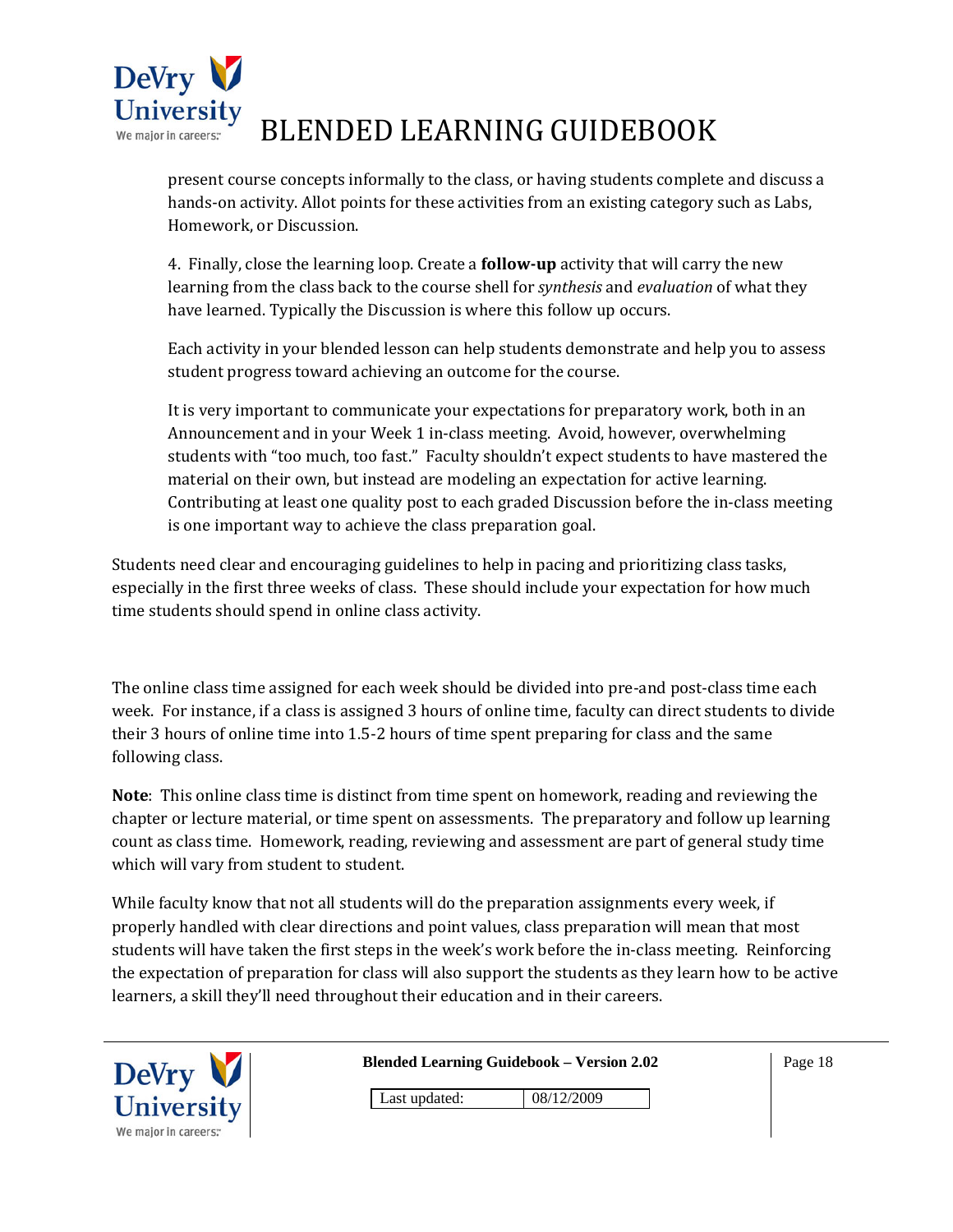present course concepts informally to the class, or having students complete and discuss a hands-on activity. Allot points for these activities from an existing category such as Labs, Homework, or Discussion.

4. Finally, close the learning loop. Create a **follow-up** activity that will carry the new learning from the class back to the course shell for *synthesis* and *evaluation* of what they have learned. Typically the Discussion is where this follow up occurs.

Each activity in your blended lesson can help students demonstrate and help you to assess student progress toward achieving an outcome for the course.

It is very important to communicate your expectations for preparatory work, both in an Announcement and in your Week 1 in-class meeting. Avoid, however, overwhelming students with "too much, too fast." Faculty shouldn't expect students to have mastered the material on their own, but instead are modeling an expectation for active learning. Contributing at least one quality post to each graded Discussion before the in-class meeting is one important way to achieve the class preparation goal.

Students need clear and encouraging guidelines to help in pacing and prioritizing class tasks, especially in the first three weeks of class. These should include your expectation for how much time students should spend in online class activity.

The online class time assigned for each week should be divided into pre-and post-class time each week. For instance, if a class is assigned 3 hours of online time, faculty can direct students to divide their 3 hours of online time into 1.5-2 hours of time spent preparing for class and the same following class.

**Note**: This online class time is distinct from time spent on homework, reading and reviewing the chapter or lecture material, or time spent on assessments. The preparatory and follow up learning count as class time. Homework, reading, reviewing and assessment are part of general study time which will vary from student to student.

While faculty know that not all students will do the preparation assignments every week, if properly handled with clear directions and point values, class preparation will mean that most students will have taken the first steps in the week's work before the in-class meeting. Reinforcing the expectation of preparation for class will also support the students as they learn how to be active learners, a skill they'll need throughout their education and in their careers.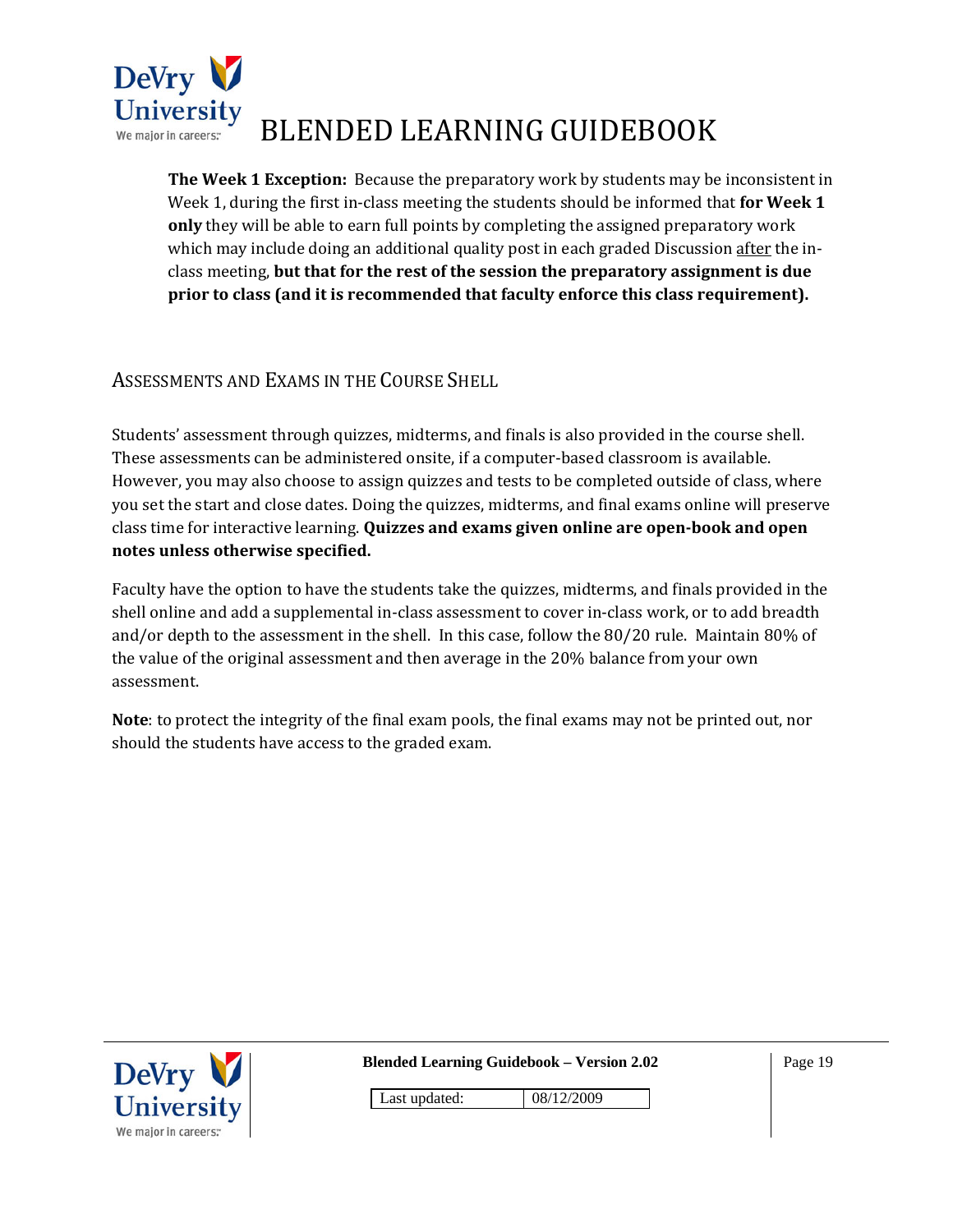**The Week 1 Exception:** Because the preparatory work by students may be inconsistent in Week 1, during the first in-class meeting the students should be informed that **for Week 1 only** they will be able to earn full points by completing the assigned preparatory work which may include doing an additional quality post in each graded Discussion after the in-class meeting, **but that for the rest of the session the preparatory assignment is due prior to class (and it is recommended that faculty enforce this class requirement).**

## Assessments and Exams in the Course Shell

Students' assessment through quizzes, midterms, and finals is also provided in the course shell. These assessments can be administered onsite, if a computer-based classroom is available. However, you may also choose to assign quizzes and tests to be completed outside of class, where you set the start and close dates. Doing the quizzes, midterms, and final exams online will preserve class time for interactive learning. **Quizzes and exams given online are open-book and open notes unless otherwise specified.**

Faculty have the option to have the students take the quizzes, midterms, and finals provided in the shell online and add a supplemental in-class assessment to cover in-class work, or to add breadth and/or depth to the assessment in the shell. In this case, follow the 80/20 rule. Maintain 80% of the value of the original assessment and then average in the 20% balance from your own assessment.

**Note**: to protect the integrity of the final exam pools, the final exams may not be printed out, nor should the students have access to the graded exam.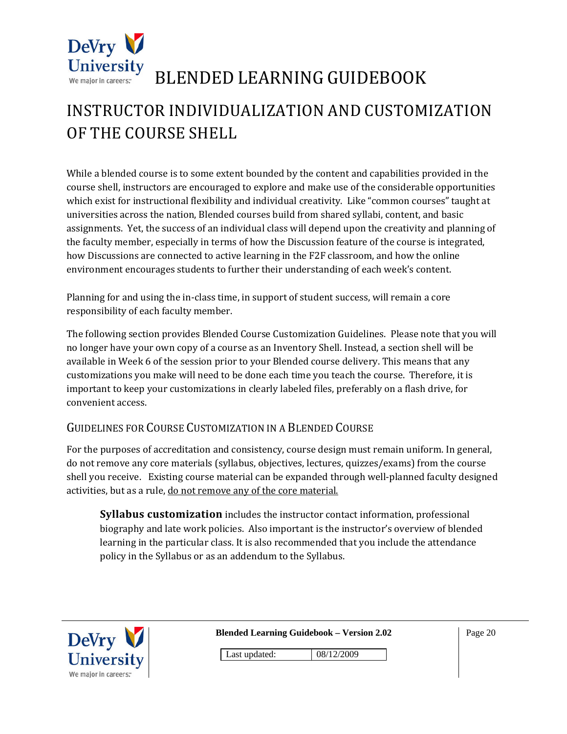# INSTRUCTOR INDIVIDUALIZATION AND CUSTOMIZATION OF THE COURSE SHELL

While a blended course is to some extent bounded by the content and capabilities provided in the course shell, instructors are encouraged to explore and make use of the considerable opportunities which exist for instructional flexibility and individual creativity. Like "common courses" taught at universities across the nation, Blended courses build from shared syllabi, content, and basic assignments. Yet, the success of an individual class will depend upon the creativity and planning of the faculty member, especially in terms of how the Discussion feature of the course is integrated, how Discussions are connected to active learning in the F2F classroom, and how the online environment encourages students to further their understanding of each week's content.

Planning for and using the in-class time, in support of student success, will remain a core responsibility of each faculty member.

The following section provides Blended Course Customization Guidelines. Please note that you will no longer have your own copy of a course as an Inventory Shell. Instead, a section shell will be available in Week 6 of the session prior to your Blended course delivery. This means that any customizations you make will need to be done each time you teach the course. Therefore, it is important to keep your customizations in clearly labeled files, preferably on a flash drive, for convenient access.

## Guidelines for Course Customization in a Blended Course

For the purposes of accreditation and consistency, course design must remain uniform. In general, do not remove any core materials (syllabus, objectives, lectures, quizzes/exams) from the course shell you receive. Existing course material can be expanded through well-planned faculty designed activities, but as a rule, <u>do not remove any of the core material.</u>

> **Syllabus customization** includes the instructor contact information, professional biography and late work policies. Also important is the instructor's overview of blended learning in the particular class. It is also recommended that you include the attendance policy in the Syllabus or as an addendum to the Syllabus.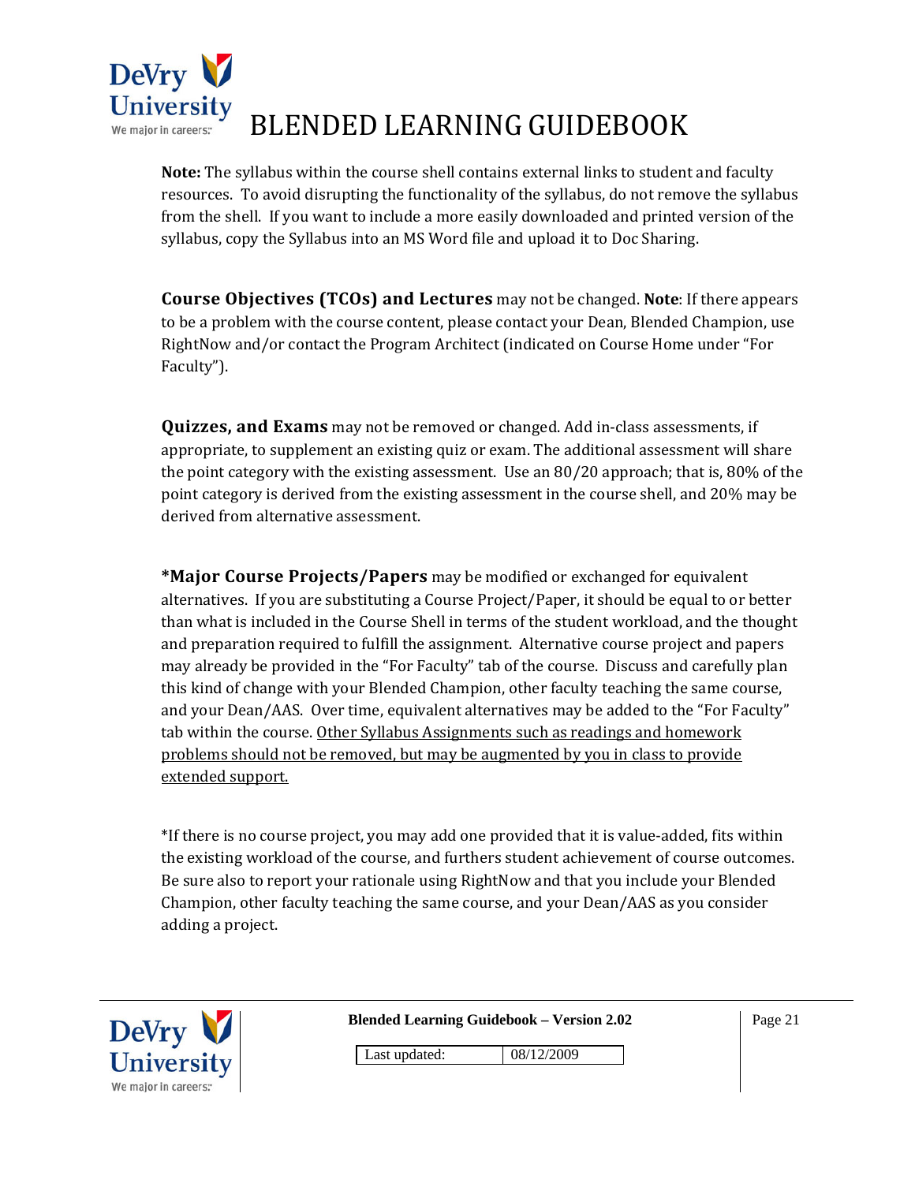**Note:** The syllabus within the course shell contains external links to student and faculty resources. To avoid disrupting the functionality of the syllabus, do not remove the syllabus from the shell. If you want to include a more easily downloaded and printed version of the syllabus, copy the Syllabus into an MS Word file and upload it to Doc Sharing.

**Course Objectives (TCOs) and Lectures** may not be changed. **Note**: If there appears to be a problem with the course content, please contact your Dean, Blended Champion, use RightNow and/or contact the Program Architect (indicated on Course Home under "For Faculty").

**Quizzes, and Exams** may not be removed or changed. Add in-class assessments, if appropriate, to supplement an existing quiz or exam. The additional assessment will share the point category with the existing assessment. Use an 80/20 approach; that is, 80% of the point category is derived from the existing assessment in the course shell, and 20% may be derived from alternative assessment.

**\*Major Course Projects/Papers** may be modified or exchanged for equivalent alternatives. If you are substituting a Course Project/Paper, it should be equal to or better than what is included in the Course Shell in terms of the student workload, and the thought and preparation required to fulfill the assignment. Alternative course project and papers may already be provided in the "For Faculty" tab of the course. Discuss and carefully plan this kind of change with your Blended Champion, other faculty teaching the same course, and your Dean/AAS. Over time, equivalent alternatives may be added to the "For Faculty" tab within the course. <u>Other Syllabus Assignments such as readings and homework problems should not be removed, but may be augmented by you in class to provide extended support.</u>

*If there is no course project, you may add one provided that it is value-added, fits within the existing workload of the course, and furthers student achievement of course outcomes. Be sure also to report your rationale using RightNow and that you include your Blended Champion, other faculty teaching the same course, and your Dean/AAS as you consider adding a project.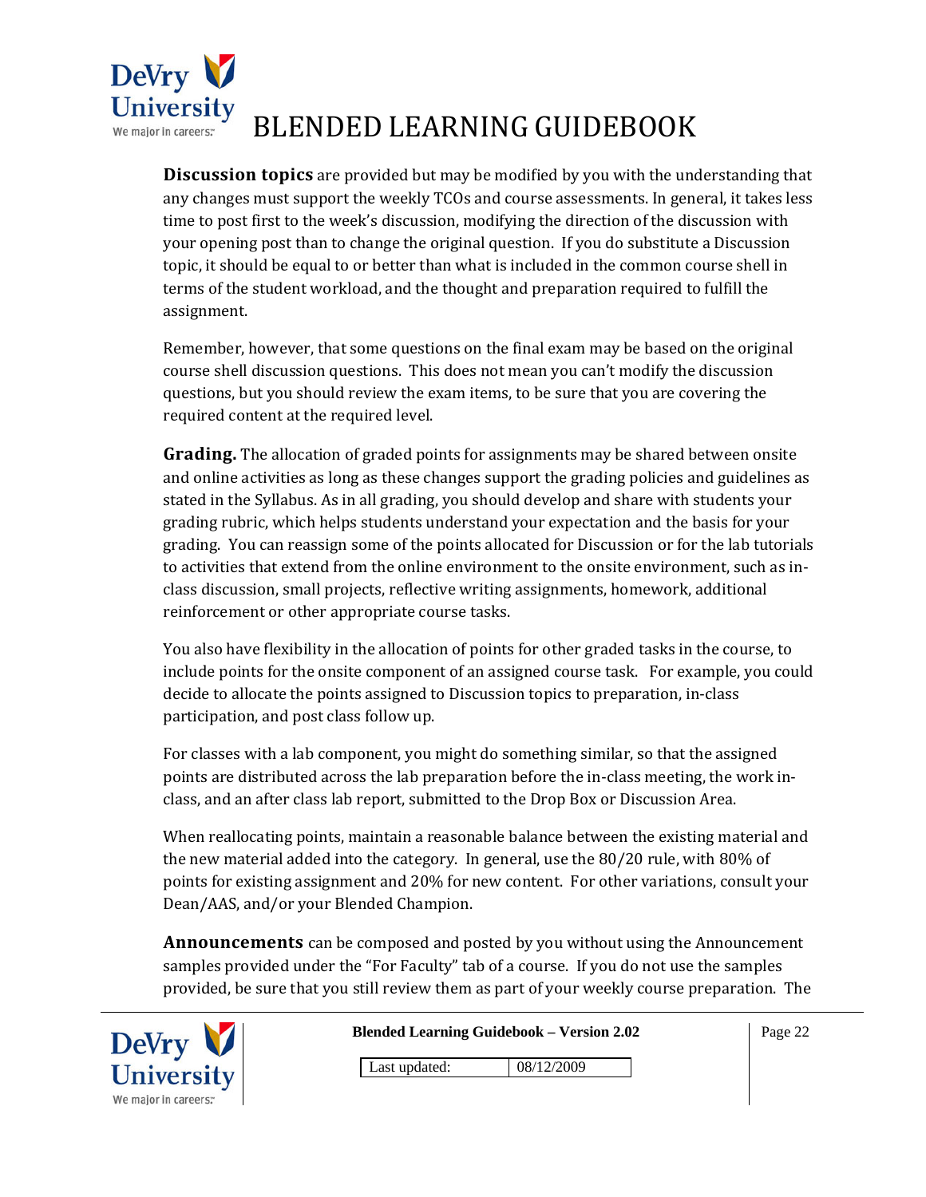**Discussion topics** are provided but may be modified by you with the understanding that any changes must support the weekly TCOs and course assessments. In general, it takes less time to post first to the week's discussion, modifying the direction of the discussion with your opening post than to change the original question. If you do substitute a Discussion topic, it should be equal to or better than what is included in the common course shell in terms of the student workload, and the thought and preparation required to fulfill the assignment.

Remember, however, that some questions on the final exam may be based on the original course shell discussion questions. This does not mean you can't modify the discussion questions, but you should review the exam items, to be sure that you are covering the required content at the required level.

**Grading.** The allocation of graded points for assignments may be shared between onsite and online activities as long as these changes support the grading policies and guidelines as stated in the Syllabus. As in all grading, you should develop and share with students your grading rubric, which helps students understand your expectation and the basis for your grading. You can reassign some of the points allocated for Discussion or for the lab tutorials to activities that extend from the online environment to the onsite environment, such as in-class discussion, small projects, reflective writing assignments, homework, additional reinforcement or other appropriate course tasks.

You also have flexibility in the allocation of points for other graded tasks in the course, to include points for the onsite component of an assigned course task. For example, you could decide to allocate the points assigned to Discussion topics to preparation, in-class participation, and post class follow up.

For classes with a lab component, you might do something similar, so that the assigned points are distributed across the lab preparation before the in-class meeting, the work in-class, and an after class lab report, submitted to the Drop Box or Discussion Area.

When reallocating points, maintain a reasonable balance between the existing material and the new material added into the category. In general, use the 80/20 rule, with 80% of points for existing assignment and 20% for new content. For other variations, consult your Dean/AAS, and/or your Blended Champion.

**Announcements** can be composed and posted by you without using the Announcement samples provided under the "For Faculty" tab of a course. If you do not use the samples provided, be sure that you still review them as part of your weekly course preparation. The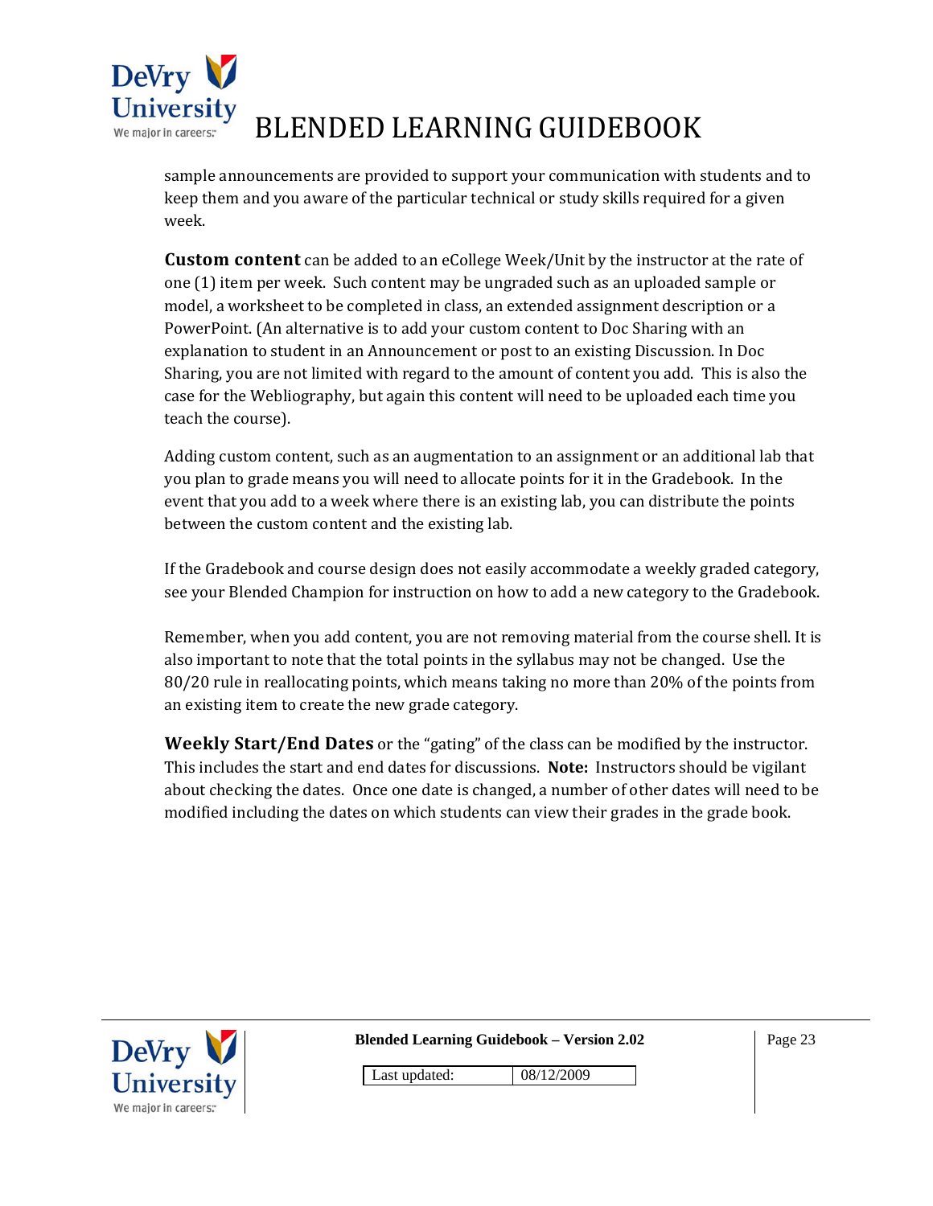sample announcements are provided to support your communication with students and to keep them and you aware of the particular technical or study skills required for a given week.

**Custom content** can be added to an eCollege Week/Unit by the instructor at the rate of one (1) item per week. Such content may be ungraded such as an uploaded sample or model, a worksheet to be completed in class, an extended assignment description or a PowerPoint. (An alternative is to add your custom content to Doc Sharing with an explanation to student in an Announcement or post to an existing Discussion. In Doc Sharing, you are not limited with regard to the amount of content you add. This is also the case for the Webliography, but again this content will need to be uploaded each time you teach the course).

Adding custom content, such as an augmentation to an assignment or an additional lab that you plan to grade means you will need to allocate points for it in the Gradebook. In the event that you add to a week where there is an existing lab, you can distribute the points between the custom content and the existing lab.

If the Gradebook and course design does not easily accommodate a weekly graded category, see your Blended Champion for instruction on how to add a new category to the Gradebook.

Remember, when you add content, you are not removing material from the course shell. It is also important to note that the total points in the syllabus may not be changed. Use the 80/20 rule in reallocating points, which means taking no more than 20% of the points from an existing item to create the new grade category.

**Weekly Start/End Dates** or the "gating" of the class can be modified by the instructor. This includes the start and end dates for discussions. **Note:** Instructors should be vigilant about checking the dates. Once one date is changed, a number of other dates will need to be modified including the dates on which students can view their grades in the grade book.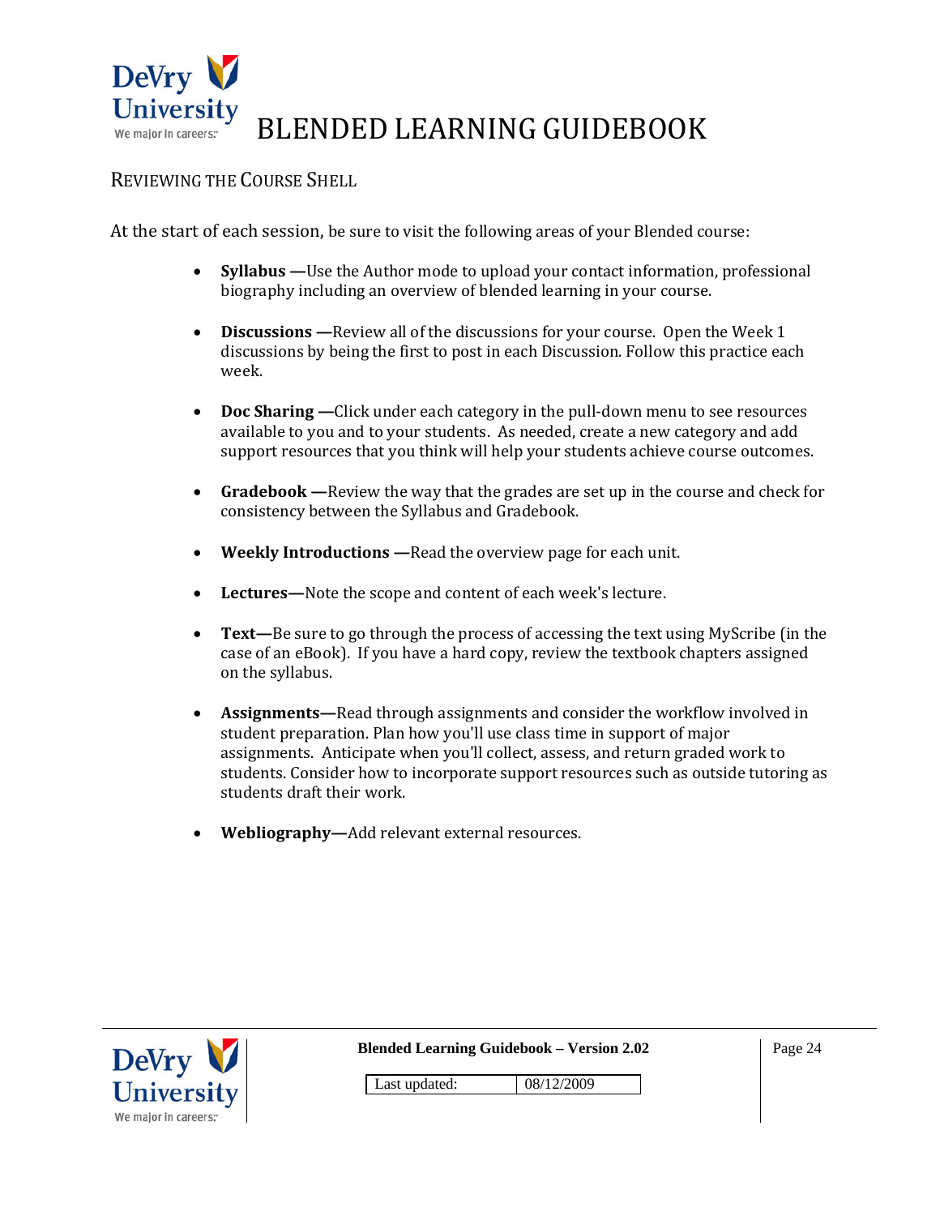## Reviewing the Course Shell

At the start of each session, be sure to visit the following areas of your Blended course:

- **Syllabus —**Use the Author mode to upload your contact information, professional biography including an overview of blended learning in your course.
- **Discussions —**Review all of the discussions for your course. Open the Week 1 discussions by being the first to post in each Discussion. Follow this practice each week.
- **Doc Sharing —**Click under each category in the pull-down menu to see resources available to you and to your students. As needed, create a new category and add support resources that you think will help your students achieve course outcomes.
- **Gradebook —**Review the way that the grades are set up in the course and check for consistency between the Syllabus and Gradebook.
- **Weekly Introductions —**Read the overview page for each unit.
- **Lectures—**Note the scope and content of each week's lecture.
- **Text—**Be sure to go through the process of accessing the text using MyScribe (in the case of an eBook). If you have a hard copy, review the textbook chapters assigned on the syllabus.
- **Assignments—**Read through assignments and consider the workflow involved in student preparation. Plan how you'll use class time in support of major assignments. Anticipate when you'll collect, assess, and return graded work to students. Consider how to incorporate support resources such as outside tutoring as students draft their work.
- **Webliography—**Add relevant external resources.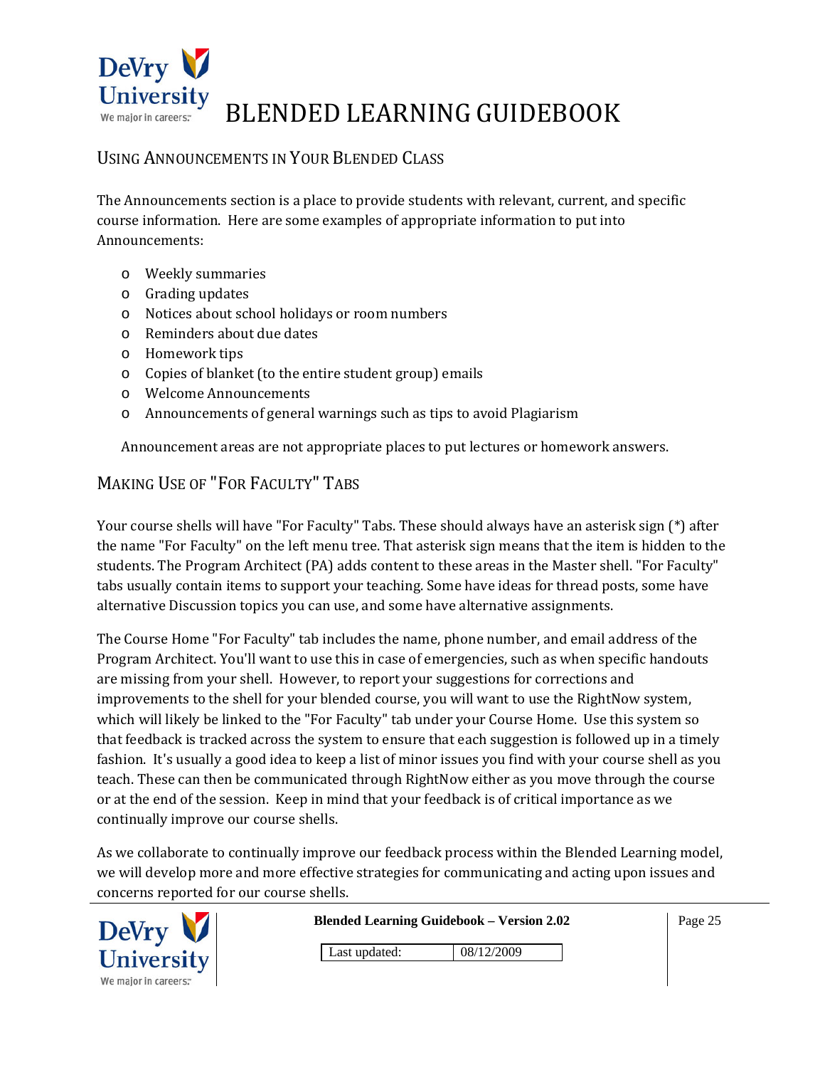## Using Announcements in Your Blended Class

The Announcements section is a place to provide students with relevant, current, and specific course information. Here are some examples of appropriate information to put into Announcements:

- Weekly summaries
- Grading updates
- Notices about school holidays or room numbers
- Reminders about due dates
- Homework tips
- Copies of blanket (to the entire student group) emails
- Welcome Announcements
- Announcements of general warnings such as tips to avoid Plagiarism

Announcement areas are not appropriate places to put lectures or homework answers.

## Making Use of "For Faculty" Tabs

Your course shells will have "For Faculty" Tabs. These should always have an asterisk sign (*) after the name "For Faculty" on the left menu tree. That asterisk sign means that the item is hidden to the students. The Program Architect (PA) adds content to these areas in the Master shell. "For Faculty" tabs usually contain items to support your teaching. Some have ideas for thread posts, some have alternative Discussion topics you can use, and some have alternative assignments.

The Course Home "For Faculty" tab includes the name, phone number, and email address of the Program Architect. You'll want to use this in case of emergencies, such as when specific handouts are missing from your shell. However, to report your suggestions for corrections and improvements to the shell for your blended course, you will want to use the RightNow system, which will likely be linked to the "For Faculty" tab under your Course Home. Use this system so that feedback is tracked across the system to ensure that each suggestion is followed up in a timely fashion. It's usually a good idea to keep a list of minor issues you find with your course shell as you teach. These can then be communicated through RightNow either as you move through the course or at the end of the session. Keep in mind that your feedback is of critical importance as we continually improve our course shells.

As we collaborate to continually improve our feedback process within the Blended Learning model, we will develop more and more effective strategies for communicating and acting upon issues and concerns reported for our course shells.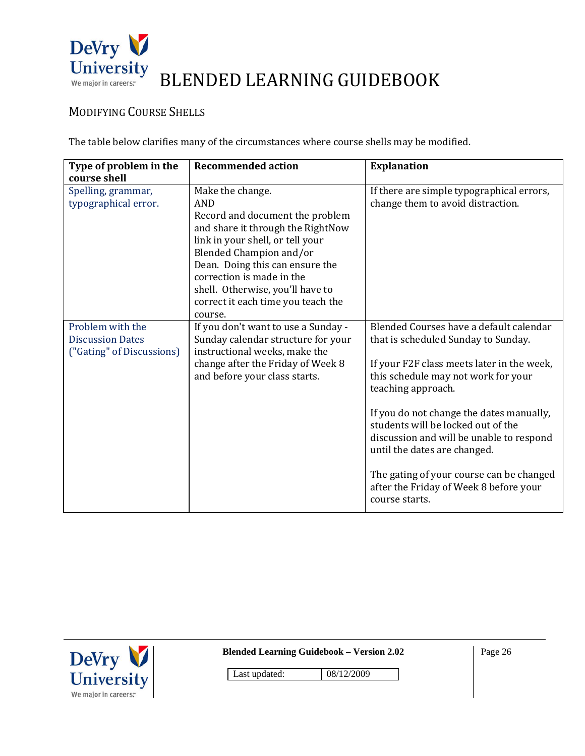## Modifying Course Shells

The table below clarifies many of the circumstances where course shells may be modified.

| Type of problem in the course shell | Recommended action | Explanation |
| --- | --- | --- |
| Spelling, grammar, typographical error. | Make the change.<br>AND<br>Record and document the problem and share it through the RightNow link in your shell, or tell your Blended Champion and/or Dean. Doing this can ensure the correction is made in the shell. Otherwise, you'll have to correct it each time you teach the course. | If there are simple typographical errors, change them to avoid distraction. |
| Problem with the Discussion Dates ("Gating" of Discussions) | If you don't want to use a Sunday - Sunday calendar structure for your instructional weeks, make the change after the Friday of Week 8 and before your class starts. | Blended Courses have a default calendar that is scheduled Sunday to Sunday.<br><br>If your F2F class meets later in the week, this schedule may not work for your teaching approach.<br><br>If you do not change the dates manually, students will be locked out of the discussion and will be unable to respond until the dates are changed.<br><br>The gating of your course can be changed after the Friday of Week 8 before your course starts. |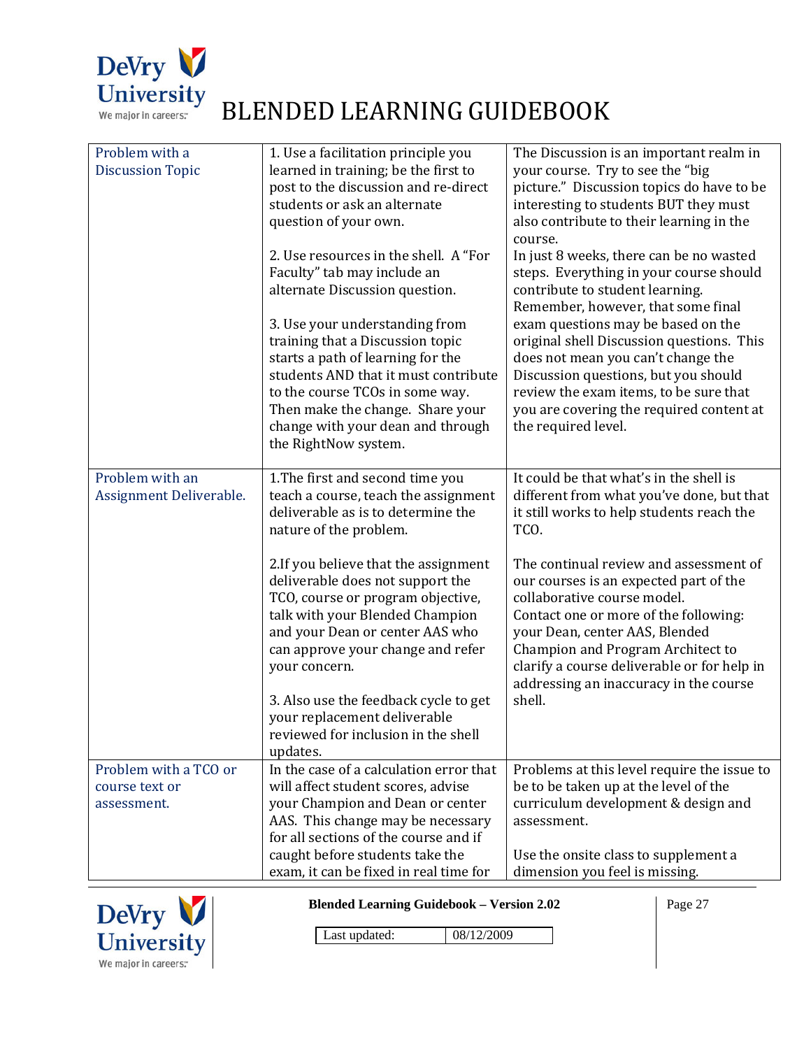| | | |
|---|---|---|
| Problem with a Discussion Topic | 1. Use a facilitation principle you learned in training; be the first to post to the discussion and re-direct students or ask an alternate question of your own.<br><br>2. Use resources in the shell. A "For Faculty" tab may include an alternate Discussion question.<br><br>3. Use your understanding from training that a Discussion topic starts a path of learning for the students AND that it must contribute to the course TCOs in some way. Then make the change. Share your change with your dean and through the RightNow system. | The Discussion is an important realm in your course. Try to see the "big picture." Discussion topics do have to be interesting to students BUT they must also contribute to their learning in the course.<br>In just 8 weeks, there can be no wasted steps. Everything in your course should contribute to student learning.<br>Remember, however, that some final exam questions may be based on the original shell Discussion questions. This does not mean you can't change the Discussion questions, but you should review the exam items, to be sure that you are covering the required content at the required level. |
| Problem with an Assignment Deliverable. | 1.The first and second time you teach a course, teach the assignment deliverable as is to determine the nature of the problem.<br><br>2.If you believe that the assignment deliverable does not support the TCO, course or program objective, talk with your Blended Champion and your Dean or center AAS who can approve your change and refer your concern.<br><br>3. Also use the feedback cycle to get your replacement deliverable reviewed for inclusion in the shell updates. | It could be that what's in the shell is different from what you've done, but that it still works to help students reach the TCO.<br><br>The continual review and assessment of our courses is an expected part of the collaborative course model.<br>Contact one or more of the following: your Dean, center AAS, Blended Champion and Program Architect to clarify a course deliverable or for help in addressing an inaccuracy in the course shell. |
| Problem with a TCO or course text or assessment. | In the case of a calculation error that will affect student scores, advise your Champion and Dean or center AAS. This change may be necessary for all sections of the course and if caught before students take the exam, it can be fixed in real time for | Problems at this level require the issue to be to be taken up at the level of the curriculum development & design and assessment.<br><br>Use the onsite class to supplement a dimension you feel is missing. |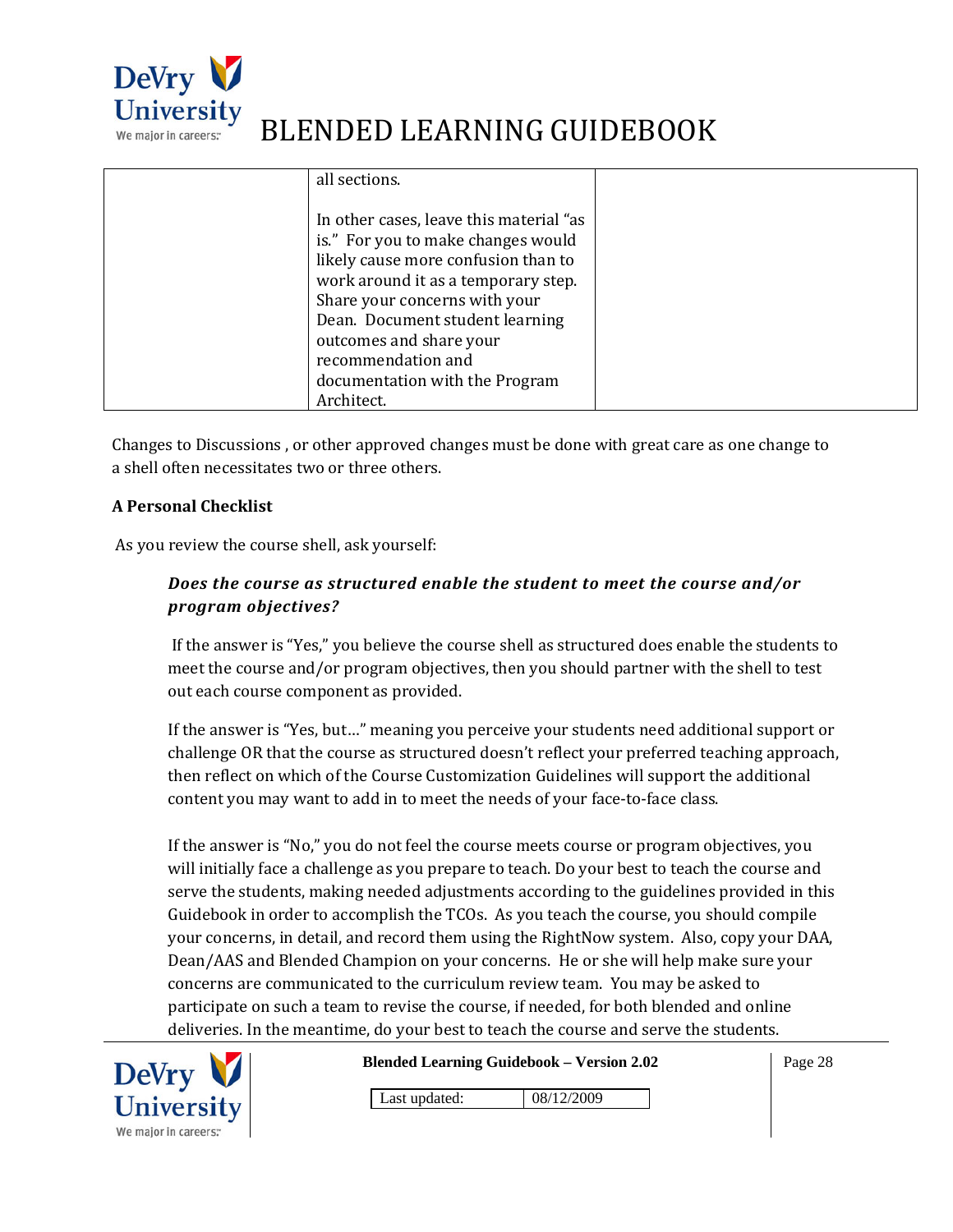| | | |
|---|---|---|
| | all sections.<br><br>In other cases, leave this material "as is." For you to make changes would likely cause more confusion than to work around it as a temporary step. Share your concerns with your Dean. Document student learning outcomes and share your recommendation and documentation with the Program Architect. | |

Changes to Discussions , or other approved changes must be done with great care as one change to a shell often necessitates two or three others.

**A Personal Checklist**

As you review the course shell, ask yourself:

> ***Does the course as structured enable the student to meet the course and/or program objectives?***
>
> If the answer is "Yes," you believe the course shell as structured does enable the students to meet the course and/or program objectives, then you should partner with the shell to test out each course component as provided.
>
> If the answer is "Yes, but…" meaning you perceive your students need additional support or challenge OR that the course as structured doesn't reflect your preferred teaching approach, then reflect on which of the Course Customization Guidelines will support the additional content you may want to add in to meet the needs of your face-to-face class.
>
> If the answer is "No," you do not feel the course meets course or program objectives, you will initially face a challenge as you prepare to teach. Do your best to teach the course and serve the students, making needed adjustments according to the guidelines provided in this Guidebook in order to accomplish the TCOs. As you teach the course, you should compile your concerns, in detail, and record them using the RightNow system. Also, copy your DAA, Dean/AAS and Blended Champion on your concerns. He or she will help make sure your concerns are communicated to the curriculum review team. You may be asked to participate on such a team to revise the course, if needed, for both blended and online deliveries. In the meantime, do your best to teach the course and serve the students.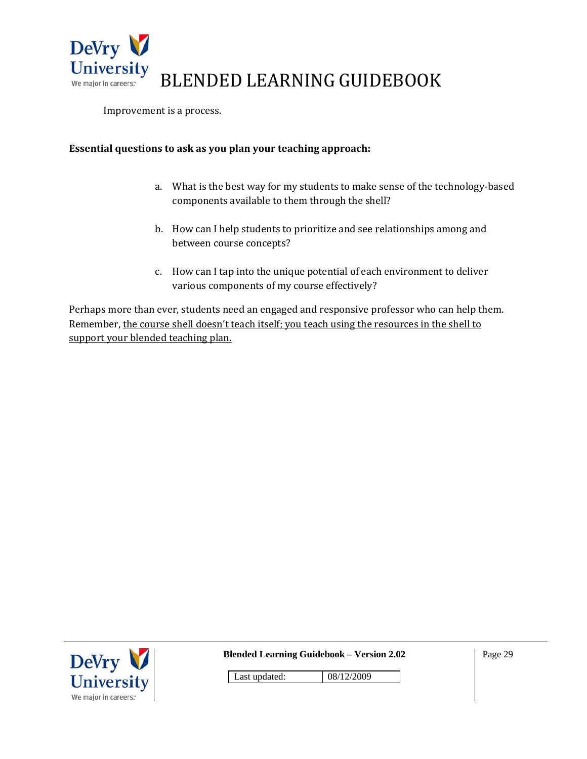Improvement is a process.

**Essential questions to ask as you plan your teaching approach:**

a. What is the best way for my students to make sense of the technology-based components available to them through the shell?

b. How can I help students to prioritize and see relationships among and between course concepts?

c. How can I tap into the unique potential of each environment to deliver various components of my course effectively?

Perhaps more than ever, students need an engaged and responsive professor who can help them. Remember, <u>the course shell doesn't teach itself; you teach using the resources in the shell to support your blended teaching plan.</u>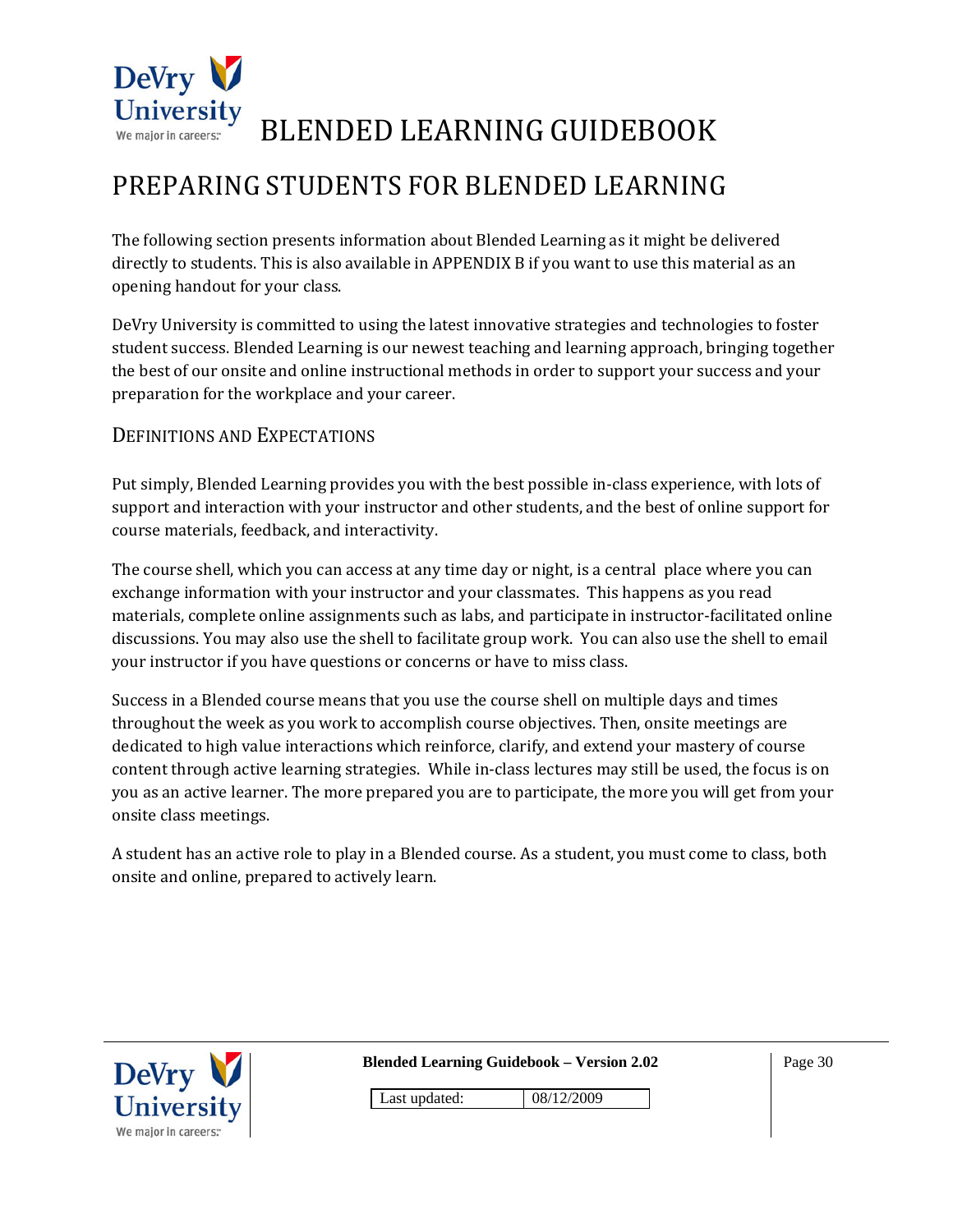## PREPARING STUDENTS FOR BLENDED LEARNING

The following section presents information about Blended Learning as it might be delivered directly to students. This is also available in APPENDIX B if you want to use this material as an opening handout for your class.

DeVry University is committed to using the latest innovative strategies and technologies to foster student success. Blended Learning is our newest teaching and learning approach, bringing together the best of our onsite and online instructional methods in order to support your success and your preparation for the workplace and your career.

### DEFINITIONS AND EXPECTATIONS

Put simply, Blended Learning provides you with the best possible in-class experience, with lots of support and interaction with your instructor and other students, and the best of online support for course materials, feedback, and interactivity.

The course shell, which you can access at any time day or night, is a central place where you can exchange information with your instructor and your classmates. This happens as you read materials, complete online assignments such as labs, and participate in instructor-facilitated online discussions. You may also use the shell to facilitate group work. You can also use the shell to email your instructor if you have questions or concerns or have to miss class.

Success in a Blended course means that you use the course shell on multiple days and times throughout the week as you work to accomplish course objectives. Then, onsite meetings are dedicated to high value interactions which reinforce, clarify, and extend your mastery of course content through active learning strategies. While in-class lectures may still be used, the focus is on you as an active learner. The more prepared you are to participate, the more you will get from your onsite class meetings.

A student has an active role to play in a Blended course. As a student, you must come to class, both onsite and online, prepared to actively learn.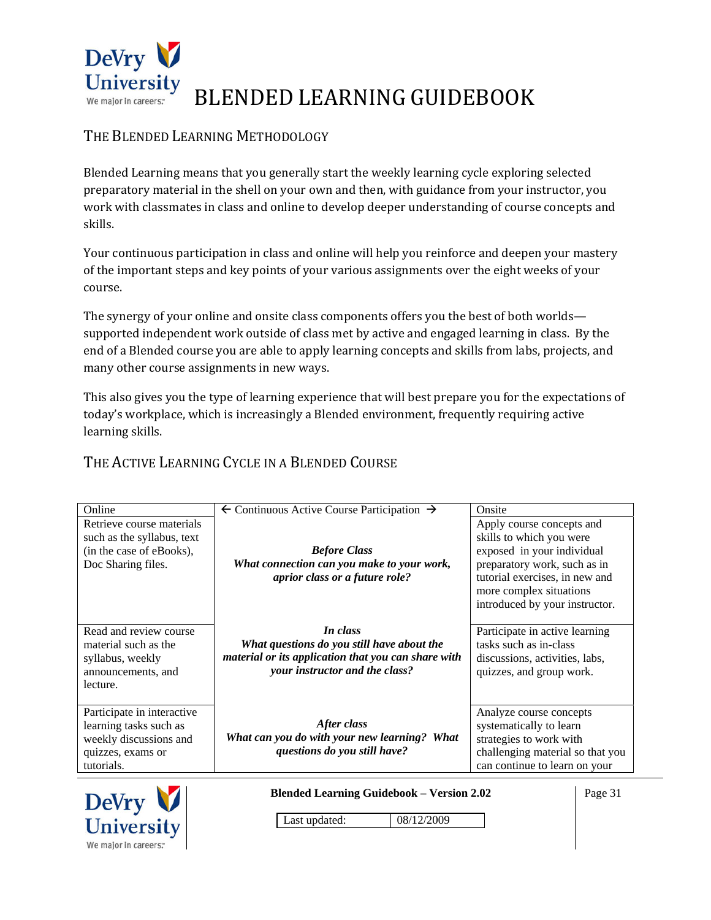# BLENDED LEARNING GUIDEBOOK

## THE BLENDED LEARNING METHODOLOGY

Blended Learning means that you generally start the weekly learning cycle exploring selected preparatory material in the shell on your own and then, with guidance from your instructor, you work with classmates in class and online to develop deeper understanding of course concepts and skills.

Your continuous participation in class and online will help you reinforce and deepen your mastery of the important steps and key points of your various assignments over the eight weeks of your course.

The synergy of your online and onsite class components offers you the best of both worlds—supported independent work outside of class met by active and engaged learning in class. By the end of a Blended course you are able to apply learning concepts and skills from labs, projects, and many other course assignments in new ways.

This also gives you the type of learning experience that will best prepare you for the expectations of today's workplace, which is increasingly a Blended environment, frequently requiring active learning skills.

## THE ACTIVE LEARNING CYCLE IN A BLENDED COURSE

| Online | ← Continuous Active Course Participation → | Onsite |
|---|---|---|
| Retrieve course materials such as the syllabus, text (in the case of eBooks), Doc Sharing files. | ***Before Class*** ***What connection can you make to your work, aprior class or a future role?*** | Apply course concepts and skills to which you were exposed in your individual preparatory work, such as in tutorial exercises, in new and more complex situations introduced by your instructor. |
| Read and review course material such as the syllabus, weekly announcements, and lecture. | ***In class*** ***What questions do you still have about the material or its application that you can share with your instructor and the class?*** | Participate in active learning tasks such as in-class discussions, activities, labs, quizzes, and group work. |
| Participate in interactive learning tasks such as weekly discussions and quizzes, exams or tutorials. | ***After class*** ***What can you do with your new learning? What questions do you still have?*** | Analyze course concepts systematically to learn strategies to work with challenging material so that you can continue to learn on your |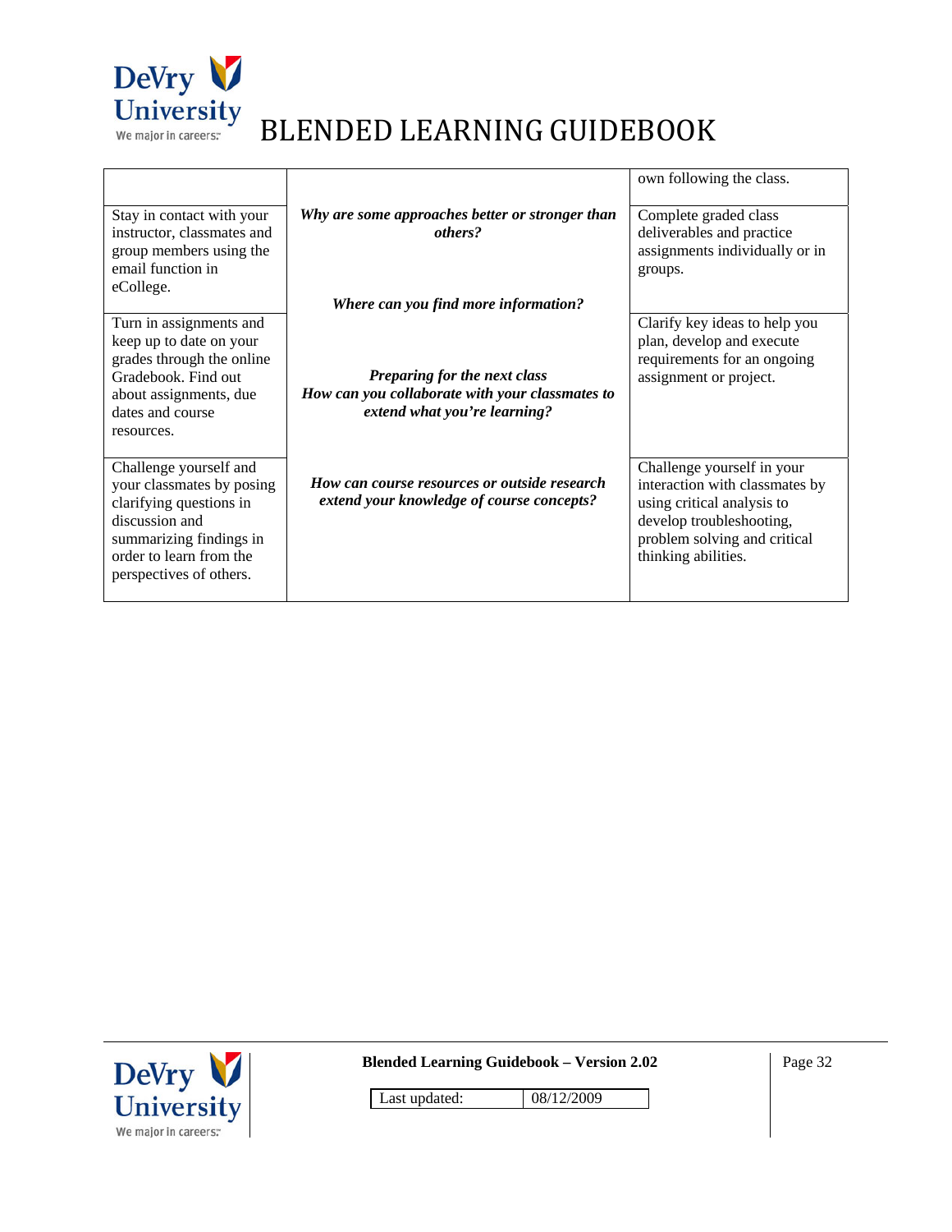| | | |
|---|---|---|
| | | own following the class. |
| Stay in contact with your instructor, classmates and group members using the email function in eCollege. | ***Why are some approaches better or stronger than others?*** <br><br> ***Where can you find more information?*** | Complete graded class deliverables and practice assignments individually or in groups. |
| Turn in assignments and keep up to date on your grades through the online Gradebook. Find out about assignments, due dates and course resources. | ***Preparing for the next class*** <br> ***How can you collaborate with your classmates to extend what you're learning?*** | Clarify key ideas to help you plan, develop and execute requirements for an ongoing assignment or project. |
| Challenge yourself and your classmates by posing clarifying questions in discussion and summarizing findings in order to learn from the perspectives of others. | ***How can course resources or outside research extend your knowledge of course concepts?*** | Challenge yourself in your interaction with classmates by using critical analysis to develop troubleshooting, problem solving and critical thinking abilities. |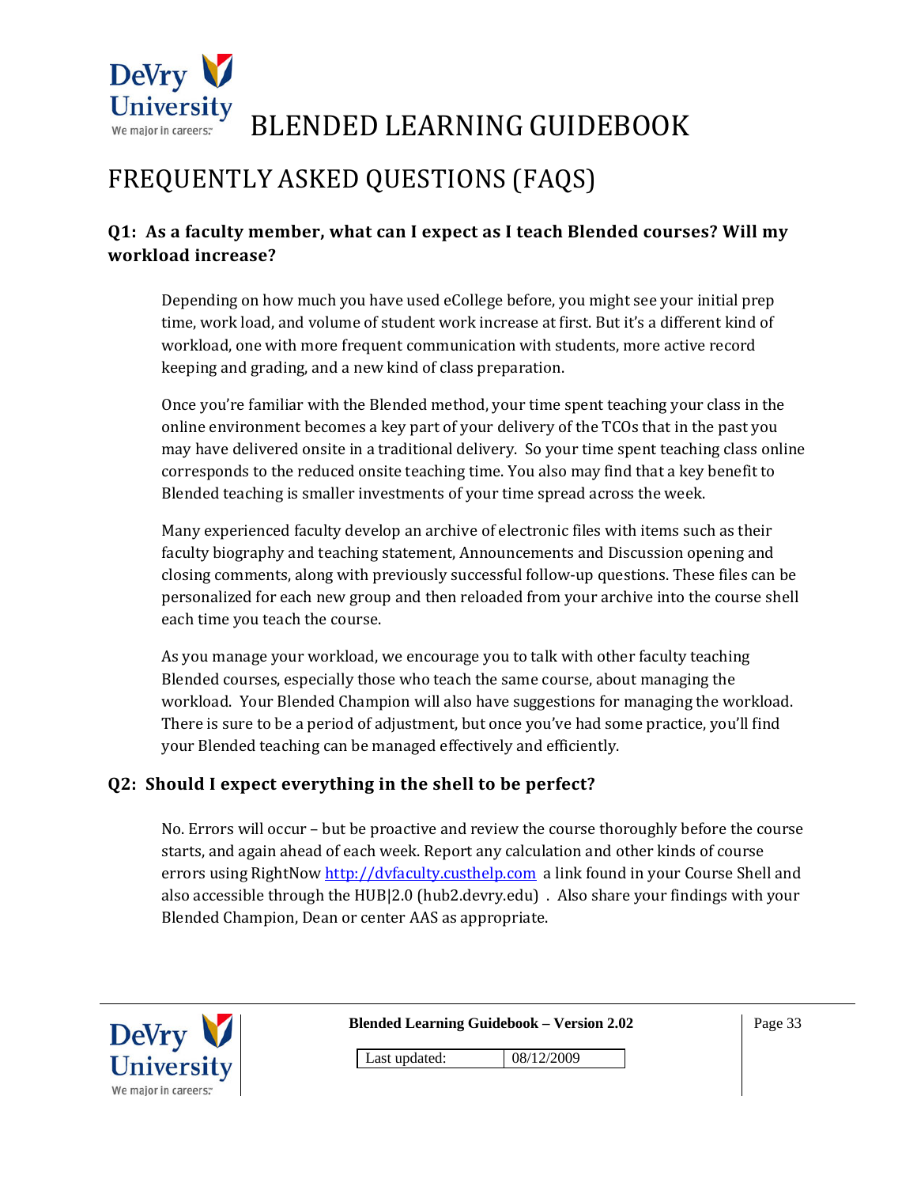# FREQUENTLY ASKED QUESTIONS (FAQS)

### Q1: As a faculty member, what can I expect as I teach Blended courses? Will my workload increase?

Depending on how much you have used eCollege before, you might see your initial prep time, work load, and volume of student work increase at first. But it's a different kind of workload, one with more frequent communication with students, more active record keeping and grading, and a new kind of class preparation.

Once you're familiar with the Blended method, your time spent teaching your class in the online environment becomes a key part of your delivery of the TCOs that in the past you may have delivered onsite in a traditional delivery. So your time spent teaching class online corresponds to the reduced onsite teaching time. You also may find that a key benefit to Blended teaching is smaller investments of your time spread across the week.

Many experienced faculty develop an archive of electronic files with items such as their faculty biography and teaching statement, Announcements and Discussion opening and closing comments, along with previously successful follow-up questions. These files can be personalized for each new group and then reloaded from your archive into the course shell each time you teach the course.

As you manage your workload, we encourage you to talk with other faculty teaching Blended courses, especially those who teach the same course, about managing the workload. Your Blended Champion will also have suggestions for managing the workload. There is sure to be a period of adjustment, but once you've had some practice, you'll find your Blended teaching can be managed effectively and efficiently.

### Q2: Should I expect everything in the shell to be perfect?

No. Errors will occur – but be proactive and review the course thoroughly before the course starts, and again ahead of each week. Report any calculation and other kinds of course errors using RightNow [http://dvfaculty.custhelp.com](http://dvfaculty.custhelp.com) a link found in your Course Shell and also accessible through the HUB|2.0 (hub2.devry.edu) . Also share your findings with your Blended Champion, Dean or center AAS as appropriate.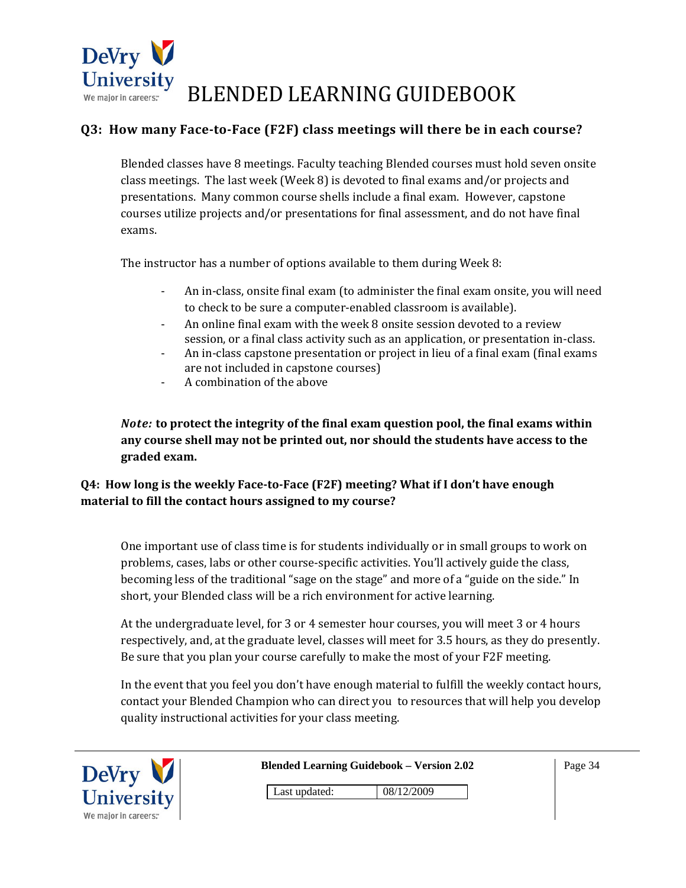## Q3: How many Face-to-Face (F2F) class meetings will there be in each course?

Blended classes have 8 meetings. Faculty teaching Blended courses must hold seven onsite class meetings. The last week (Week 8) is devoted to final exams and/or projects and presentations. Many common course shells include a final exam. However, capstone courses utilize projects and/or presentations for final assessment, and do not have final exams.

The instructor has a number of options available to them during Week 8:

- An in-class, onsite final exam (to administer the final exam onsite, you will need to check to be sure a computer-enabled classroom is available).
- An online final exam with the week 8 onsite session devoted to a review session, or a final class activity such as an application, or presentation in-class.
- An in-class capstone presentation or project in lieu of a final exam (final exams are not included in capstone courses)
- A combination of the above

***Note:* to protect the integrity of the final exam question pool, the final exams within any course shell may not be printed out, nor should the students have access to the graded exam.**

## Q4: How long is the weekly Face-to-Face (F2F) meeting? What if I don't have enough material to fill the contact hours assigned to my course?

One important use of class time is for students individually or in small groups to work on problems, cases, labs or other course-specific activities. You'll actively guide the class, becoming less of the traditional "sage on the stage" and more of a "guide on the side." In short, your Blended class will be a rich environment for active learning.

At the undergraduate level, for 3 or 4 semester hour courses, you will meet 3 or 4 hours respectively, and, at the graduate level, classes will meet for 3.5 hours, as they do presently. Be sure that you plan your course carefully to make the most of your F2F meeting.

In the event that you feel you don't have enough material to fulfill the weekly contact hours, contact your Blended Champion who can direct you to resources that will help you develop quality instructional activities for your class meeting.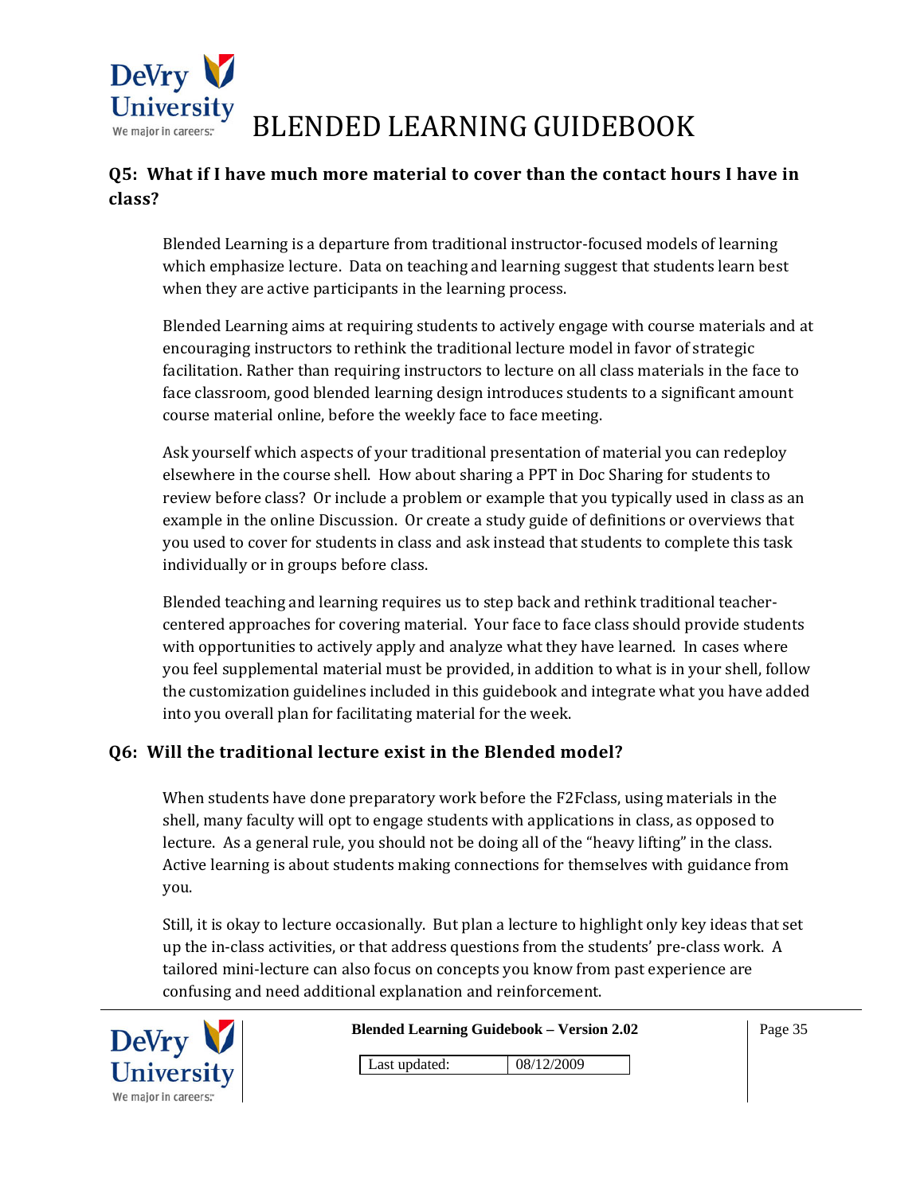### Q5: What if I have much more material to cover than the contact hours I have in class?

Blended Learning is a departure from traditional instructor-focused models of learning which emphasize lecture. Data on teaching and learning suggest that students learn best when they are active participants in the learning process.

Blended Learning aims at requiring students to actively engage with course materials and at encouraging instructors to rethink the traditional lecture model in favor of strategic facilitation. Rather than requiring instructors to lecture on all class materials in the face to face classroom, good blended learning design introduces students to a significant amount course material online, before the weekly face to face meeting.

Ask yourself which aspects of your traditional presentation of material you can redeploy elsewhere in the course shell. How about sharing a PPT in Doc Sharing for students to review before class? Or include a problem or example that you typically used in class as an example in the online Discussion. Or create a study guide of definitions or overviews that you used to cover for students in class and ask instead that students to complete this task individually or in groups before class.

Blended teaching and learning requires us to step back and rethink traditional teacher-centered approaches for covering material. Your face to face class should provide students with opportunities to actively apply and analyze what they have learned. In cases where you feel supplemental material must be provided, in addition to what is in your shell, follow the customization guidelines included in this guidebook and integrate what you have added into you overall plan for facilitating material for the week.

### Q6: Will the traditional lecture exist in the Blended model?

When students have done preparatory work before the F2Fclass, using materials in the shell, many faculty will opt to engage students with applications in class, as opposed to lecture. As a general rule, you should not be doing all of the "heavy lifting" in the class. Active learning is about students making connections for themselves with guidance from you.

Still, it is okay to lecture occasionally. But plan a lecture to highlight only key ideas that set up the in-class activities, or that address questions from the students' pre-class work. A tailored mini-lecture can also focus on concepts you know from past experience are confusing and need additional explanation and reinforcement.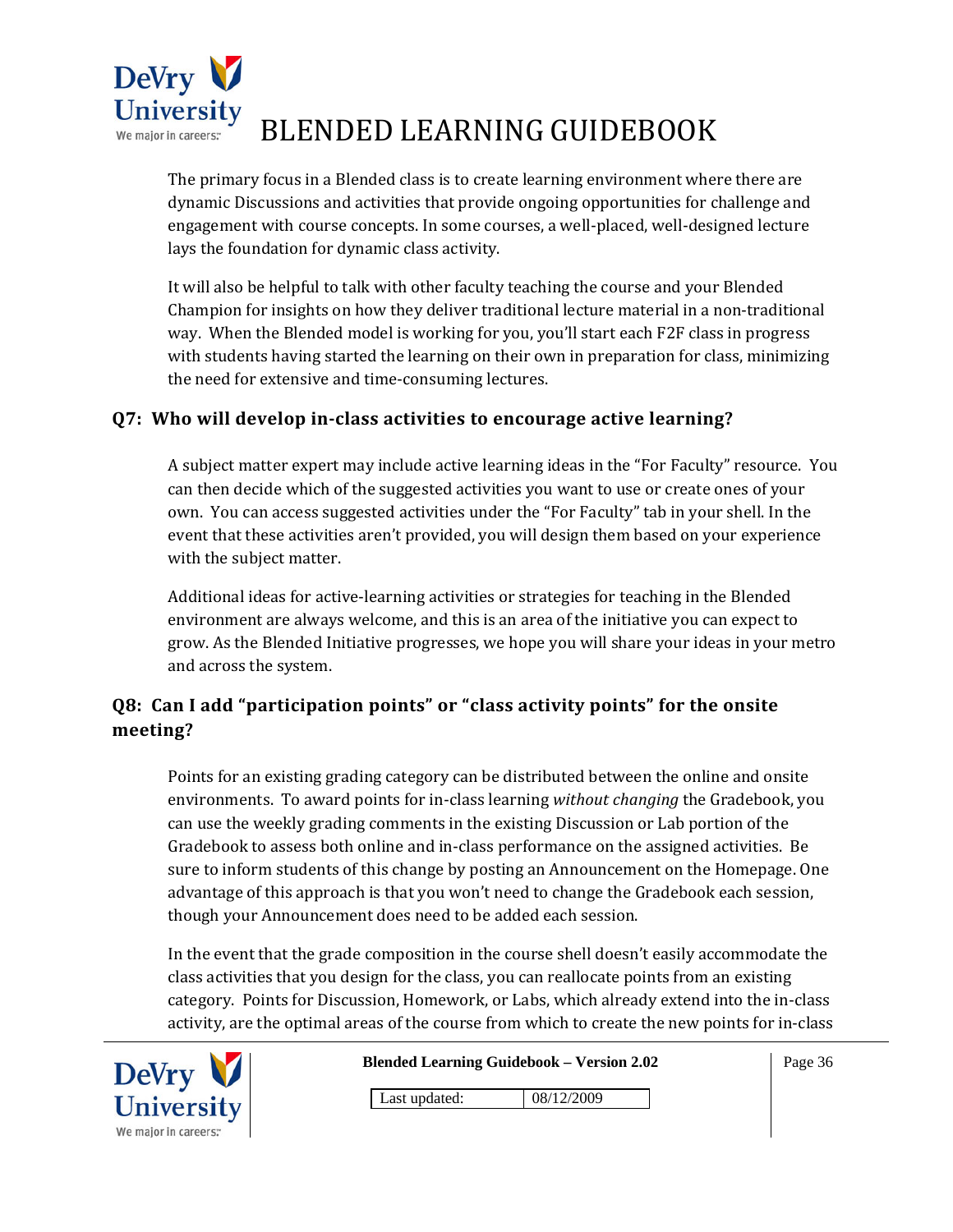The primary focus in a Blended class is to create learning environment where there are dynamic Discussions and activities that provide ongoing opportunities for challenge and engagement with course concepts. In some courses, a well-placed, well-designed lecture lays the foundation for dynamic class activity.

It will also be helpful to talk with other faculty teaching the course and your Blended Champion for insights on how they deliver traditional lecture material in a non-traditional way. When the Blended model is working for you, you'll start each F2F class in progress with students having started the learning on their own in preparation for class, minimizing the need for extensive and time-consuming lectures.

### Q7: Who will develop in-class activities to encourage active learning?

A subject matter expert may include active learning ideas in the "For Faculty" resource. You can then decide which of the suggested activities you want to use or create ones of your own. You can access suggested activities under the "For Faculty" tab in your shell. In the event that these activities aren't provided, you will design them based on your experience with the subject matter.

Additional ideas for active-learning activities or strategies for teaching in the Blended environment are always welcome, and this is an area of the initiative you can expect to grow. As the Blended Initiative progresses, we hope you will share your ideas in your metro and across the system.

### Q8: Can I add "participation points" or "class activity points" for the onsite meeting?

Points for an existing grading category can be distributed between the online and onsite environments. To award points for in-class learning *without changing* the Gradebook, you can use the weekly grading comments in the existing Discussion or Lab portion of the Gradebook to assess both online and in-class performance on the assigned activities. Be sure to inform students of this change by posting an Announcement on the Homepage. One advantage of this approach is that you won't need to change the Gradebook each session, though your Announcement does need to be added each session.

In the event that the grade composition in the course shell doesn't easily accommodate the class activities that you design for the class, you can reallocate points from an existing category. Points for Discussion, Homework, or Labs, which already extend into the in-class activity, are the optimal areas of the course from which to create the new points for in-class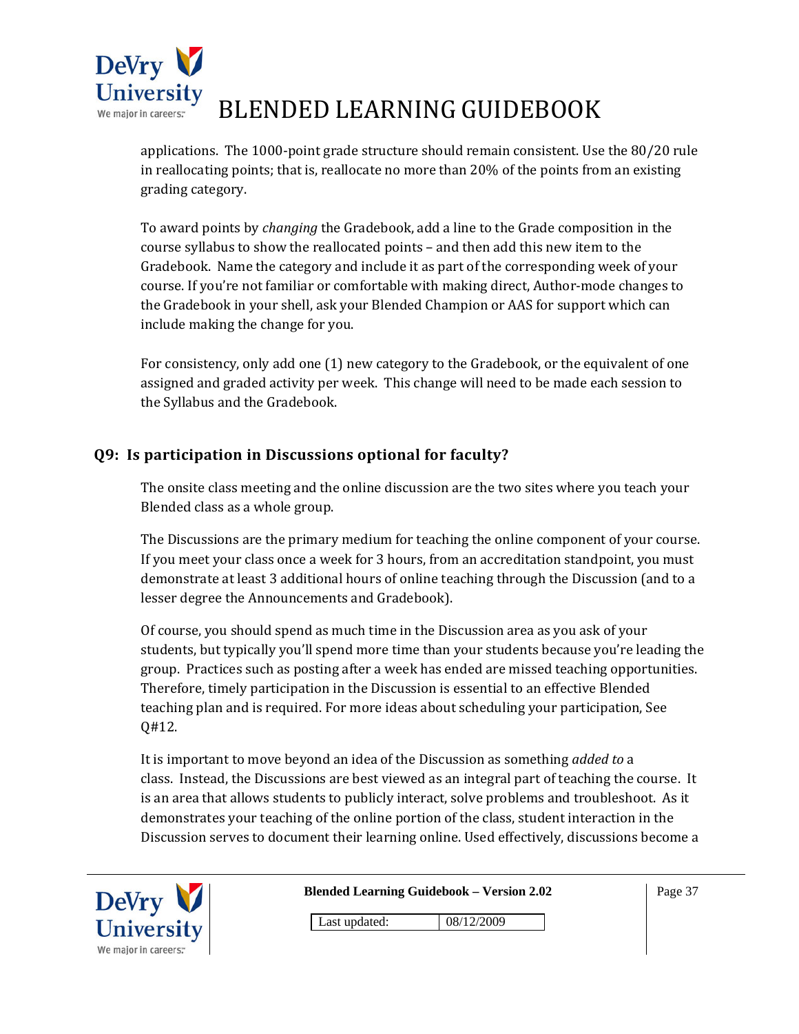applications. The 1000-point grade structure should remain consistent. Use the 80/20 rule in reallocating points; that is, reallocate no more than 20% of the points from an existing grading category.

To award points by *changing* the Gradebook, add a line to the Grade composition in the course syllabus to show the reallocated points – and then add this new item to the Gradebook. Name the category and include it as part of the corresponding week of your course. If you're not familiar or comfortable with making direct, Author-mode changes to the Gradebook in your shell, ask your Blended Champion or AAS for support which can include making the change for you.

For consistency, only add one (1) new category to the Gradebook, or the equivalent of one assigned and graded activity per week. This change will need to be made each session to the Syllabus and the Gradebook.

## Q9: Is participation in Discussions optional for faculty?

The onsite class meeting and the online discussion are the two sites where you teach your Blended class as a whole group.

The Discussions are the primary medium for teaching the online component of your course. If you meet your class once a week for 3 hours, from an accreditation standpoint, you must demonstrate at least 3 additional hours of online teaching through the Discussion (and to a lesser degree the Announcements and Gradebook).

Of course, you should spend as much time in the Discussion area as you ask of your students, but typically you'll spend more time than your students because you're leading the group. Practices such as posting after a week has ended are missed teaching opportunities. Therefore, timely participation in the Discussion is essential to an effective Blended teaching plan and is required. For more ideas about scheduling your participation, See Q#12.

It is important to move beyond an idea of the Discussion as something *added to* a class. Instead, the Discussions are best viewed as an integral part of teaching the course. It is an area that allows students to publicly interact, solve problems and troubleshoot. As it demonstrates your teaching of the online portion of the class, student interaction in the Discussion serves to document their learning online. Used effectively, discussions become a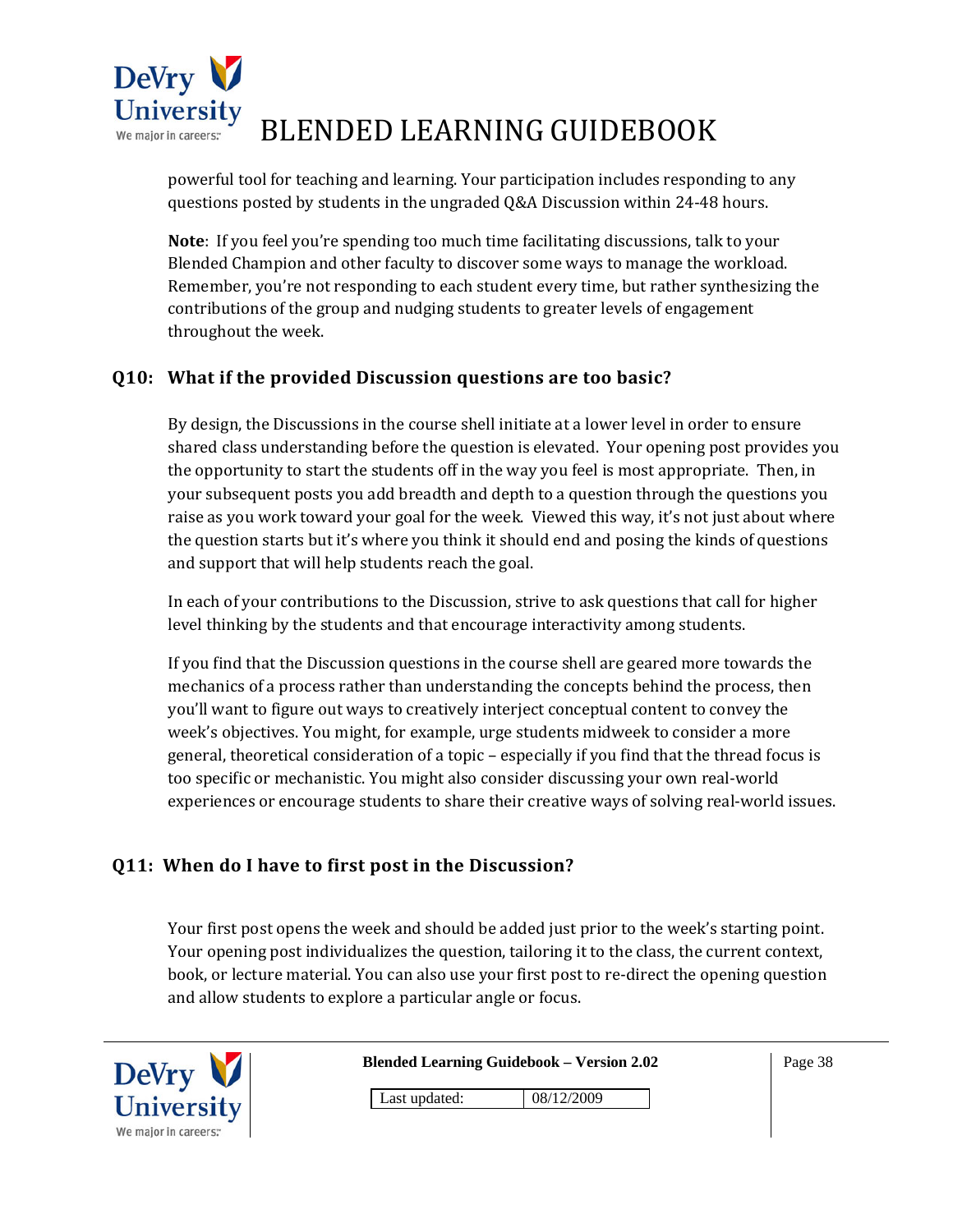powerful tool for teaching and learning. Your participation includes responding to any questions posted by students in the ungraded Q&A Discussion within 24-48 hours.

**Note**: If you feel you're spending too much time facilitating discussions, talk to your Blended Champion and other faculty to discover some ways to manage the workload. Remember, you're not responding to each student every time, but rather synthesizing the contributions of the group and nudging students to greater levels of engagement throughout the week.

## Q10: What if the provided Discussion questions are too basic?

By design, the Discussions in the course shell initiate at a lower level in order to ensure shared class understanding before the question is elevated. Your opening post provides you the opportunity to start the students off in the way you feel is most appropriate. Then, in your subsequent posts you add breadth and depth to a question through the questions you raise as you work toward your goal for the week. Viewed this way, it's not just about where the question starts but it's where you think it should end and posing the kinds of questions and support that will help students reach the goal.

In each of your contributions to the Discussion, strive to ask questions that call for higher level thinking by the students and that encourage interactivity among students.

If you find that the Discussion questions in the course shell are geared more towards the mechanics of a process rather than understanding the concepts behind the process, then you'll want to figure out ways to creatively interject conceptual content to convey the week's objectives. You might, for example, urge students midweek to consider a more general, theoretical consideration of a topic – especially if you find that the thread focus is too specific or mechanistic. You might also consider discussing your own real-world experiences or encourage students to share their creative ways of solving real-world issues.

## Q11: When do I have to first post in the Discussion?

Your first post opens the week and should be added just prior to the week's starting point. Your opening post individualizes the question, tailoring it to the class, the current context, book, or lecture material. You can also use your first post to re-direct the opening question and allow students to explore a particular angle or focus.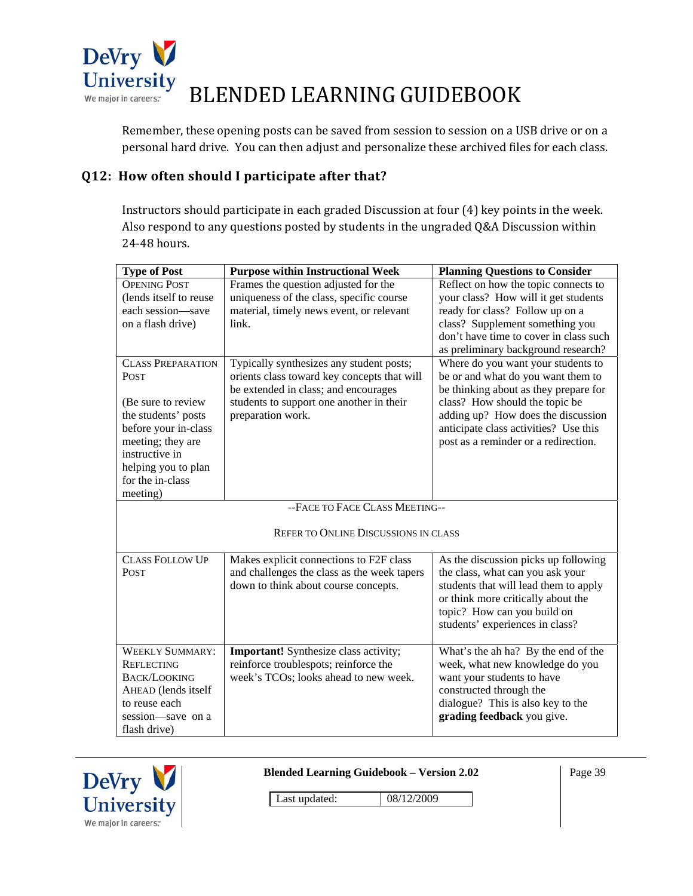Remember, these opening posts can be saved from session to session on a USB drive or on a personal hard drive. You can then adjust and personalize these archived files for each class.

## Q12: How often should I participate after that?

Instructors should participate in each graded Discussion at four (4) key points in the week. Also respond to any questions posted by students in the ungraded Q&A Discussion within 24-48 hours.

| Type of Post | Purpose within Instructional Week | Planning Questions to Consider |
|---|---|---|
| OPENING POST (lends itself to reuse each session—save on a flash drive) | Frames the question adjusted for the uniqueness of the class, specific course material, timely news event, or relevant link. | Reflect on how the topic connects to your class? How will it get students ready for class? Follow up on a class? Supplement something you don't have time to cover in class such as preliminary background research? |
| CLASS PREPARATION POST (Be sure to review the students' posts before your in-class meeting; they are instructive in helping you to plan for the in-class meeting) | Typically synthesizes any student posts; orients class toward key concepts that will be extended in class; and encourages students to support one another in their preparation work. | Where do you want your students to be or and what do you want them to be thinking about as they prepare for class? How should the topic be adding up? How does the discussion anticipate class activities? Use this post as a reminder or a redirection. |
| --FACE TO FACE CLASS MEETING-- REFER TO ONLINE DISCUSSIONS IN CLASS | | |
| CLASS FOLLOW UP POST | Makes explicit connections to F2F class and challenges the class as the week tapers down to think about course concepts. | As the discussion picks up following the class, what can you ask your students that will lead them to apply or think more critically about the topic? How can you build on students' experiences in class? |
| WEEKLY SUMMARY: REFLECTING BACK/LOOKING AHEAD (lends itself to reuse each session—save on a flash drive) | **Important!** Synthesize class activity; reinforce troublespots; reinforce the week's TCOs; looks ahead to new week. | What's the ah ha? By the end of the week, what new knowledge do you want your students to have constructed through the dialogue? This is also key to the **grading feedback** you give. |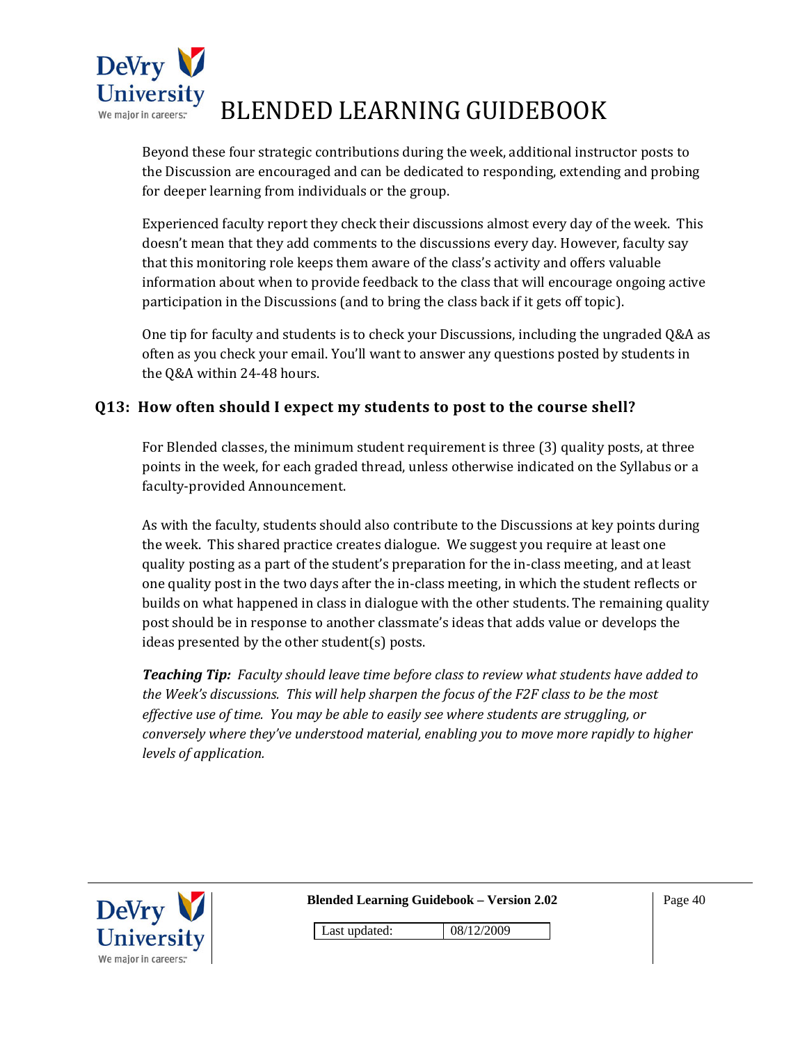Beyond these four strategic contributions during the week, additional instructor posts to the Discussion are encouraged and can be dedicated to responding, extending and probing for deeper learning from individuals or the group.

Experienced faculty report they check their discussions almost every day of the week. This doesn't mean that they add comments to the discussions every day. However, faculty say that this monitoring role keeps them aware of the class's activity and offers valuable information about when to provide feedback to the class that will encourage ongoing active participation in the Discussions (and to bring the class back if it gets off topic).

One tip for faculty and students is to check your Discussions, including the ungraded Q&A as often as you check your email. You'll want to answer any questions posted by students in the Q&A within 24-48 hours.

### Q13: How often should I expect my students to post to the course shell?

For Blended classes, the minimum student requirement is three (3) quality posts, at three points in the week, for each graded thread, unless otherwise indicated on the Syllabus or a faculty-provided Announcement.

As with the faculty, students should also contribute to the Discussions at key points during the week. This shared practice creates dialogue. We suggest you require at least one quality posting as a part of the student's preparation for the in-class meeting, and at least one quality post in the two days after the in-class meeting, in which the student reflects or builds on what happened in class in dialogue with the other students. The remaining quality post should be in response to another classmate's ideas that adds value or develops the ideas presented by the other student(s) posts.

***Teaching Tip:*** *Faculty should leave time before class to review what students have added to the Week's discussions. This will help sharpen the focus of the F2F class to be the most effective use of time. You may be able to easily see where students are struggling, or conversely where they've understood material, enabling you to move more rapidly to higher levels of application.*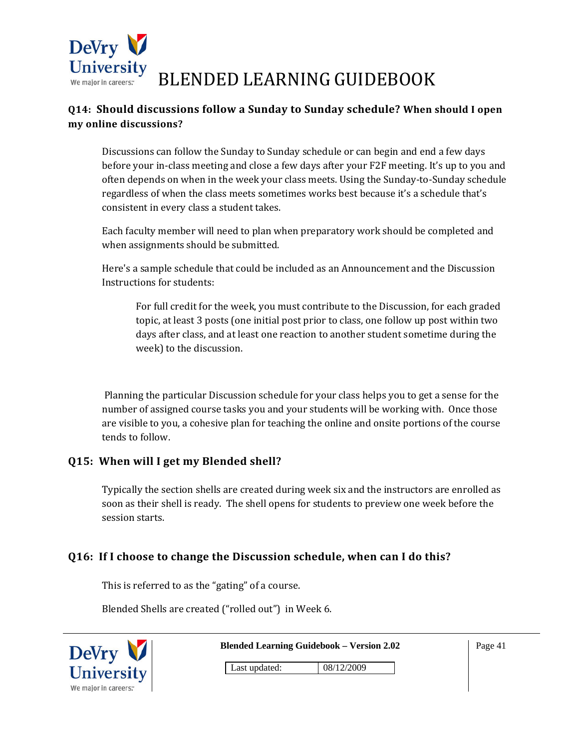**Q14: Should discussions follow a Sunday to Sunday schedule? When should I open my online discussions?**

Discussions can follow the Sunday to Sunday schedule or can begin and end a few days before your in-class meeting and close a few days after your F2F meeting. It's up to you and often depends on when in the week your class meets. Using the Sunday-to-Sunday schedule regardless of when the class meets sometimes works best because it's a schedule that's consistent in every class a student takes.

Each faculty member will need to plan when preparatory work should be completed and when assignments should be submitted.

Here's a sample schedule that could be included as an Announcement and the Discussion Instructions for students:

> For full credit for the week, you must contribute to the Discussion, for each graded topic, at least 3 posts (one initial post prior to class, one follow up post within two days after class, and at least one reaction to another student sometime during the week) to the discussion.

Planning the particular Discussion schedule for your class helps you to get a sense for the number of assigned course tasks you and your students will be working with. Once those are visible to you, a cohesive plan for teaching the online and onsite portions of the course tends to follow.

**Q15: When will I get my Blended shell?**

Typically the section shells are created during week six and the instructors are enrolled as soon as their shell is ready. The shell opens for students to preview one week before the session starts.

**Q16: If I choose to change the Discussion schedule, when can I do this?**

This is referred to as the "gating" of a course.

Blended Shells are created ("rolled out") in Week 6.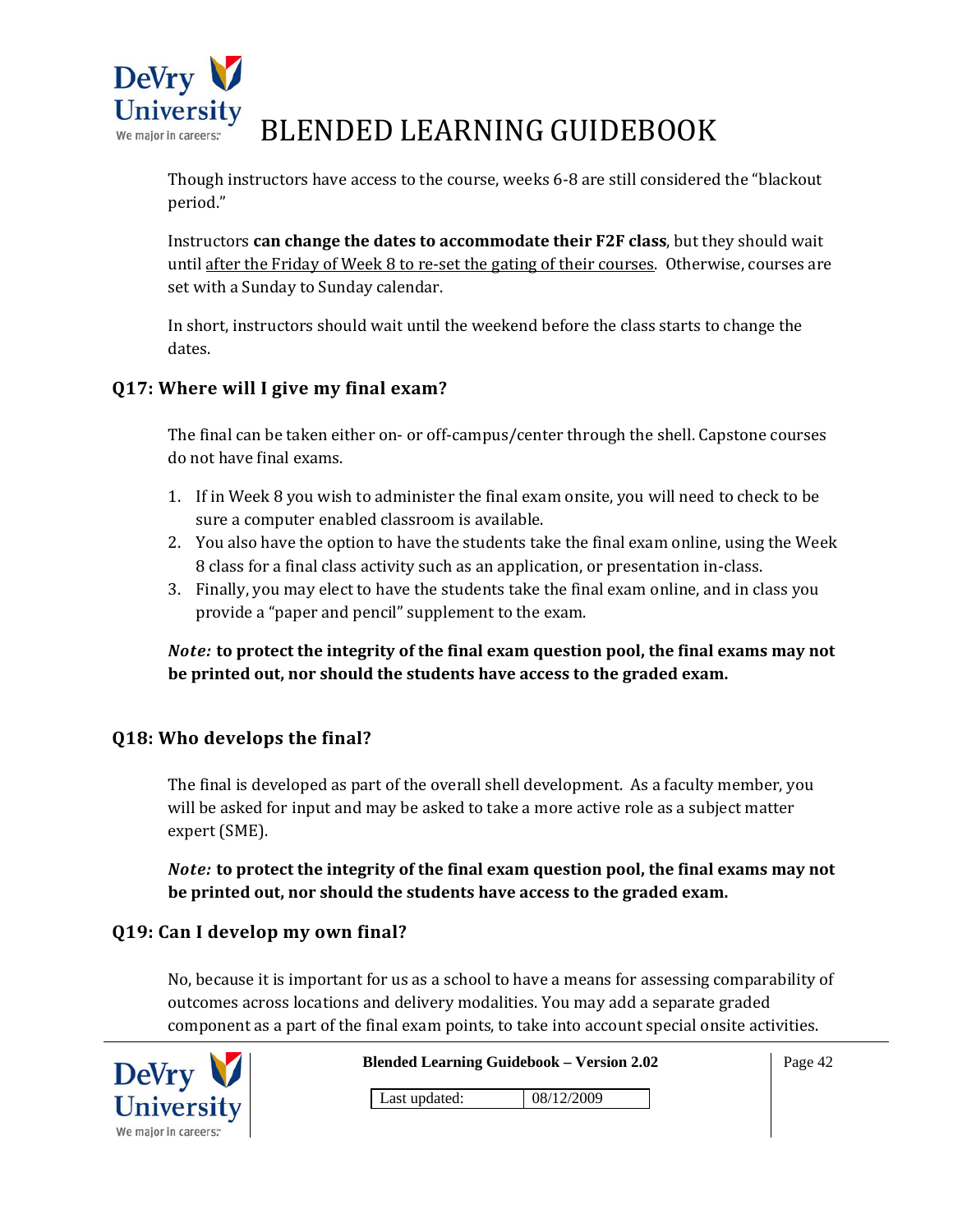Though instructors have access to the course, weeks 6-8 are still considered the "blackout period."

Instructors **can change the dates to accommodate their F2F class**, but they should wait until <u>after the Friday of Week 8 to re-set the gating of their courses</u>. Otherwise, courses are set with a Sunday to Sunday calendar.

In short, instructors should wait until the weekend before the class starts to change the dates.

### Q17: Where will I give my final exam?

The final can be taken either on- or off-campus/center through the shell. Capstone courses do not have final exams.

1. If in Week 8 you wish to administer the final exam onsite, you will need to check to be sure a computer enabled classroom is available.
2. You also have the option to have the students take the final exam online, using the Week 8 class for a final class activity such as an application, or presentation in-class.
3. Finally, you may elect to have the students take the final exam online, and in class you provide a "paper and pencil" supplement to the exam.

***Note:* to protect the integrity of the final exam question pool, the final exams may not be printed out, nor should the students have access to the graded exam.**

### Q18: Who develops the final?

The final is developed as part of the overall shell development. As a faculty member, you will be asked for input and may be asked to take a more active role as a subject matter expert (SME).

***Note:* to protect the integrity of the final exam question pool, the final exams may not be printed out, nor should the students have access to the graded exam.**

### Q19: Can I develop my own final?

No, because it is important for us as a school to have a means for assessing comparability of outcomes across locations and delivery modalities. You may add a separate graded component as a part of the final exam points, to take into account special onsite activities.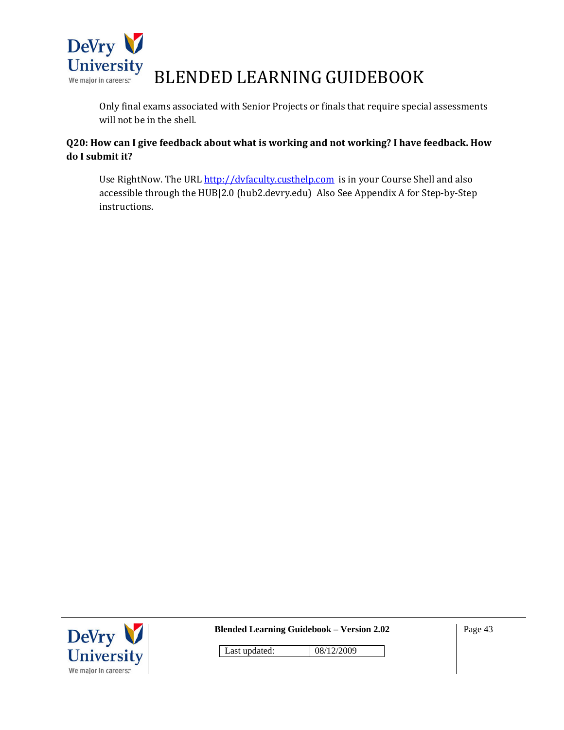Only final exams associated with Senior Projects or finals that require special assessments will not be in the shell.

**Q20: How can I give feedback about what is working and not working? I have feedback. How do I submit it?**

Use RightNow. The URL http://dvfaculty.custhelp.com is in your Course Shell and also accessible through the HUB|2.0 (hub2.devry.edu) Also See Appendix A for Step-by-Step instructions.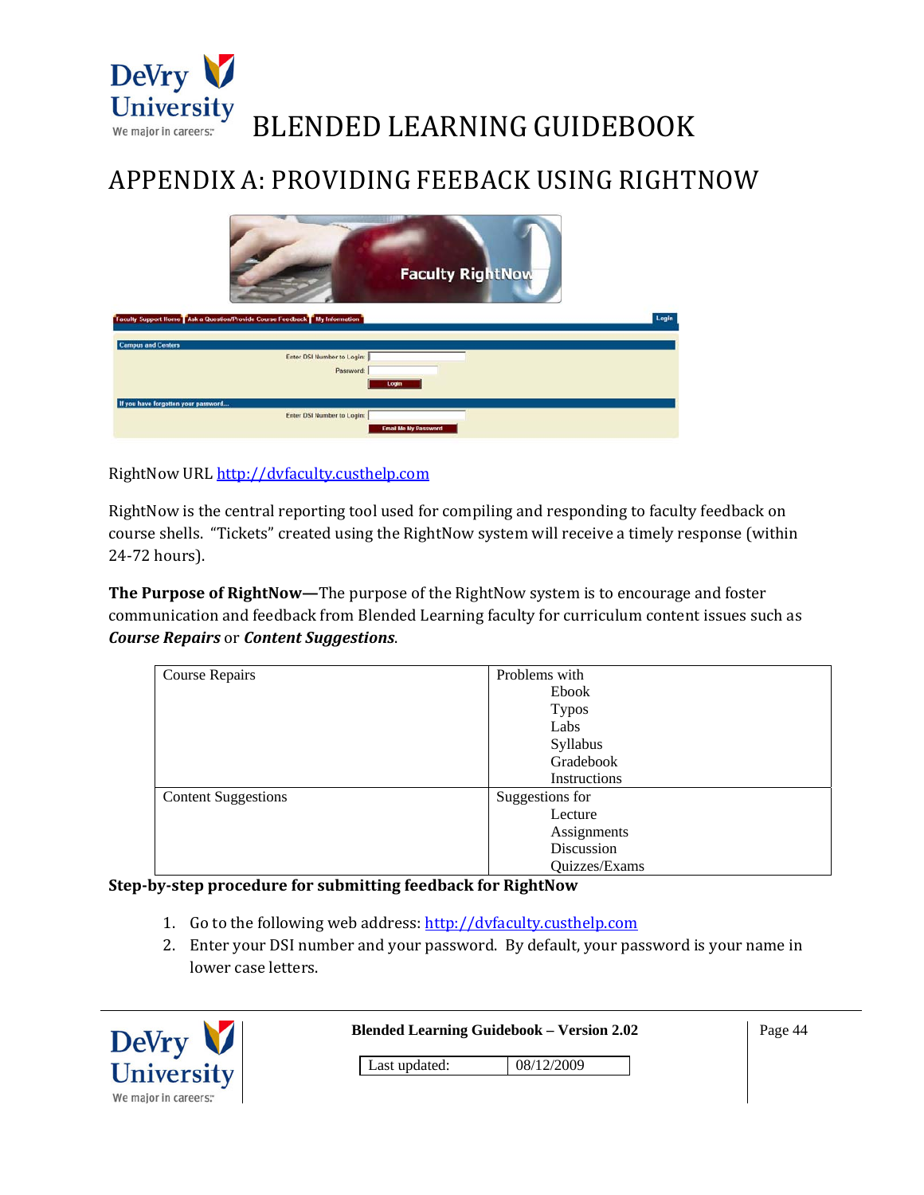# APPENDIX A: PROVIDING FEEBACK USING RIGHTNOW

RightNow URL http://dvfaculty.custhelp.com

RightNow is the central reporting tool used for compiling and responding to faculty feedback on course shells. "Tickets" created using the RightNow system will receive a timely response (within 24-72 hours).

**The Purpose of RightNow—**The purpose of the RightNow system is to encourage and foster communication and feedback from Blended Learning faculty for curriculum content issues such as ***Course Repairs*** or ***Content Suggestions***.

| Course Repairs | Problems with<br>Ebook<br>Typos<br>Labs<br>Syllabus<br>Gradebook<br>Instructions |
|---|---|
| Content Suggestions | Suggestions for<br>Lecture<br>Assignments<br>Discussion<br>Quizzes/Exams |

**Step-by-step procedure for submitting feedback for RightNow**

1. Go to the following web address: http://dvfaculty.custhelp.com
2. Enter your DSI number and your password. By default, your password is your name in lower case letters.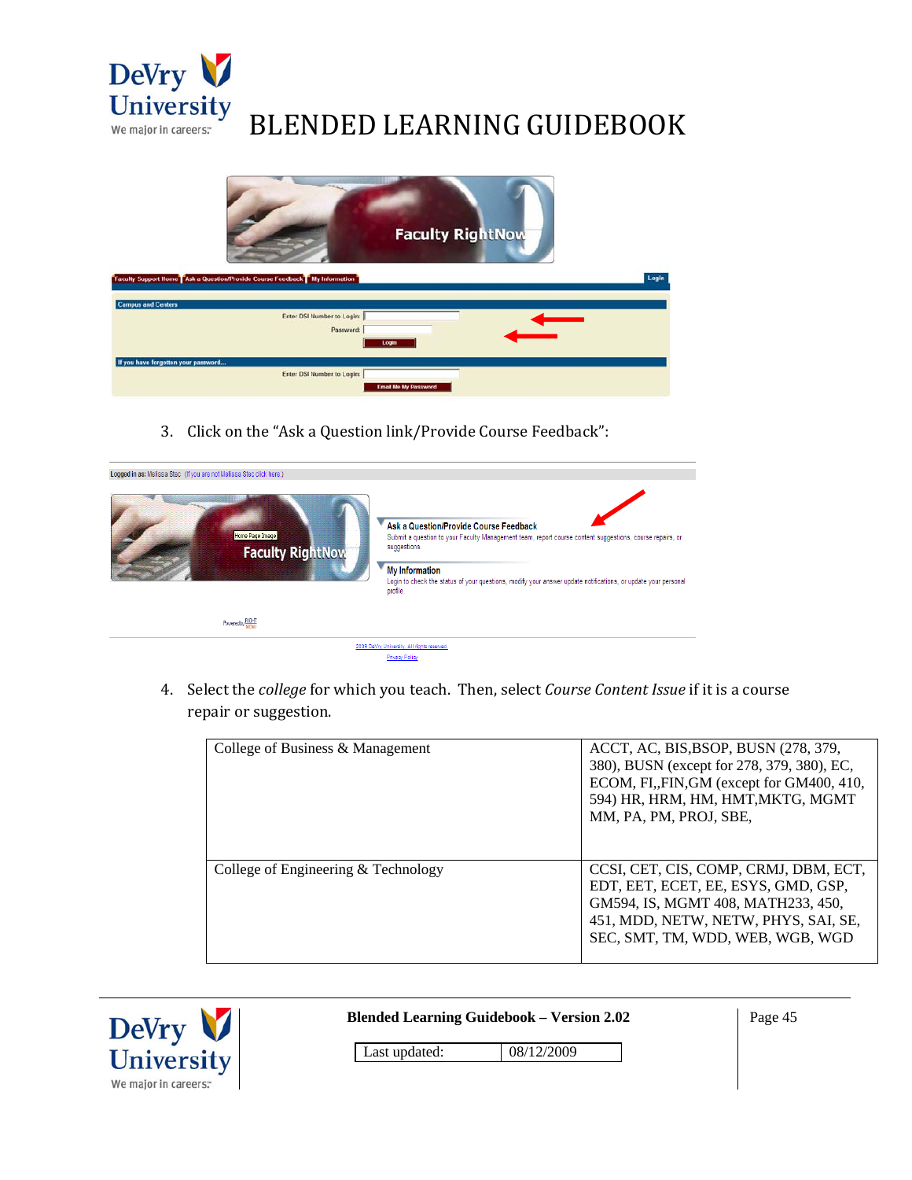3. Click on the "Ask a Question link/Provide Course Feedback":

4. Select the *college* for which you teach. Then, select *Course Content Issue* if it is a course repair or suggestion.

| | |
|---|---|
| College of Business & Management | ACCT, AC, BIS,BSOP, BUSN (278, 379, 380), BUSN (except for 278, 379, 380), EC, ECOM, FI,,FIN,GM (except for GM400, 410, 594) HR, HRM, HM, HMT,MKTG, MGMT MM, PA, PM, PROJ, SBE, |
| College of Engineering & Technology | CCSI, CET, CIS, COMP, CRMJ, DBM, ECT, EDT, EET, ECET, EE, ESYS, GMD, GSP, GM594, IS, MGMT 408, MATH233, 450, 451, MDD, NETW, NETW, PHYS, SAI, SE, SEC, SMT, TM, WDD, WEB, WGB, WGD |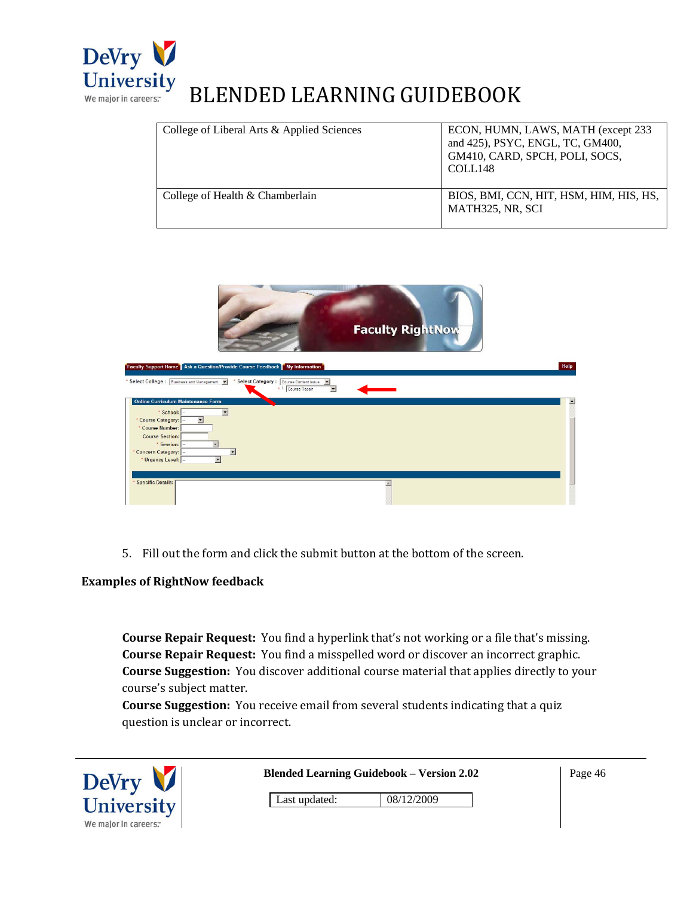| College of Liberal Arts & Applied Sciences | ECON, HUMN, LAWS, MATH (except 233 and 425), PSYC, ENGL, TC, GM400, GM410, CARD, SPCH, POLI, SOCS, COLL148 |
| --- | --- |
| College of Health & Chamberlain | BIOS, BMI, CCN, HIT, HSM, HIM, HIS, HS, MATH325, NR, SCI |

5. Fill out the form and click the submit button at the bottom of the screen.

**Examples of RightNow feedback**

**Course Repair Request:** You find a hyperlink that's not working or a file that's missing.
**Course Repair Request:** You find a misspelled word or discover an incorrect graphic.
**Course Suggestion:** You discover additional course material that applies directly to your course's subject matter.
**Course Suggestion:** You receive email from several students indicating that a quiz question is unclear or incorrect.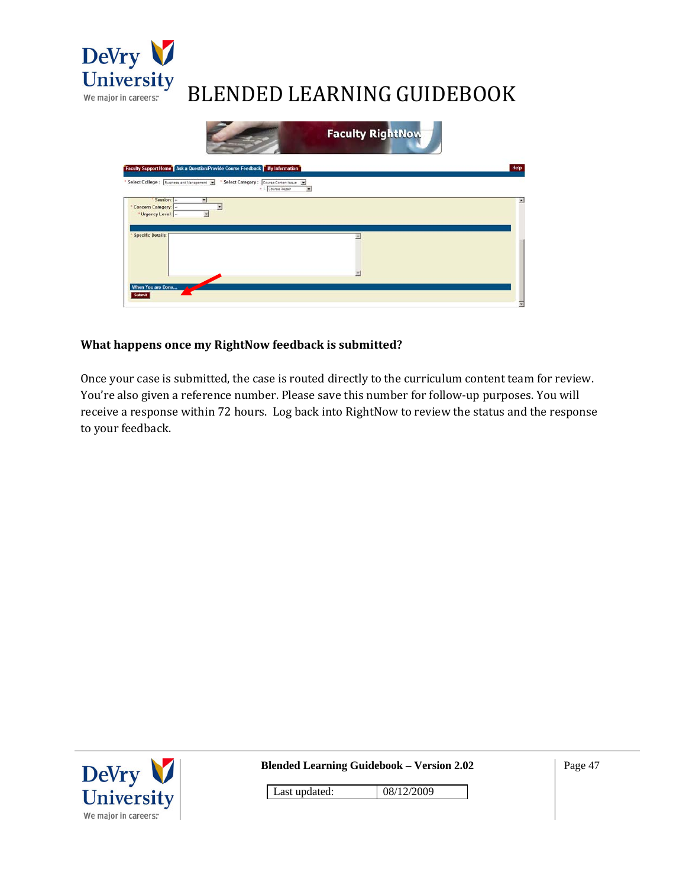### What happens once my RightNow feedback is submitted?

Once your case is submitted, the case is routed directly to the curriculum content team for review. You're also given a reference number. Please save this number for follow-up purposes. You will receive a response within 72 hours. Log back into RightNow to review the status and the response to your feedback.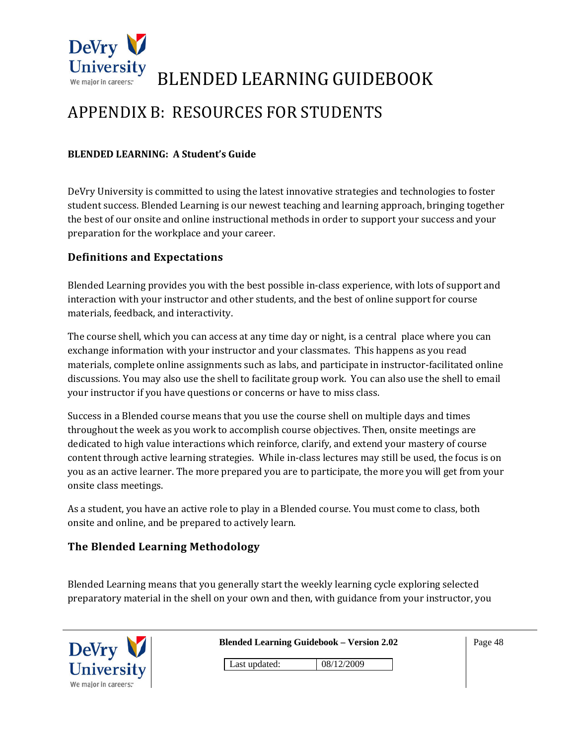# APPENDIX B: RESOURCES FOR STUDENTS

**BLENDED LEARNING: A Student's Guide**

DeVry University is committed to using the latest innovative strategies and technologies to foster student success. Blended Learning is our newest teaching and learning approach, bringing together the best of our onsite and online instructional methods in order to support your success and your preparation for the workplace and your career.

## Definitions and Expectations

Blended Learning provides you with the best possible in-class experience, with lots of support and interaction with your instructor and other students, and the best of online support for course materials, feedback, and interactivity.

The course shell, which you can access at any time day or night, is a central place where you can exchange information with your instructor and your classmates. This happens as you read materials, complete online assignments such as labs, and participate in instructor-facilitated online discussions. You may also use the shell to facilitate group work. You can also use the shell to email your instructor if you have questions or concerns or have to miss class.

Success in a Blended course means that you use the course shell on multiple days and times throughout the week as you work to accomplish course objectives. Then, onsite meetings are dedicated to high value interactions which reinforce, clarify, and extend your mastery of course content through active learning strategies. While in-class lectures may still be used, the focus is on you as an active learner. The more prepared you are to participate, the more you will get from your onsite class meetings.

As a student, you have an active role to play in a Blended course. You must come to class, both onsite and online, and be prepared to actively learn.

## The Blended Learning Methodology

Blended Learning means that you generally start the weekly learning cycle exploring selected preparatory material in the shell on your own and then, with guidance from your instructor, you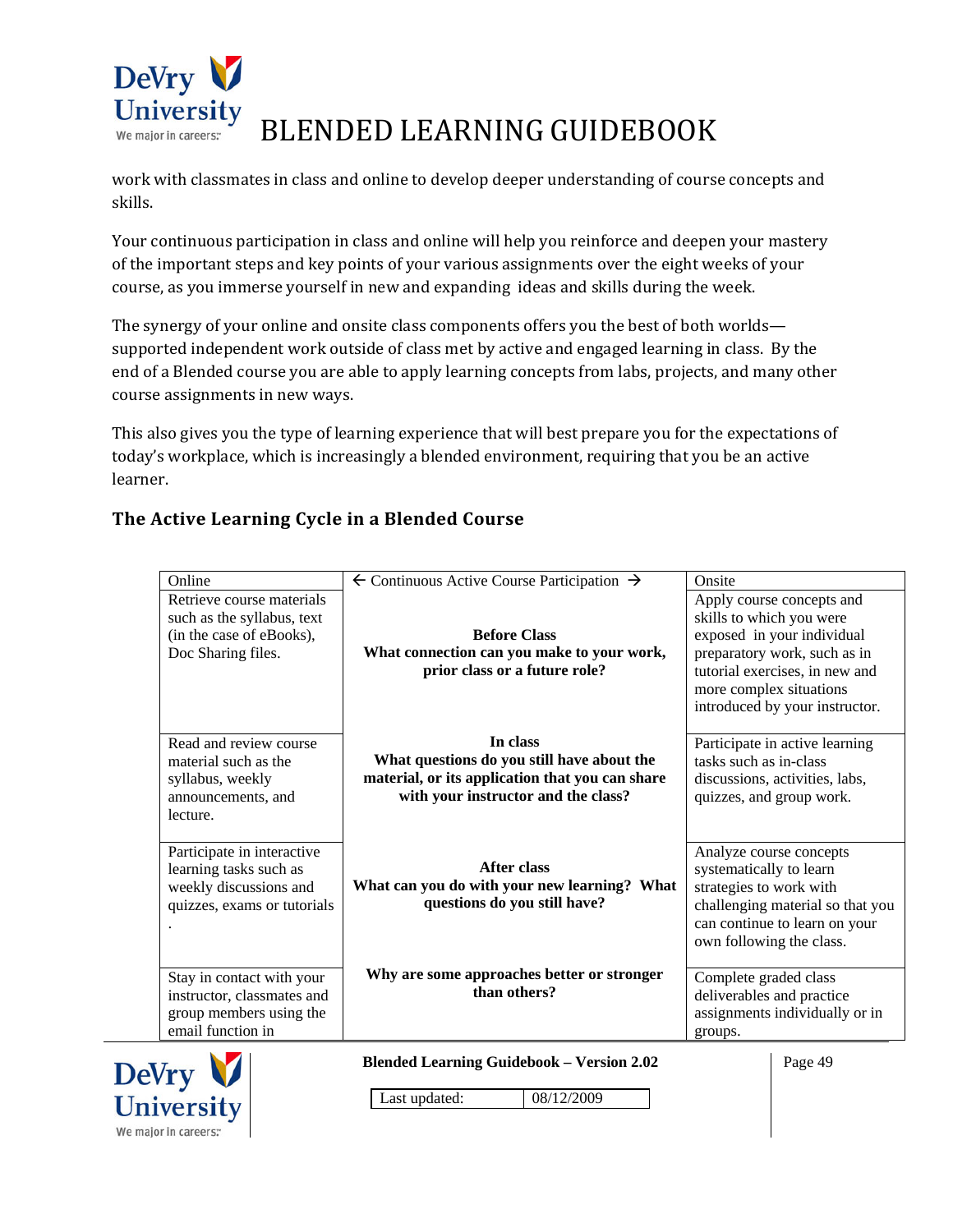work with classmates in class and online to develop deeper understanding of course concepts and skills.

Your continuous participation in class and online will help you reinforce and deepen your mastery of the important steps and key points of your various assignments over the eight weeks of your course, as you immerse yourself in new and expanding ideas and skills during the week.

The synergy of your online and onsite class components offers you the best of both worlds—supported independent work outside of class met by active and engaged learning in class. By the end of a Blended course you are able to apply learning concepts from labs, projects, and many other course assignments in new ways.

This also gives you the type of learning experience that will best prepare you for the expectations of today's workplace, which is increasingly a blended environment, requiring that you be an active learner.

### The Active Learning Cycle in a Blended Course

| Online | ← Continuous Active Course Participation → | Onsite |
|---|---|---|
| Retrieve course materials such as the syllabus, text (in the case of eBooks), Doc Sharing files. | **Before Class**<br>**What connection can you make to your work, prior class or a future role?** | Apply course concepts and skills to which you were exposed in your individual preparatory work, such as in tutorial exercises, in new and more complex situations introduced by your instructor. |
| Read and review course material such as the syllabus, weekly announcements, and lecture. | **In class**<br>**What questions do you still have about the material, or its application that you can share with your instructor and the class?** | Participate in active learning tasks such as in-class discussions, activities, labs, quizzes, and group work. |
| Participate in interactive learning tasks such as weekly discussions and quizzes, exams or tutorials<br>. | **After class**<br>**What can you do with your new learning? What questions do you still have?** | Analyze course concepts systematically to learn strategies to work with challenging material so that you can continue to learn on your own following the class. |
| Stay in contact with your instructor, classmates and group members using the email function in | **Why are some approaches better or stronger than others?** | Complete graded class deliverables and practice assignments individually or in groups. |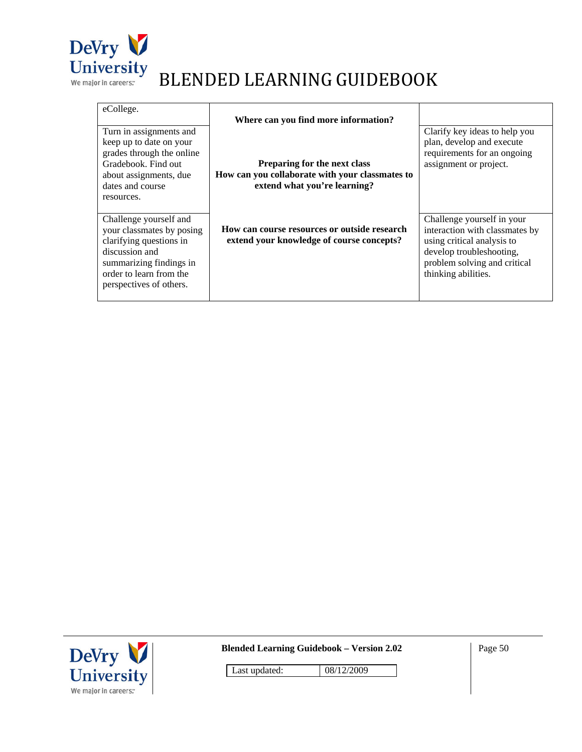| | | |
|---|---|---|
| eCollege. | **Where can you find more information?** | |
| Turn in assignments and keep up to date on your grades through the online Gradebook. Find out about assignments, due dates and course resources. | **Preparing for the next class**<br>**How can you collaborate with your classmates to extend what you're learning?** | Clarify key ideas to help you plan, develop and execute requirements for an ongoing assignment or project. |
| Challenge yourself and your classmates by posing clarifying questions in discussion and summarizing findings in order to learn from the perspectives of others. | **How can course resources or outside research extend your knowledge of course concepts?** | Challenge yourself in your interaction with classmates by using critical analysis to develop troubleshooting, problem solving and critical thinking abilities. |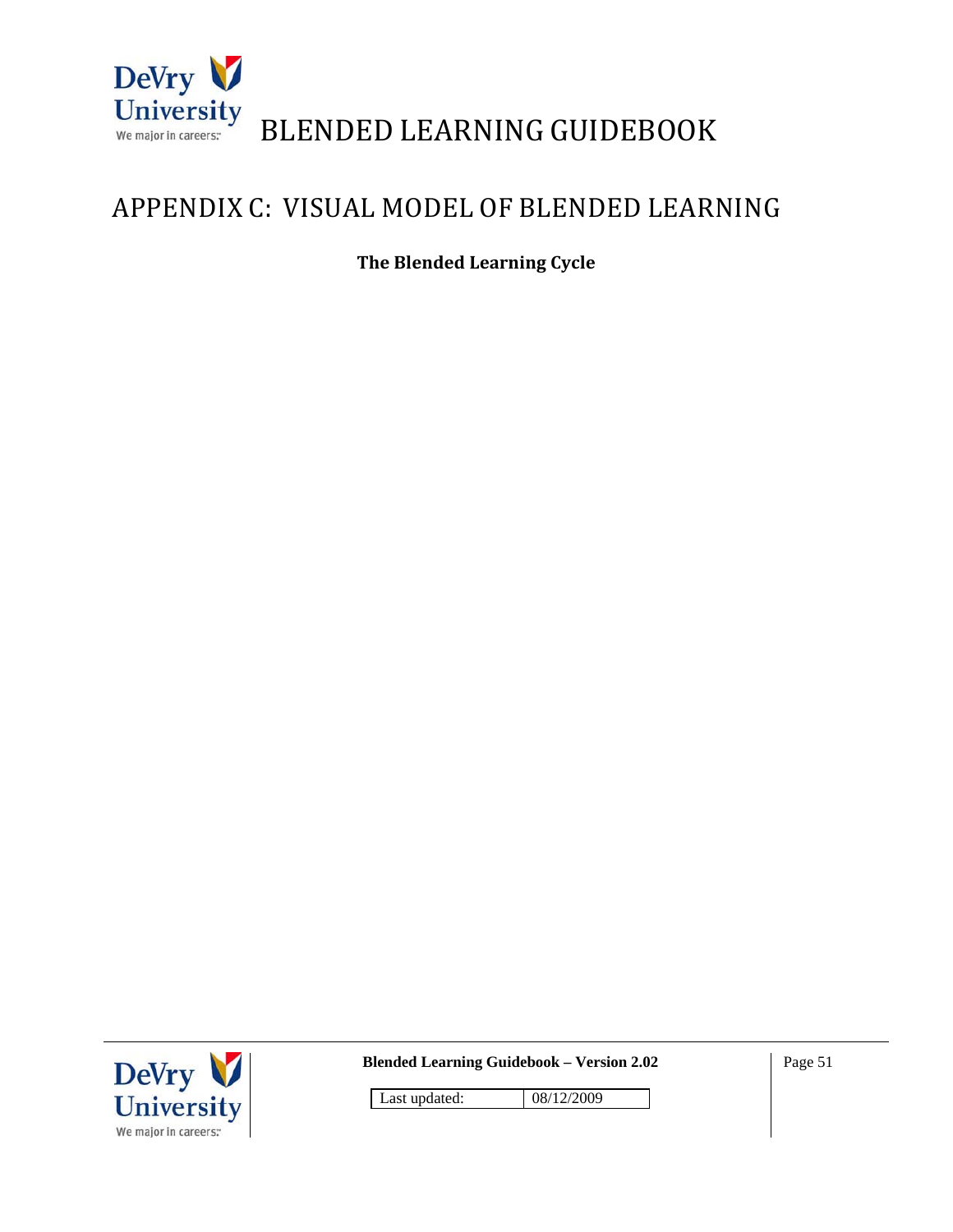# APPENDIX C: VISUAL MODEL OF BLENDED LEARNING

**The Blended Learning Cycle**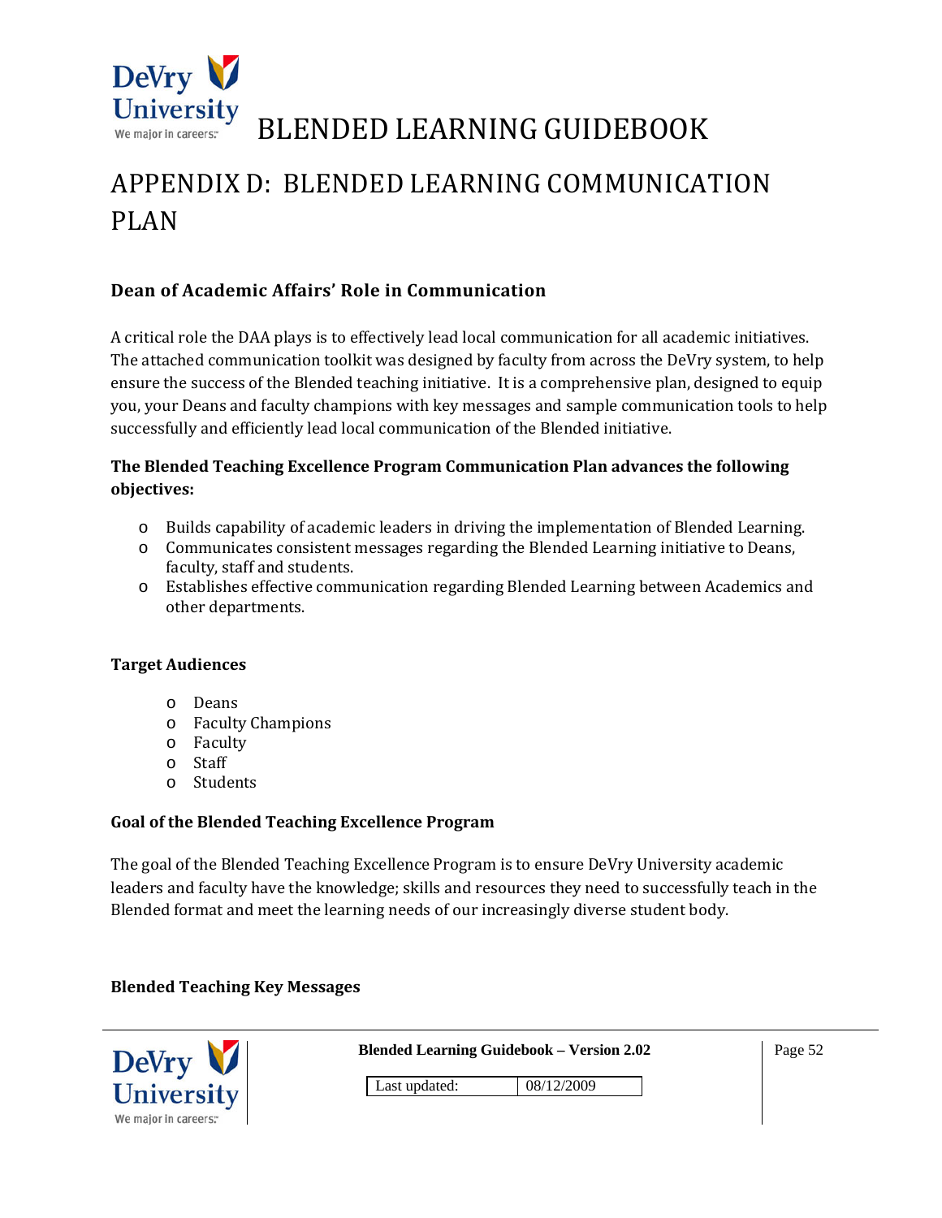# APPENDIX D: BLENDED LEARNING COMMUNICATION PLAN

### Dean of Academic Affairs' Role in Communication

A critical role the DAA plays is to effectively lead local communication for all academic initiatives. The attached communication toolkit was designed by faculty from across the DeVry system, to help ensure the success of the Blended teaching initiative. It is a comprehensive plan, designed to equip you, your Deans and faculty champions with key messages and sample communication tools to help successfully and efficiently lead local communication of the Blended initiative.

**The Blended Teaching Excellence Program Communication Plan advances the following objectives:**

- Builds capability of academic leaders in driving the implementation of Blended Learning.
- Communicates consistent messages regarding the Blended Learning initiative to Deans, faculty, staff and students.
- Establishes effective communication regarding Blended Learning between Academics and other departments.

### Target Audiences

- Deans
- Faculty Champions
- Faculty
- Staff
- Students

### Goal of the Blended Teaching Excellence Program

The goal of the Blended Teaching Excellence Program is to ensure DeVry University academic leaders and faculty have the knowledge; skills and resources they need to successfully teach in the Blended format and meet the learning needs of our increasingly diverse student body.

### Blended Teaching Key Messages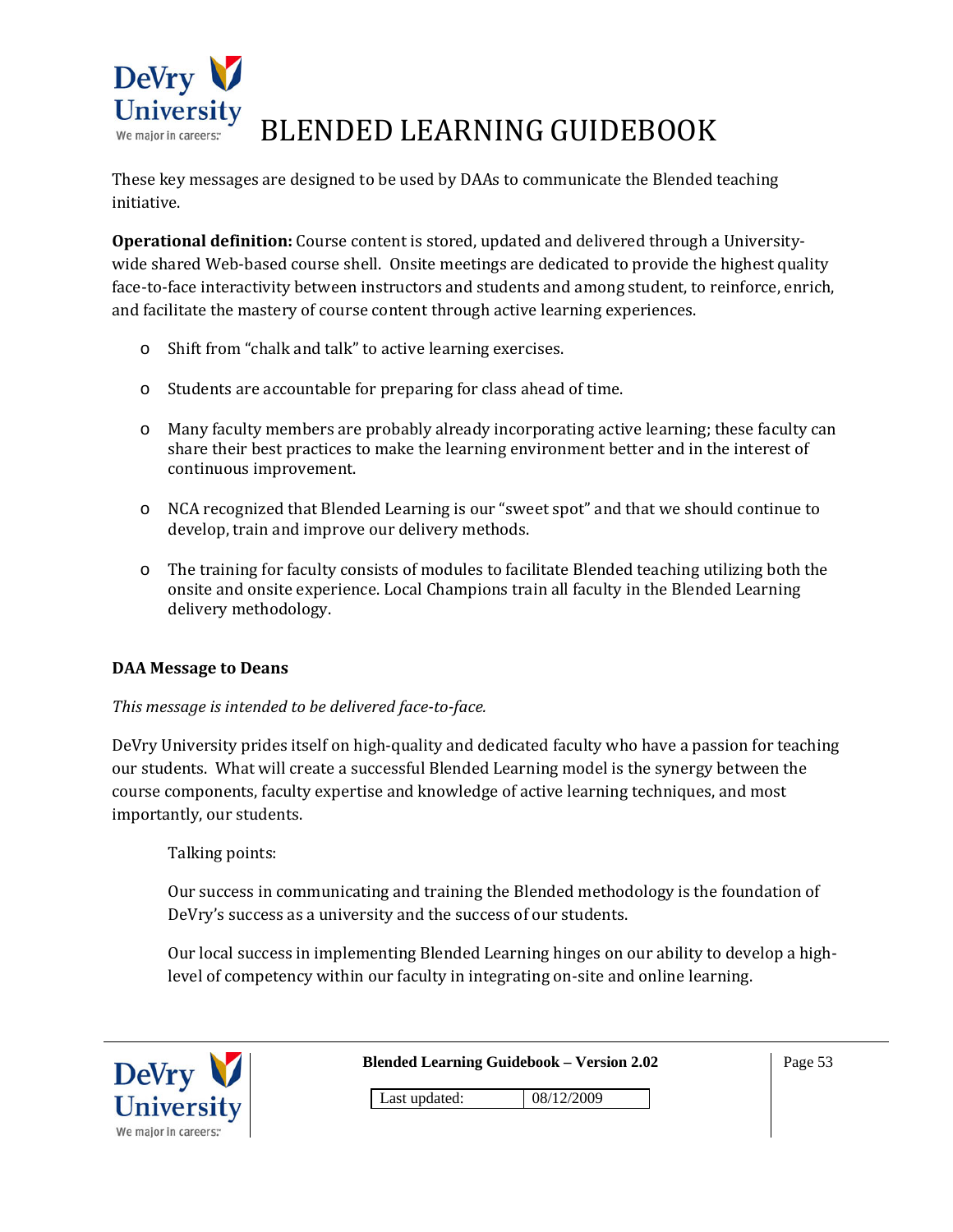These key messages are designed to be used by DAAs to communicate the Blended teaching initiative.

**Operational definition:** Course content is stored, updated and delivered through a University-wide shared Web-based course shell. Onsite meetings are dedicated to provide the highest quality face-to-face interactivity between instructors and students and among student, to reinforce, enrich, and facilitate the mastery of course content through active learning experiences.

- Shift from “chalk and talk” to active learning exercises.
- Students are accountable for preparing for class ahead of time.
- Many faculty members are probably already incorporating active learning; these faculty can share their best practices to make the learning environment better and in the interest of continuous improvement.
- NCA recognized that Blended Learning is our “sweet spot” and that we should continue to develop, train and improve our delivery methods.
- The training for faculty consists of modules to facilitate Blended teaching utilizing both the onsite and onsite experience. Local Champions train all faculty in the Blended Learning delivery methodology.

**DAA Message to Deans**

*This message is intended to be delivered face-to-face.*

DeVry University prides itself on high-quality and dedicated faculty who have a passion for teaching our students. What will create a successful Blended Learning model is the synergy between the course components, faculty expertise and knowledge of active learning techniques, and most importantly, our students.

Talking points:

Our success in communicating and training the Blended methodology is the foundation of DeVry’s success as a university and the success of our students.

Our local success in implementing Blended Learning hinges on our ability to develop a high-level of competency within our faculty in integrating on-site and online learning.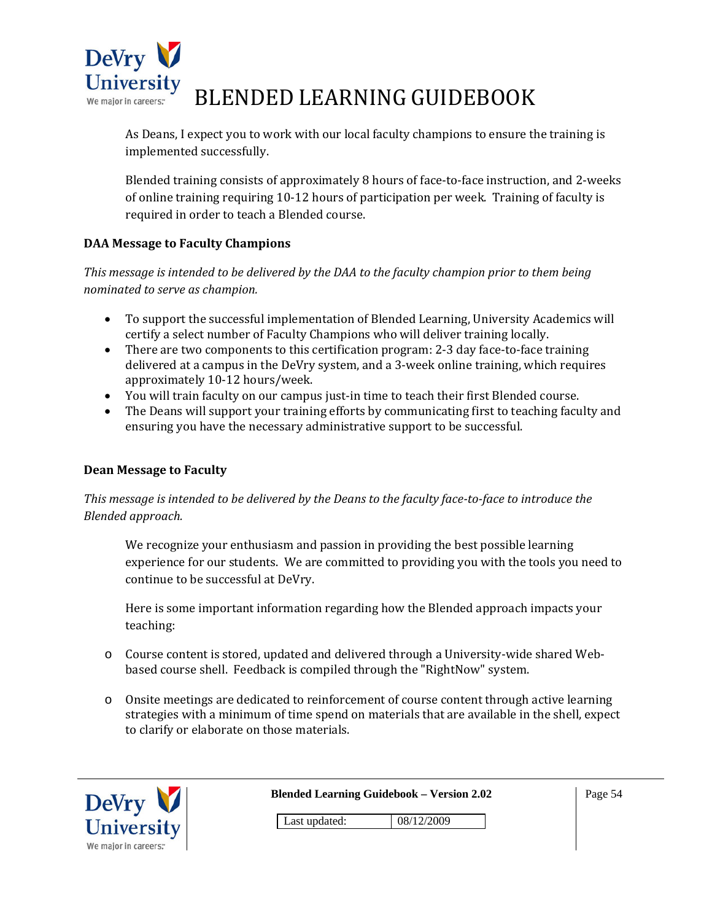As Deans, I expect you to work with our local faculty champions to ensure the training is implemented successfully.

Blended training consists of approximately 8 hours of face-to-face instruction, and 2-weeks of online training requiring 10-12 hours of participation per week. Training of faculty is required in order to teach a Blended course.

**DAA Message to Faculty Champions**

*This message is intended to be delivered by the DAA to the faculty champion prior to them being nominated to serve as champion.*

- To support the successful implementation of Blended Learning, University Academics will certify a select number of Faculty Champions who will deliver training locally.
- There are two components to this certification program: 2-3 day face-to-face training delivered at a campus in the DeVry system, and a 3-week online training, which requires approximately 10-12 hours/week.
- You will train faculty on our campus just-in time to teach their first Blended course.
- The Deans will support your training efforts by communicating first to teaching faculty and ensuring you have the necessary administrative support to be successful.

**Dean Message to Faculty**

*This message is intended to be delivered by the Deans to the faculty face-to-face to introduce the Blended approach.*

We recognize your enthusiasm and passion in providing the best possible learning experience for our students. We are committed to providing you with the tools you need to continue to be successful at DeVry.

Here is some important information regarding how the Blended approach impacts your teaching:

- Course content is stored, updated and delivered through a University-wide shared Web-based course shell. Feedback is compiled through the "RightNow" system.
- Onsite meetings are dedicated to reinforcement of course content through active learning strategies with a minimum of time spend on materials that are available in the shell, expect to clarify or elaborate on those materials.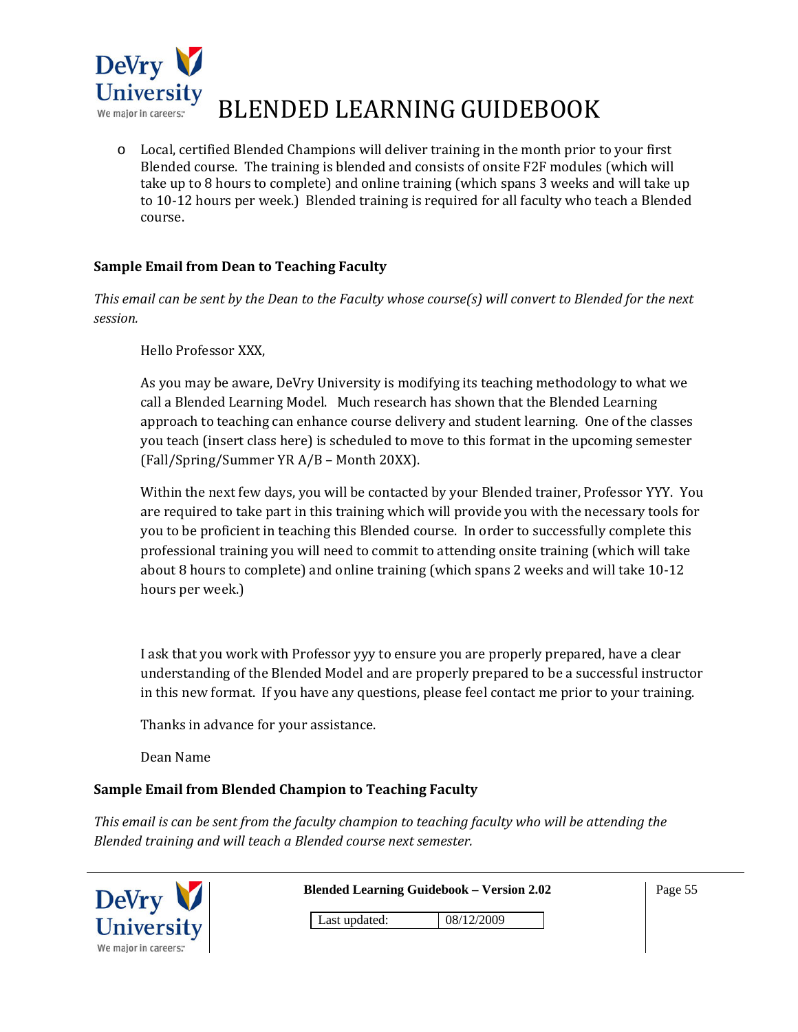- Local, certified Blended Champions will deliver training in the month prior to your first Blended course. The training is blended and consists of onsite F2F modules (which will take up to 8 hours to complete) and online training (which spans 3 weeks and will take up to 10-12 hours per week.) Blended training is required for all faculty who teach a Blended course.

**Sample Email from Dean to Teaching Faculty**

*This email can be sent by the Dean to the Faculty whose course(s) will convert to Blended for the next session.*

> Hello Professor XXX,
>
> As you may be aware, DeVry University is modifying its teaching methodology to what we call a Blended Learning Model. Much research has shown that the Blended Learning approach to teaching can enhance course delivery and student learning. One of the classes you teach (insert class here) is scheduled to move to this format in the upcoming semester (Fall/Spring/Summer YR A/B – Month 20XX).
>
> Within the next few days, you will be contacted by your Blended trainer, Professor YYY. You are required to take part in this training which will provide you with the necessary tools for you to be proficient in teaching this Blended course. In order to successfully complete this professional training you will need to commit to attending onsite training (which will take about 8 hours to complete) and online training (which spans 2 weeks and will take 10-12 hours per week.)
>
> I ask that you work with Professor yyy to ensure you are properly prepared, have a clear understanding of the Blended Model and are properly prepared to be a successful instructor in this new format. If you have any questions, please feel contact me prior to your training.
>
> Thanks in advance for your assistance.
>
> Dean Name

**Sample Email from Blended Champion to Teaching Faculty**

*This email is can be sent from the faculty champion to teaching faculty who will be attending the Blended training and will teach a Blended course next semester.*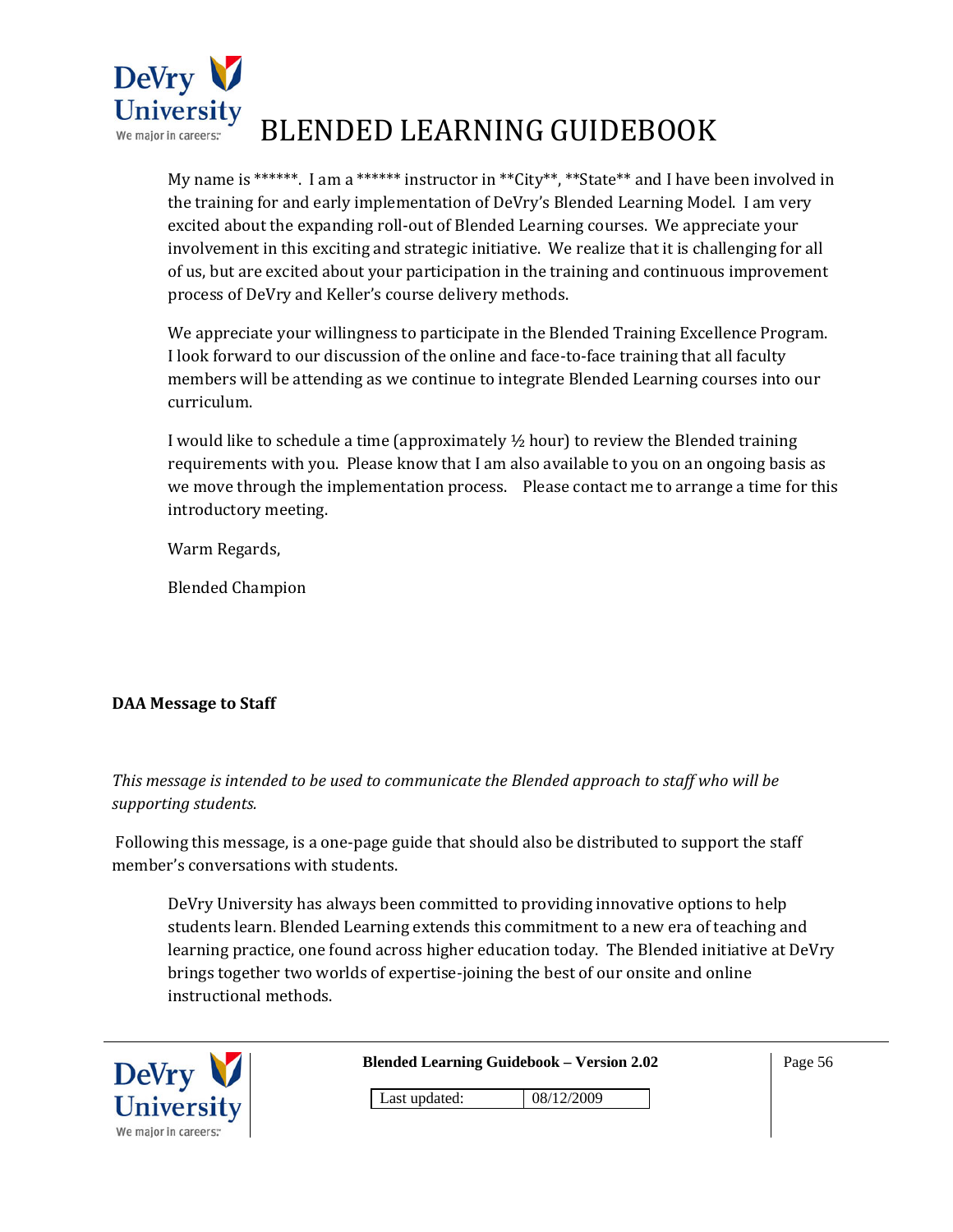My name is ******. I am a ****** instructor in **City**, **State** and I have been involved in the training for and early implementation of DeVry's Blended Learning Model. I am very excited about the expanding roll-out of Blended Learning courses. We appreciate your involvement in this exciting and strategic initiative. We realize that it is challenging for all of us, but are excited about your participation in the training and continuous improvement process of DeVry and Keller's course delivery methods.

We appreciate your willingness to participate in the Blended Training Excellence Program. I look forward to our discussion of the online and face-to-face training that all faculty members will be attending as we continue to integrate Blended Learning courses into our curriculum.

I would like to schedule a time (approximately ½ hour) to review the Blended training requirements with you. Please know that I am also available to you on an ongoing basis as we move through the implementation process. Please contact me to arrange a time for this introductory meeting.

Warm Regards,

Blended Champion

**DAA Message to Staff**

*This message is intended to be used to communicate the Blended approach to staff who will be supporting students.*

Following this message, is a one-page guide that should also be distributed to support the staff member's conversations with students.

DeVry University has always been committed to providing innovative options to help students learn. Blended Learning extends this commitment to a new era of teaching and learning practice, one found across higher education today. The Blended initiative at DeVry brings together two worlds of expertise-joining the best of our onsite and online instructional methods.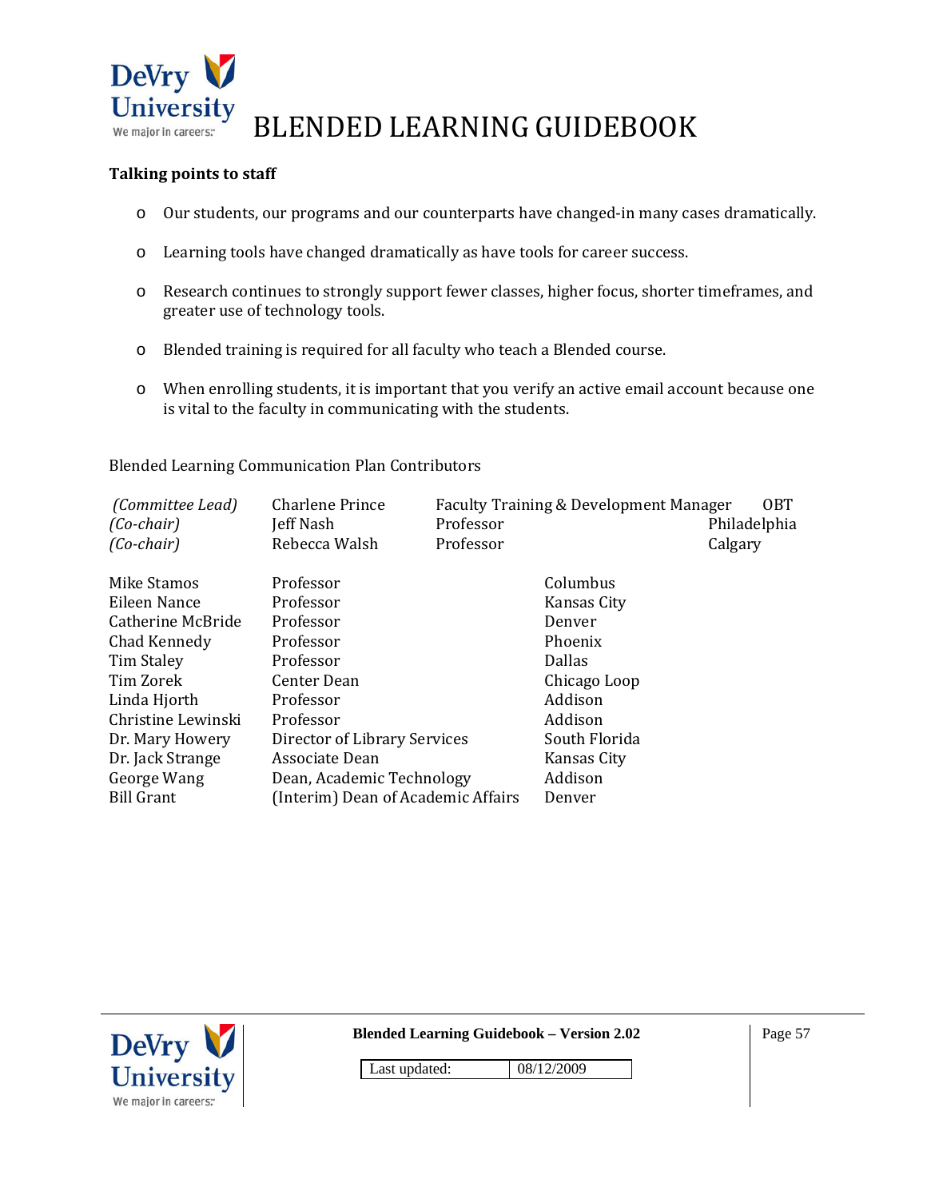**Talking points to staff**

- Our students, our programs and our counterparts have changed-in many cases dramatically.
- Learning tools have changed dramatically as have tools for career success.
- Research continues to strongly support fewer classes, higher focus, shorter timeframes, and greater use of technology tools.
- Blended training is required for all faculty who teach a Blended course.
- When enrolling students, it is important that you verify an active email account because one is vital to the faculty in communicating with the students.

Blended Learning Communication Plan Contributors

| | | | |
|---|---|---|---|
| *(Committee Lead)* | Charlene Prince | Faculty Training & Development Manager | OBT |
| *(Co-chair)* | Jeff Nash | Professor | Philadelphia |
| *(Co-chair)* | Rebecca Walsh | Professor | Calgary |

| | | |
|---|---|---|
| Mike Stamos | Professor | Columbus |
| Eileen Nance | Professor | Kansas City |
| Catherine McBride | Professor | Denver |
| Chad Kennedy | Professor | Phoenix |
| Tim Staley | Professor | Dallas |
| Tim Zorek | Center Dean | Chicago Loop |
| Linda Hjorth | Professor | Addison |
| Christine Lewinski | Professor | Addison |
| Dr. Mary Howery | Director of Library Services | South Florida |
| Dr. Jack Strange | Associate Dean | Kansas City |
| George Wang | Dean, Academic Technology | Addison |
| Bill Grant | (Interim) Dean of Academic Affairs | Denver |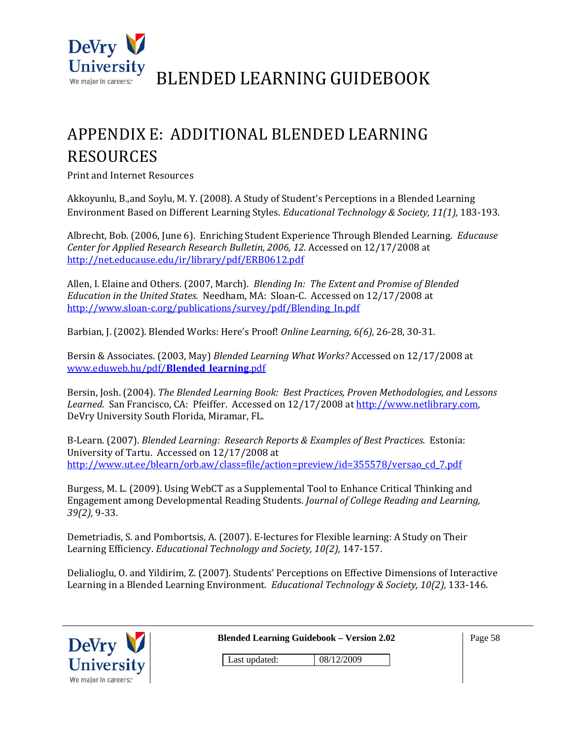# APPENDIX E: ADDITIONAL BLENDED LEARNING RESOURCES

Print and Internet Resources

Akkoyunlu, B.,and Soylu, M. Y. (2008). A Study of Student's Perceptions in a Blended Learning Environment Based on Different Learning Styles. *Educational Technology & Society, 11(1),* 183-193.

Albrecht, Bob. (2006, June 6). Enriching Student Experience Through Blended Learning. *Educause Center for Applied Research Research Bulletin, 2006, 12.* Accessed on 12/17/2008 at http://net.educause.edu/ir/library/pdf/ERB0612.pdf

Allen, I. Elaine and Others. (2007, March). *Blending In: The Extent and Promise of Blended Education in the United States.* Needham, MA: Sloan-C. Accessed on 12/17/2008 at http://www.sloan-c.org/publications/survey/pdf/Blending_In.pdf

Barbian, J. (2002). Blended Works: Here's Proof! *Online Learning, 6(6),* 26-28, 30-31.

Bersin & Associates. (2003, May) *Blended Learning What Works?* Accessed on 12/17/2008 at www.eduweb.hu/pdf/**Blended_learning**.pdf

Bersin, Josh. (2004). *The Blended Learning Book: Best Practices, Proven Methodologies, and Lessons Learned.* San Francisco, CA: Pfeiffer. Accessed on 12/17/2008 at http://www.netlibrary.com, DeVry University South Florida, Miramar, FL.

B-Learn. (2007). *Blended Learning: Research Reports & Examples of Best Practices.* Estonia: University of Tartu. Accessed on 12/17/2008 at http://www.ut.ee/blearn/orb.aw/class=file/action=preview/id=355578/versao_cd_7.pdf

Burgess, M. L. (2009). Using WebCT as a Supplemental Tool to Enhance Critical Thinking and Engagement among Developmental Reading Students. *Journal of College Reading and Learning, 39(2),* 9-33.

Demetriadis, S. and Pombortsis, A. (2007). E-lectures for Flexible learning: A Study on Their Learning Efficiency. *Educational Technology and Society, 10(2),* 147-157.

Delialioglu, O. and Yildirim, Z. (2007). Students' Perceptions on Effective Dimensions of Interactive Learning in a Blended Learning Environment. *Educational Technology & Society, 10(2),* 133-146.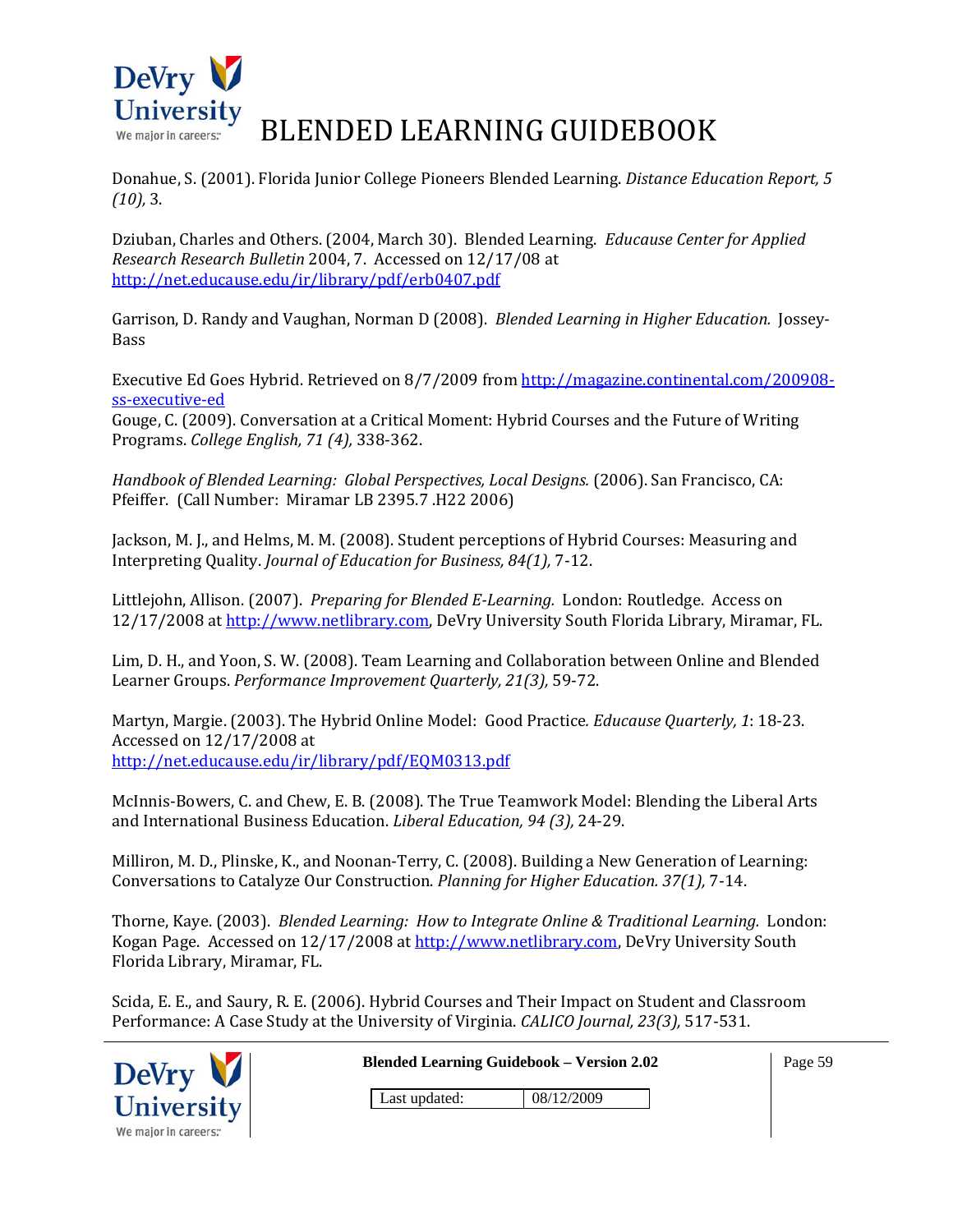Donahue, S. (2001). Florida Junior College Pioneers Blended Learning. *Distance Education Report, 5 (10),* 3.

Dziuban, Charles and Others. (2004, March 30). Blended Learning. *Educause Center for Applied Research Research Bulletin* 2004, 7. Accessed on 12/17/08 at http://net.educause.edu/ir/library/pdf/erb0407.pdf

Garrison, D. Randy and Vaughan, Norman D (2008). *Blended Learning in Higher Education.* Jossey-Bass

Executive Ed Goes Hybrid. Retrieved on 8/7/2009 from http://magazine.continental.com/200908-ss-executive-ed

Gouge, C. (2009). Conversation at a Critical Moment: Hybrid Courses and the Future of Writing Programs. *College English, 71 (4),* 338-362.

*Handbook of Blended Learning: Global Perspectives, Local Designs.* (2006). San Francisco, CA: Pfeiffer. (Call Number: Miramar LB 2395.7 .H22 2006)

Jackson, M. J., and Helms, M. M. (2008). Student perceptions of Hybrid Courses: Measuring and Interpreting Quality. *Journal of Education for Business, 84(1),* 7-12.

Littlejohn, Allison. (2007). *Preparing for Blended E-Learning.* London: Routledge. Access on 12/17/2008 at http://www.netlibrary.com, DeVry University South Florida Library, Miramar, FL.

Lim, D. H., and Yoon, S. W. (2008). Team Learning and Collaboration between Online and Blended Learner Groups. *Performance Improvement Quarterly, 21(3),* 59-72.

Martyn, Margie. (2003). The Hybrid Online Model: Good Practice*. Educause Quarterly, 1*: 18-23. Accessed on 12/17/2008 at http://net.educause.edu/ir/library/pdf/EQM0313.pdf

McInnis-Bowers, C. and Chew, E. B. (2008). The True Teamwork Model: Blending the Liberal Arts and International Business Education. *Liberal Education, 94 (3),* 24-29.

Milliron, M. D., Plinske, K., and Noonan-Terry, C. (2008). Building a New Generation of Learning: Conversations to Catalyze Our Construction. *Planning for Higher Education. 37(1),* 7-14.

Thorne, Kaye. (2003). *Blended Learning: How to Integrate Online & Traditional Learning.* London: Kogan Page. Accessed on 12/17/2008 at http://www.netlibrary.com, DeVry University South Florida Library, Miramar, FL.

Scida, E. E., and Saury, R. E. (2006). Hybrid Courses and Their Impact on Student and Classroom Performance: A Case Study at the University of Virginia. *CALICO Journal, 23(3),* 517-531.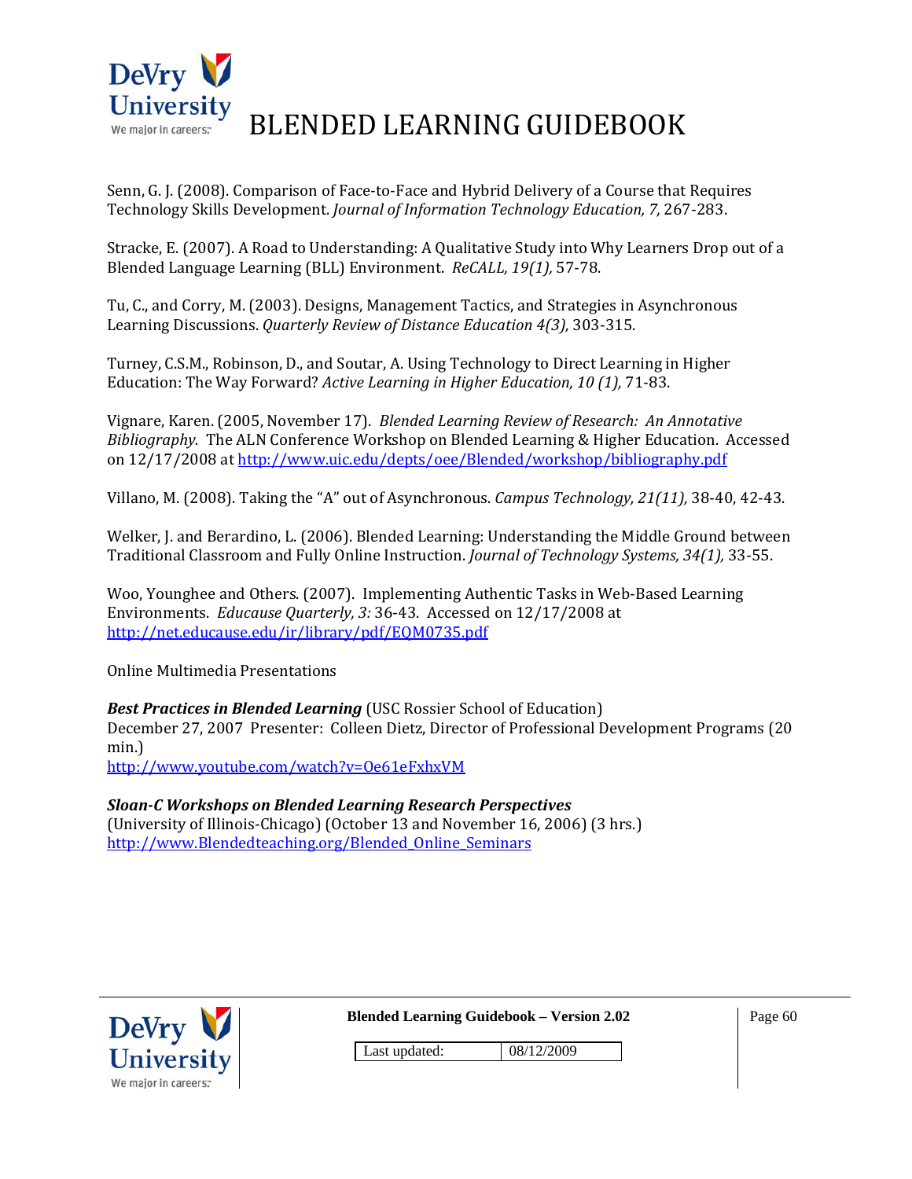Senn, G. J. (2008). Comparison of Face-to-Face and Hybrid Delivery of a Course that Requires Technology Skills Development. *Journal of Information Technology Education, 7,* 267-283.

Stracke, E. (2007). A Road to Understanding: A Qualitative Study into Why Learners Drop out of a Blended Language Learning (BLL) Environment. *ReCALL, 19(1),* 57-78.

Tu, C., and Corry, M. (2003). Designs, Management Tactics, and Strategies in Asynchronous Learning Discussions. *Quarterly Review of Distance Education 4(3),* 303-315.

Turney, C.S.M., Robinson, D., and Soutar, A. Using Technology to Direct Learning in Higher Education: The Way Forward? *Active Learning in Higher Education, 10 (1),* 71-83.

Vignare, Karen. (2005, November 17). *Blended Learning Review of Research: An Annotative Bibliography.* The ALN Conference Workshop on Blended Learning & Higher Education. Accessed on 12/17/2008 at http://www.uic.edu/depts/oee/Blended/workshop/bibliography.pdf

Villano, M. (2008). Taking the "A" out of Asynchronous. *Campus Technology, 21(11),* 38-40, 42-43.

Welker, J. and Berardino, L. (2006). Blended Learning: Understanding the Middle Ground between Traditional Classroom and Fully Online Instruction. *Journal of Technology Systems, 34(1),* 33-55.

Woo, Younghee and Others. (2007). Implementing Authentic Tasks in Web-Based Learning Environments. *Educause Quarterly, 3:* 36-43. Accessed on 12/17/2008 at http://net.educause.edu/ir/library/pdf/EQM0735.pdf

Online Multimedia Presentations

***Best Practices in Blended Learning*** (USC Rossier School of Education)
December 27, 2007 Presenter: Colleen Dietz, Director of Professional Development Programs (20 min.)
http://www.youtube.com/watch?v=Oe61eFxhxVM

***Sloan-C Workshops on Blended Learning Research Perspectives***
(University of Illinois-Chicago) (October 13 and November 16, 2006) (3 hrs.)
http://www.Blendedteaching.org/Blended_Online_Seminars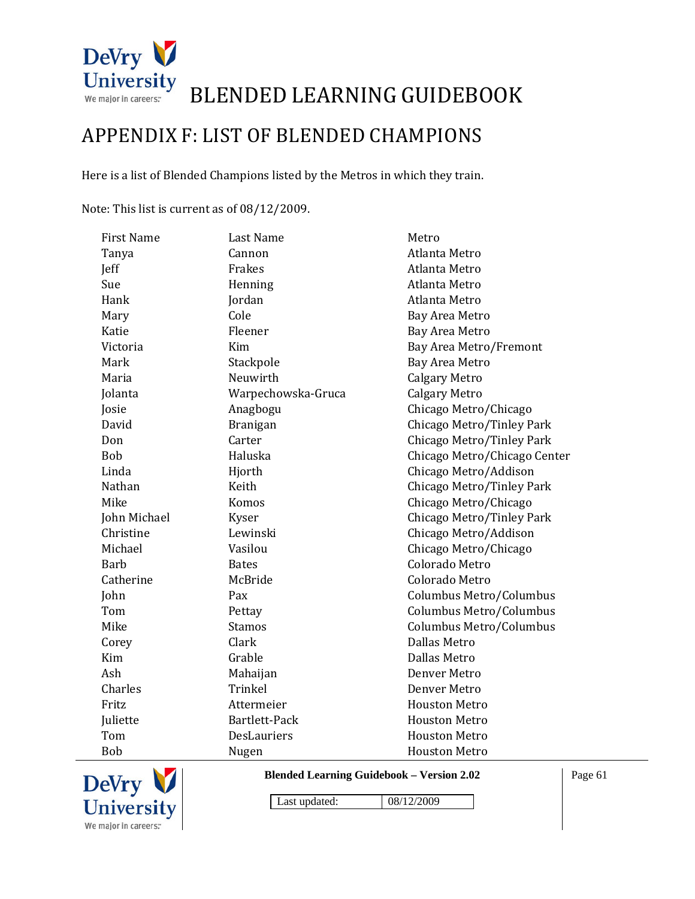# BLENDED LEARNING GUIDEBOOK

## APPENDIX F: LIST OF BLENDED CHAMPIONS

Here is a list of Blended Champions listed by the Metros in which they train.

Note: This list is current as of 08/12/2009.

| First Name | Last Name | Metro |
|---|---|---|
| Tanya | Cannon | Atlanta Metro |
| Jeff | Frakes | Atlanta Metro |
| Sue | Henning | Atlanta Metro |
| Hank | Jordan | Atlanta Metro |
| Mary | Cole | Bay Area Metro |
| Katie | Fleener | Bay Area Metro |
| Victoria | Kim | Bay Area Metro/Fremont |
| Mark | Stackpole | Bay Area Metro |
| Maria | Neuwirth | Calgary Metro |
| Jolanta | Warpechowska-Gruca | Calgary Metro |
| Josie | Anagbogu | Chicago Metro/Chicago |
| David | Branigan | Chicago Metro/Tinley Park |
| Don | Carter | Chicago Metro/Tinley Park |
| Bob | Haluska | Chicago Metro/Chicago Center |
| Linda | Hjorth | Chicago Metro/Addison |
| Nathan | Keith | Chicago Metro/Tinley Park |
| Mike | Komos | Chicago Metro/Chicago |
| John Michael | Kyser | Chicago Metro/Tinley Park |
| Christine | Lewinski | Chicago Metro/Addison |
| Michael | Vasilou | Chicago Metro/Chicago |
| Barb | Bates | Colorado Metro |
| Catherine | McBride | Colorado Metro |
| John | Pax | Columbus Metro/Columbus |
| Tom | Pettay | Columbus Metro/Columbus |
| Mike | Stamos | Columbus Metro/Columbus |
| Corey | Clark | Dallas Metro |
| Kim | Grable | Dallas Metro |
| Ash | Mahaijan | Denver Metro |
| Charles | Trinkel | Denver Metro |
| Fritz | Attermeier | Houston Metro |
| Juliette | Bartlett-Pack | Houston Metro |
| Tom | DesLauriers | Houston Metro |
| Bob | Nugen | Houston Metro |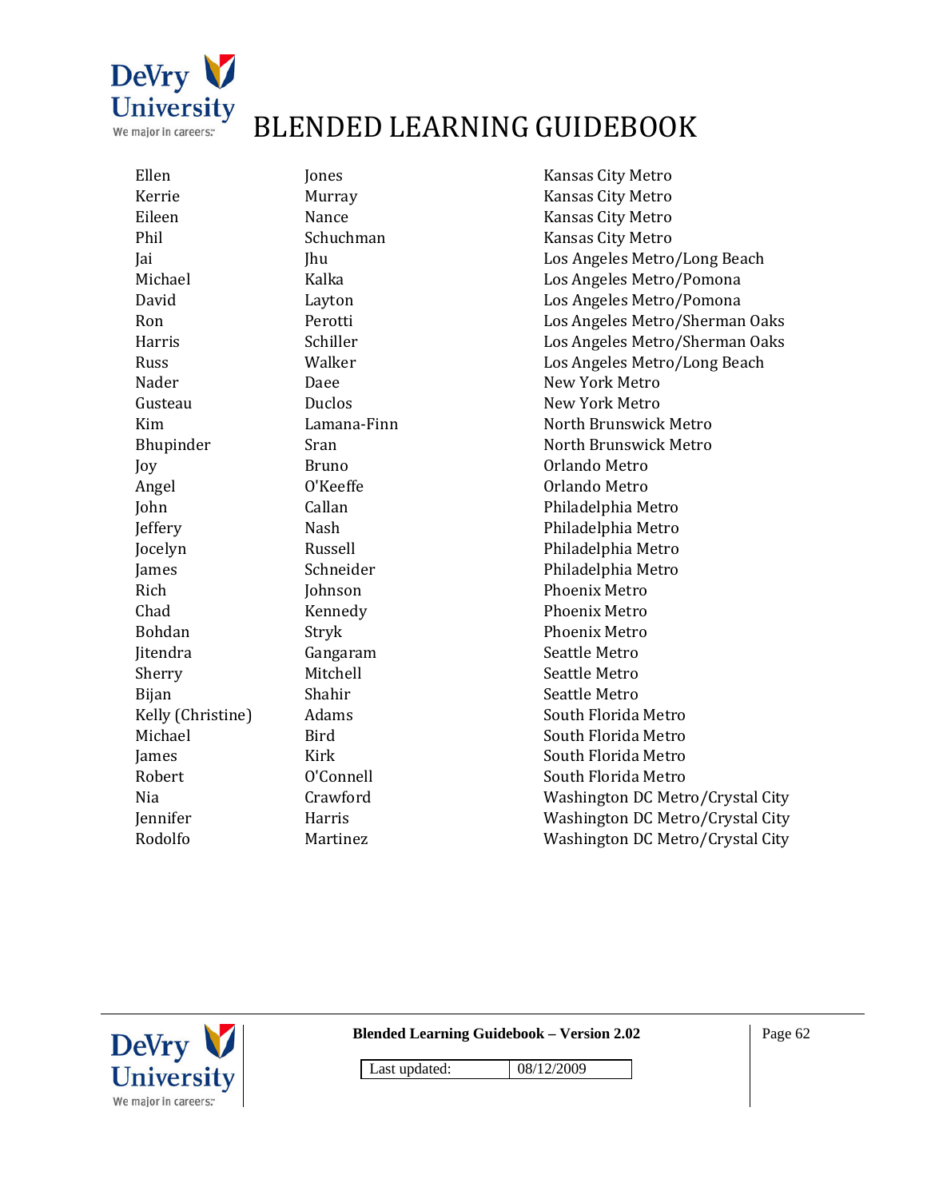| | | |
|---|---|---|
| Ellen | Jones | Kansas City Metro |
| Kerrie | Murray | Kansas City Metro |
| Eileen | Nance | Kansas City Metro |
| Phil | Schuchman | Kansas City Metro |
| Jai | Jhu | Los Angeles Metro/Long Beach |
| Michael | Kalka | Los Angeles Metro/Pomona |
| David | Layton | Los Angeles Metro/Pomona |
| Ron | Perotti | Los Angeles Metro/Sherman Oaks |
| Harris | Schiller | Los Angeles Metro/Sherman Oaks |
| Russ | Walker | Los Angeles Metro/Long Beach |
| Nader | Daee | New York Metro |
| Gusteau | Duclos | New York Metro |
| Kim | Lamana-Finn | North Brunswick Metro |
| Bhupinder | Sran | North Brunswick Metro |
| Joy | Bruno | Orlando Metro |
| Angel | O'Keeffe | Orlando Metro |
| John | Callan | Philadelphia Metro |
| Jeffery | Nash | Philadelphia Metro |
| Jocelyn | Russell | Philadelphia Metro |
| James | Schneider | Philadelphia Metro |
| Rich | Johnson | Phoenix Metro |
| Chad | Kennedy | Phoenix Metro |
| Bohdan | Stryk | Phoenix Metro |
| Jitendra | Gangaram | Seattle Metro |
| Sherry | Mitchell | Seattle Metro |
| Bijan | Shahir | Seattle Metro |
| Kelly (Christine) | Adams | South Florida Metro |
| Michael | Bird | South Florida Metro |
| James | Kirk | South Florida Metro |
| Robert | O'Connell | South Florida Metro |
| Nia | Crawford | Washington DC Metro/Crystal City |
| Jennifer | Harris | Washington DC Metro/Crystal City |
| Rodolfo | Martinez | Washington DC Metro/Crystal City |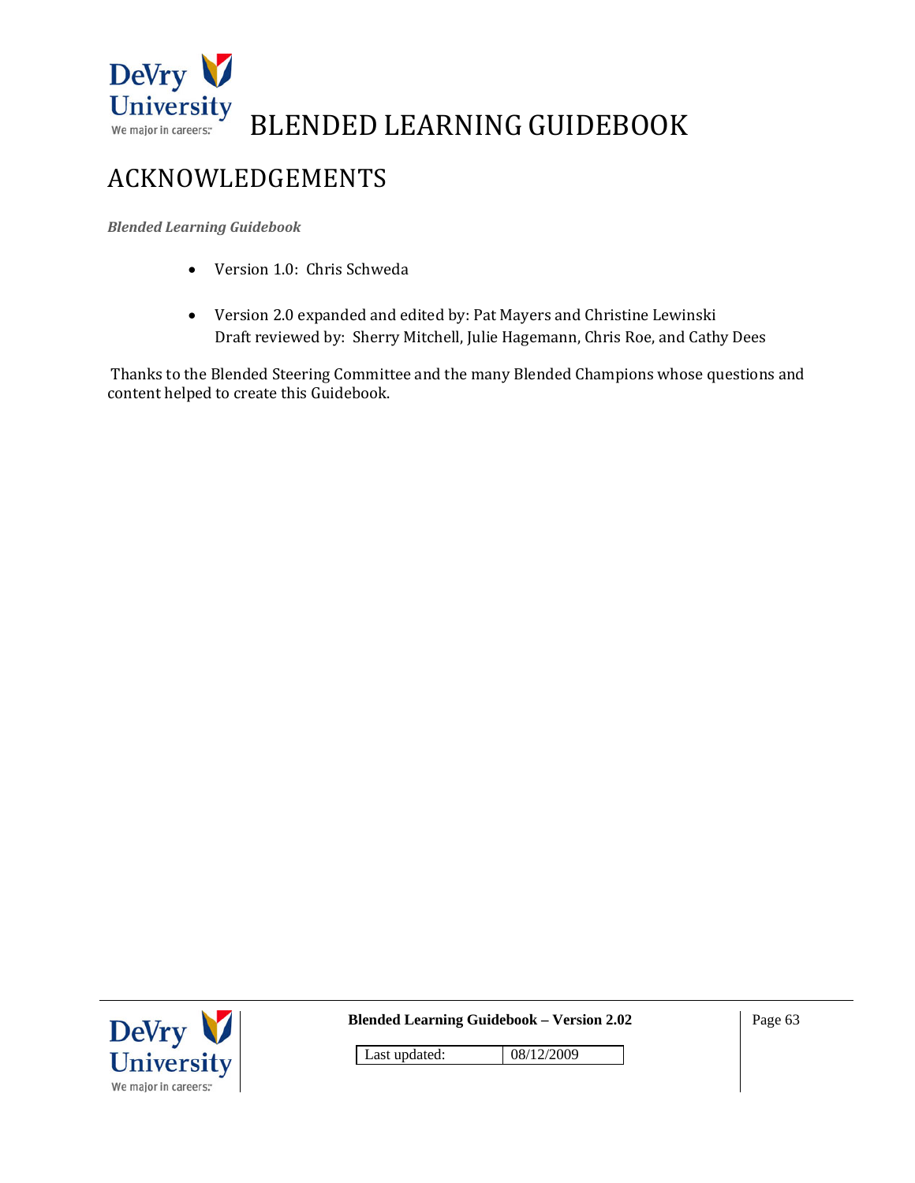# ACKNOWLEDGEMENTS

***Blended Learning Guidebook***

- Version 1.0: Chris Schweda

- Version 2.0 expanded and edited by: Pat Mayers and Christine Lewinski
  Draft reviewed by: Sherry Mitchell, Julie Hagemann, Chris Roe, and Cathy Dees

Thanks to the Blended Steering Committee and the many Blended Champions whose questions and content helped to create this Guidebook.